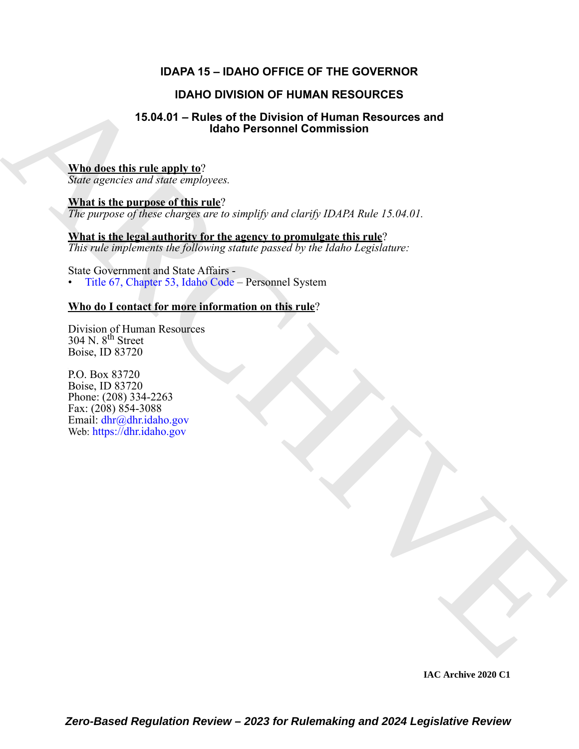# IDAPA 15 – IDAHO OFFICE OF THE GOVERNOR

## IDAHO DIVISION OF HUMAN RESOURCES

### 15.04.01 – Rules of the Division of Human Resources and Idaho Personnel Commission

**Who does this rule apply to**?
*State agencies and state employees.*

**What is the purpose of this rule**?
*The purpose of these charges are to simplify and clarify IDAPA Rule 15.04.01.*

**What is the legal authority for the agency to promulgate this rule**?
*This rule implements the following statute passed by the Idaho Legislature:*

State Government and State Affairs -
- Title 67, Chapter 53, Idaho Code – Personnel System

**Who do I contact for more information on this rule**?

Division of Human Resources
304 N. 8th Street
Boise, ID 83720

P.O. Box 83720
Boise, ID 83720
Phone: (208) 334-2263
Fax: (208) 854-3088
Email: dhr@dhr.idaho.gov
Web: https://dhr.idaho.gov

IAC Archive 2020 C1

*Zero-Based Regulation Review – 2023 for Rulemaking and 2024 Legislative Review*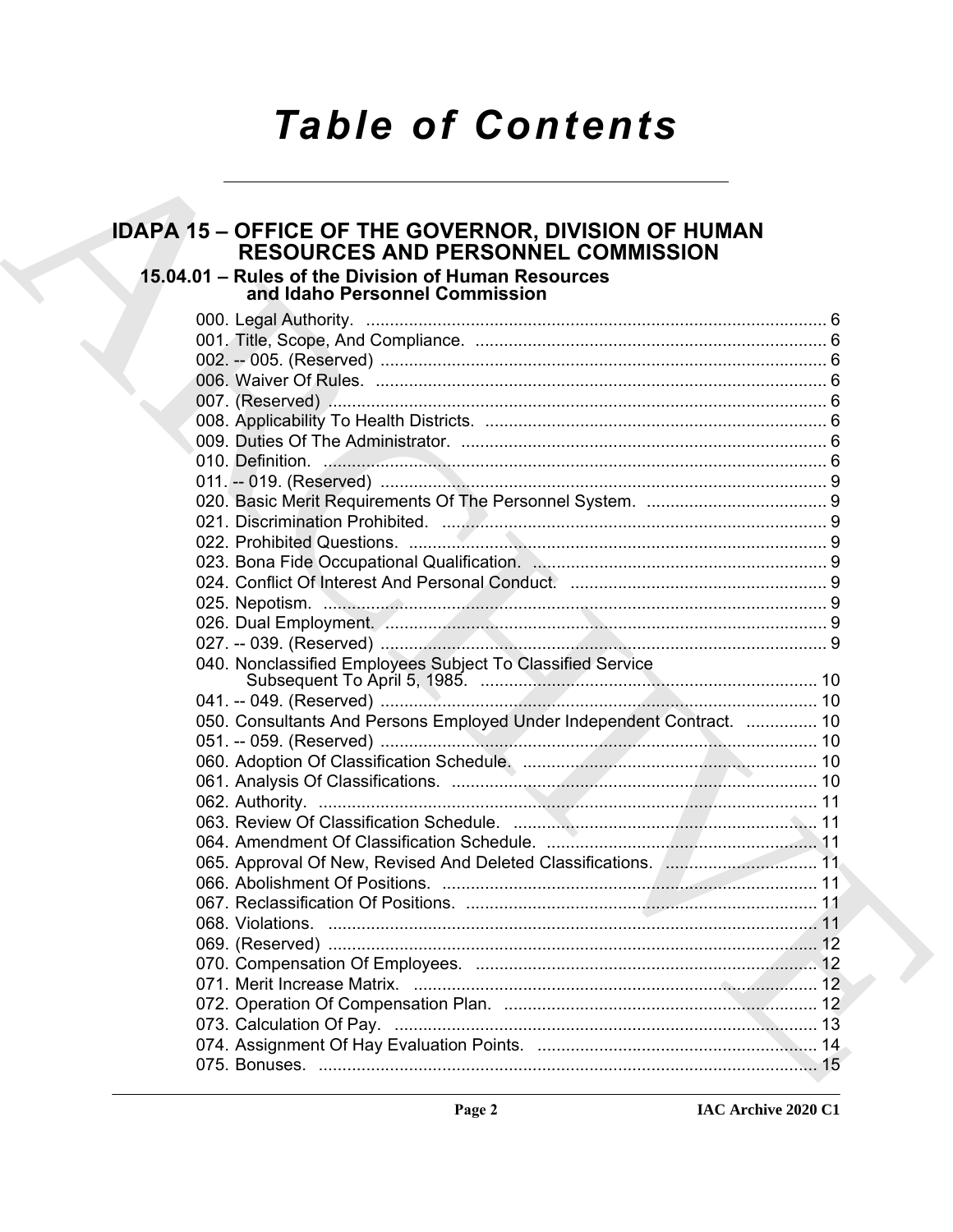# Table of Contents

## IDAPA 15 – OFFICE OF THE GOVERNOR, DIVISION OF HUMAN RESOURCES AND PERSONNEL COMMISSION

### 15.04.01 – Rules of the Division of Human Resources and Idaho Personnel Commission

000. Legal Authority. ........................................................................................ 6
001. Title, Scope, And Compliance. .................................................................. 6
002. -- 005. (Reserved) ...................................................................................... 6
006. Waiver Of Rules. ........................................................................................ 6
007. (Reserved) .................................................................................................. 6
008. Applicability To Health Districts. ............................................................... 6
009. Duties Of The Administrator. ..................................................................... 6
010. Definition. .................................................................................................... 6
011. -- 019. (Reserved) ...................................................................................... 9
020. Basic Merit Requirements Of The Personnel System. ............................... 9
021. Discrimination Prohibited. ......................................................................... 9
022. Prohibited Questions. ................................................................................ 9
023. Bona Fide Occupational Qualification. ...................................................... 9
024. Conflict Of Interest And Personal Conduct. .............................................. 9
025. Nepotism. .................................................................................................... 9
026. Dual Employment. ...................................................................................... 9
027. -- 039. (Reserved) ...................................................................................... 9
040. Nonclassified Employees Subject To Classified Service Subsequent To April 5, 1985. ........................................................................ 10
041. -- 049. (Reserved) .................................................................................... 10
050. Consultants And Persons Employed Under Independent Contract. ............... 10
051. -- 059. (Reserved) .................................................................................... 10
060. Adoption Of Classification Schedule. ...................................................... 10
061. Analysis Of Classifications. ..................................................................... 10
062. Authority. .................................................................................................. 11
063. Review Of Classification Schedule. ......................................................... 11
064. Amendment Of Classification Schedule. .................................................. 11
065. Approval Of New, Revised And Deleted Classifications. ......................... 11
066. Abolishment Of Positions. ........................................................................ 11
067. Reclassification Of Positions. .................................................................. 11
068. Violations. ................................................................................................. 11
069. (Reserved) ................................................................................................ 12
070. Compensation Of Employees. ................................................................. 12
071. Merit Increase Matrix. ............................................................................... 12
072. Operation Of Compensation Plan. ........................................................... 12
073. Calculation Of Pay. .................................................................................. 13
074. Assignment Of Hay Evaluation Points. .................................................... 14
075. Bonuses. ................................................................................................... 15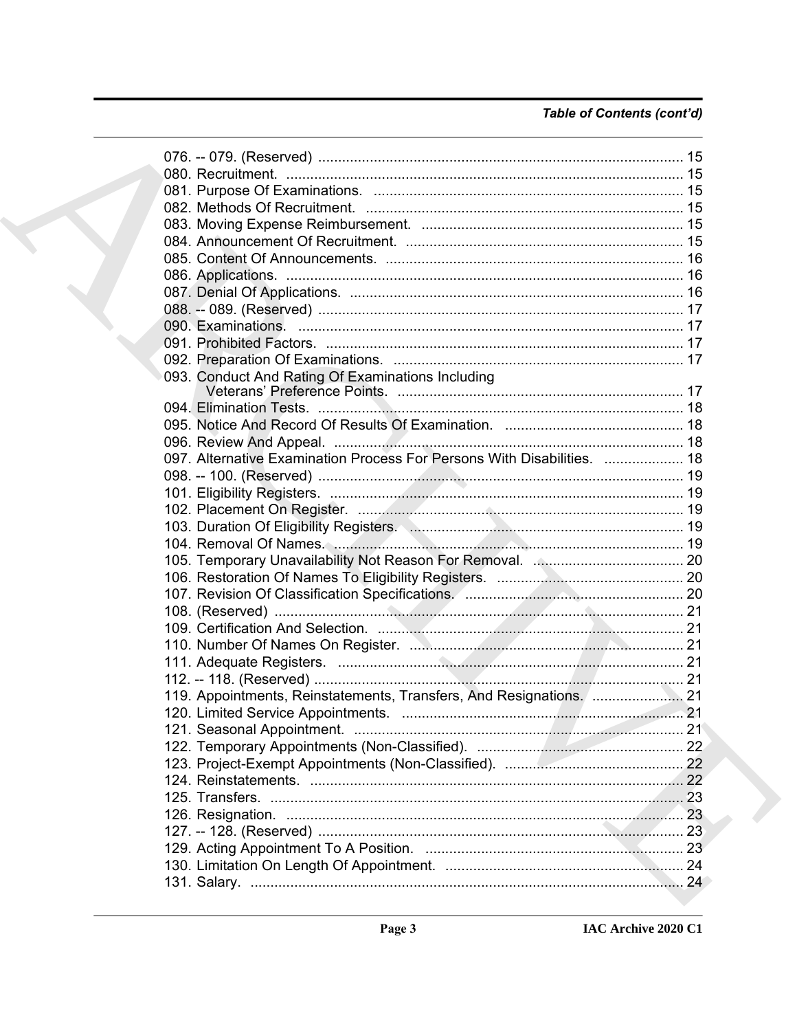*Table of Contents (cont'd)*

076. -- 079. (Reserved) ........................................................................................ 15
080. Recruitment. ................................................................................................ 15
081. Purpose Of Examinations. ............................................................................ 15
082. Methods Of Recruitment. .............................................................................. 15
083. Moving Expense Reimbursement. ................................................................ 15
084. Announcement Of Recruitment. .................................................................... 15
085. Content Of Announcements. ......................................................................... 16
086. Applications. ................................................................................................ 16
087. Denial Of Applications. ................................................................................. 16
088. -- 089. (Reserved) ........................................................................................ 17
090. Examinations. .............................................................................................. 17
091. Prohibited Factors. ....................................................................................... 17
092. Preparation Of Examinations. ....................................................................... 17
093. Conduct And Rating Of Examinations Including Veterans' Preference Points. ...................................................................... 17
094. Elimination Tests. ......................................................................................... 18
095. Notice And Record Of Results Of Examination. ........................................... 18
096. Review And Appeal. ..................................................................................... 18
097. Alternative Examination Process For Persons With Disabilities. .................. 18
098. -- 100. (Reserved) ........................................................................................ 19
101. Eligibility Registers. ...................................................................................... 19
102. Placement On Register. ................................................................................ 19
103. Duration Of Eligibility Registers. .................................................................. 19
104. Removal Of Names. ..................................................................................... 19
105. Temporary Unavailability Not Reason For Removal. .................................... 20
106. Restoration Of Names To Eligibility Registers. ............................................. 20
107. Revision Of Classification Specifications. ..................................................... 20
108. (Reserved) .................................................................................................... 21
109. Certification And Selection. .......................................................................... 21
110. Number Of Names On Register. ................................................................... 21
111. Adequate Registers. ..................................................................................... 21
112. -- 118. (Reserved) ........................................................................................ 21
119. Appointments, Reinstatements, Transfers, And Resignations. ...................... 21
120. Limited Service Appointments. ..................................................................... 21
121. Seasonal Appointment. ................................................................................. 21
122. Temporary Appointments (Non-Classified). .................................................. 22
123. Project-Exempt Appointments (Non-Classified). ........................................... 22
124. Reinstatements. ............................................................................................ 22
125. Transfers. ..................................................................................................... 23
126. Resignation. .................................................................................................. 23
127. -- 128. (Reserved) ........................................................................................ 23
129. Acting Appointment To A Position. ............................................................... 23
130. Limitation On Length Of Appointment. .......................................................... 24
131. Salary. .......................................................................................................... 24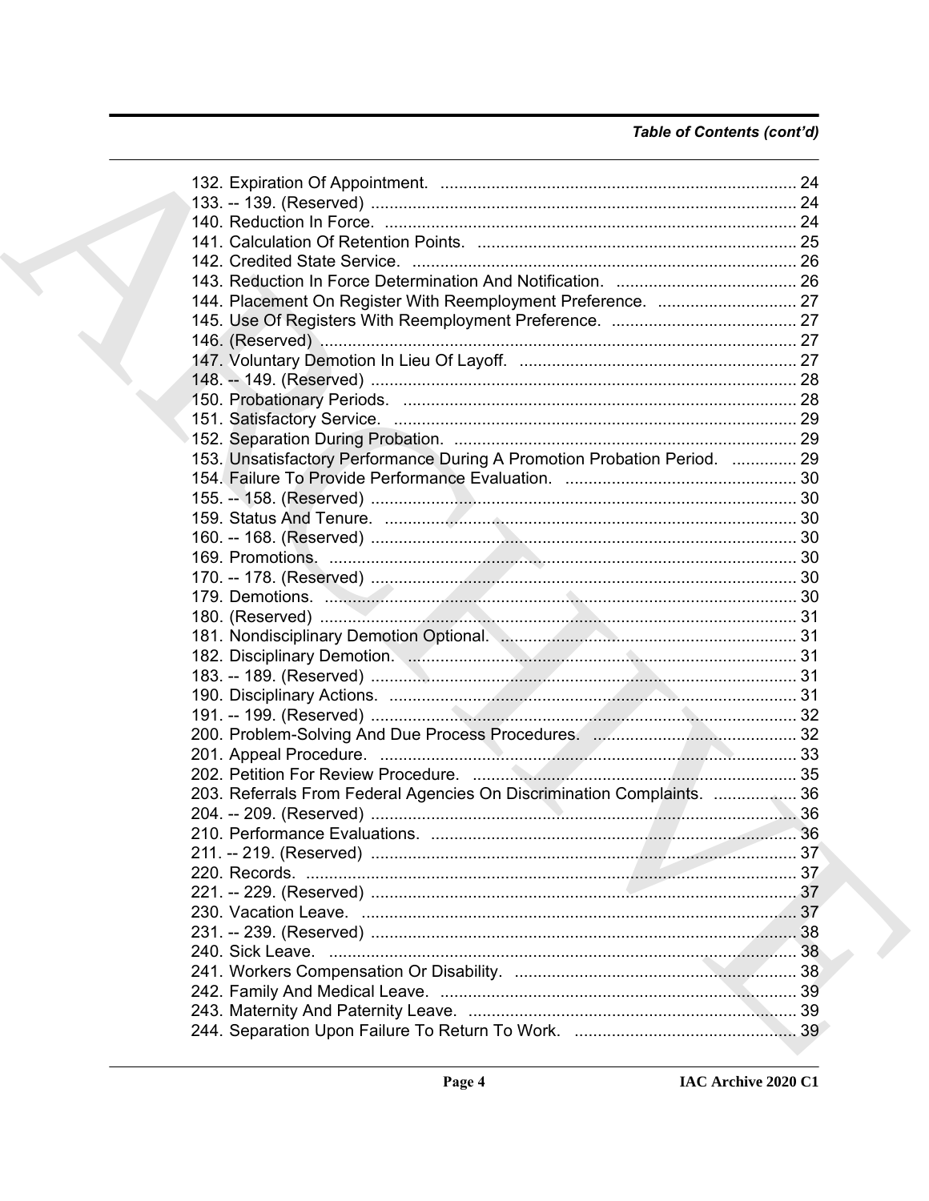*Table of Contents (cont'd)*

132. Expiration Of Appointment. ............................................................................ 24
133. -- 139. (Reserved) ............................................................................................ 24
140. Reduction In Force. ........................................................................................ 24
141. Calculation Of Retention Points. ..................................................................... 25
142. Credited State Service. .................................................................................. 26
143. Reduction In Force Determination And Notification. ....................................... 26
144. Placement On Register With Reemployment Preference. .............................. 27
145. Use Of Registers With Reemployment Preference. ........................................ 27
146. (Reserved) ...................................................................................................... 27
147. Voluntary Demotion In Lieu Of Layoff. ............................................................ 27
148. -- 149. (Reserved) ............................................................................................ 28
150. Probationary Periods. ..................................................................................... 28
151. Satisfactory Service. ....................................................................................... 29
152. Separation During Probation. .......................................................................... 29
153. Unsatisfactory Performance During A Promotion Probation Period. .............. 29
154. Failure To Provide Performance Evaluation. .................................................. 30
155. -- 158. (Reserved) ............................................................................................ 30
159. Status And Tenure. ......................................................................................... 30
160. -- 168. (Reserved) ............................................................................................ 30
169. Promotions. ..................................................................................................... 30
170. -- 178. (Reserved) ............................................................................................ 30
179. Demotions. ...................................................................................................... 30
180. (Reserved) ...................................................................................................... 31
181. Nondisciplinary Demotion Optional. ................................................................ 31
182. Disciplinary Demotion. .................................................................................... 31
183. -- 189. (Reserved) ............................................................................................ 31
190. Disciplinary Actions. ........................................................................................ 31
191. -- 199. (Reserved) ............................................................................................ 32
200. Problem-Solving And Due Process Procedures. ............................................ 32
201. Appeal Procedure. .......................................................................................... 33
202. Petition For Review Procedure. ...................................................................... 35
203. Referrals From Federal Agencies On Discrimination Complaints. .................. 36
204. -- 209. (Reserved) ............................................................................................ 36
210. Performance Evaluations. ............................................................................... 36
211. -- 219. (Reserved) ............................................................................................ 37
220. Records. .......................................................................................................... 37
221. -- 229. (Reserved) ............................................................................................ 37
230. Vacation Leave. .............................................................................................. 37
231. -- 239. (Reserved) ............................................................................................ 38
240. Sick Leave. ..................................................................................................... 38
241. Workers Compensation Or Disability. ............................................................. 38
242. Family And Medical Leave. ............................................................................. 39
243. Maternity And Paternity Leave. ....................................................................... 39
244. Separation Upon Failure To Return To Work. ................................................ 39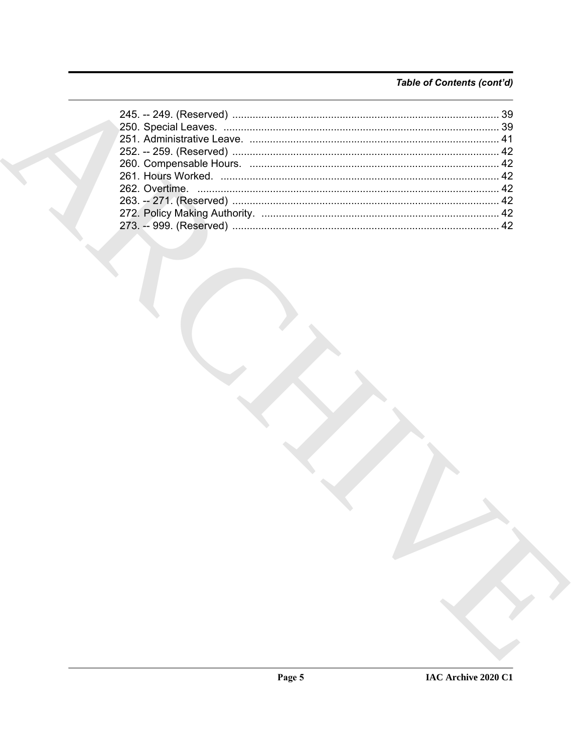*Table of Contents (cont'd)*

245. -- 249. (Reserved) ........................................................................................... 39
250. Special Leaves. ............................................................................................... 39
251. Administrative Leave. ...................................................................................... 41
252. -- 259. (Reserved) ........................................................................................... 42
260. Compensable Hours. ...................................................................................... 42
261. Hours Worked. ................................................................................................ 42
262. Overtime. ....................................................................................................... 42
263. -- 271. (Reserved) ........................................................................................... 42
272. Policy Making Authority. .................................................................................. 42
273. -- 999. (Reserved) ........................................................................................... 42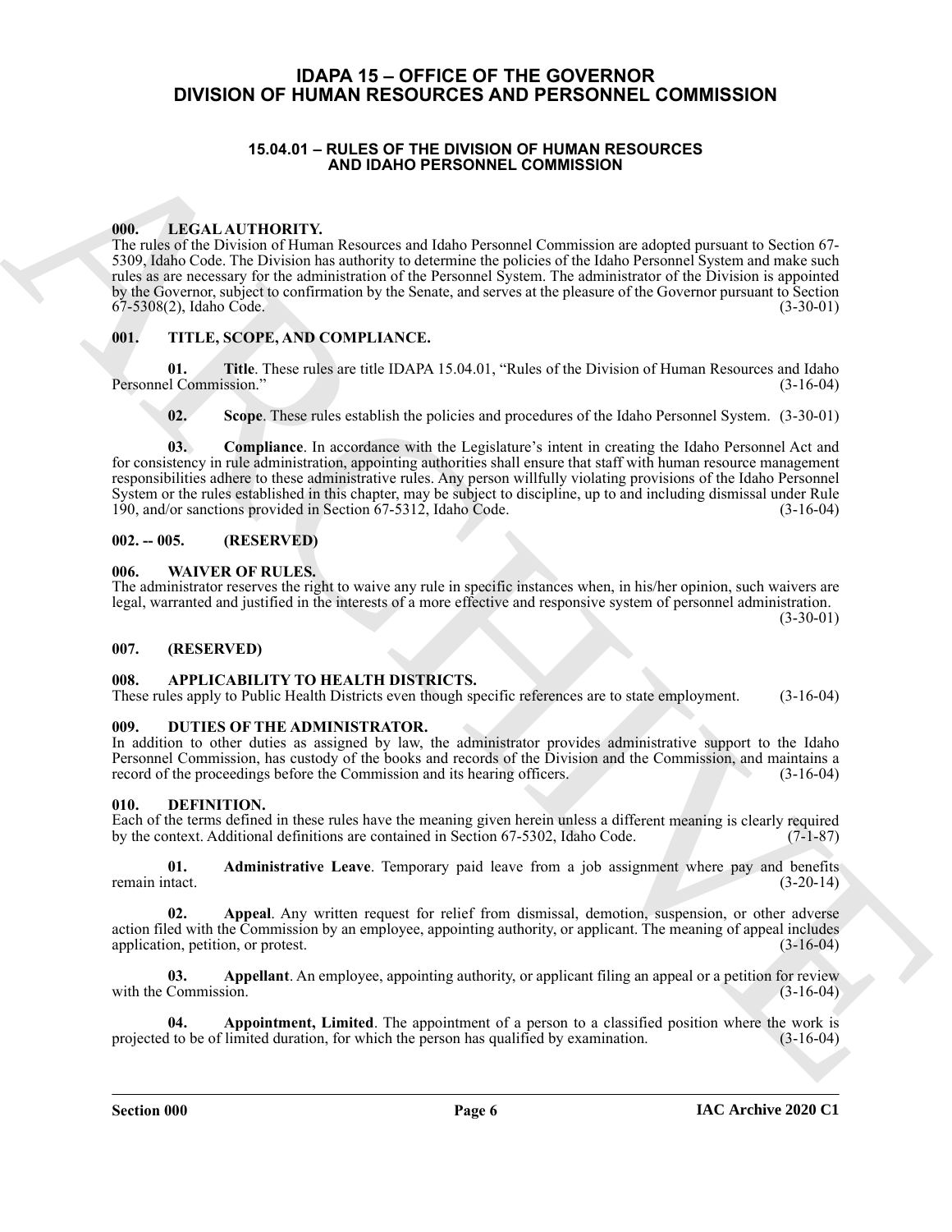# IDAPA 15 – OFFICE OF THE GOVERNOR
# DIVISION OF HUMAN RESOURCES AND PERSONNEL COMMISSION

## 15.04.01 – RULES OF THE DIVISION OF HUMAN RESOURCES AND IDAHO PERSONNEL COMMISSION

### 000. LEGAL AUTHORITY.

The rules of the Division of Human Resources and Idaho Personnel Commission are adopted pursuant to Section 67-5309, Idaho Code. The Division has authority to determine the policies of the Idaho Personnel System and make such rules as are necessary for the administration of the Personnel System. The administrator of the Division is appointed by the Governor, subject to confirmation by the Senate, and serves at the pleasure of the Governor pursuant to Section 67-5308(2), Idaho Code. (3-30-01)

### 001. TITLE, SCOPE, AND COMPLIANCE.

**01. Title**. These rules are title IDAPA 15.04.01, "Rules of the Division of Human Resources and Idaho Personnel Commission." (3-16-04)

**02. Scope**. These rules establish the policies and procedures of the Idaho Personnel System. (3-30-01)

**03. Compliance**. In accordance with the Legislature's intent in creating the Idaho Personnel Act and for consistency in rule administration, appointing authorities shall ensure that staff with human resource management responsibilities adhere to these administrative rules. Any person willfully violating provisions of the Idaho Personnel System or the rules established in this chapter, may be subject to discipline, up to and including dismissal under Rule 190, and/or sanctions provided in Section 67-5312, Idaho Code. (3-16-04)

### 002. -- 005. (RESERVED)

### 006. WAIVER OF RULES.

The administrator reserves the right to waive any rule in specific instances when, in his/her opinion, such waivers are legal, warranted and justified in the interests of a more effective and responsive system of personnel administration. (3-30-01)

### 007. (RESERVED)

### 008. APPLICABILITY TO HEALTH DISTRICTS.

These rules apply to Public Health Districts even though specific references are to state employment. (3-16-04)

### 009. DUTIES OF THE ADMINISTRATOR.

In addition to other duties as assigned by law, the administrator provides administrative support to the Idaho Personnel Commission, has custody of the books and records of the Division and the Commission, and maintains a record of the proceedings before the Commission and its hearing officers. (3-16-04)

### 010. DEFINITION.

Each of the terms defined in these rules have the meaning given herein unless a different meaning is clearly required by the context. Additional definitions are contained in Section 67-5302, Idaho Code. (7-1-87)

**01. Administrative Leave**. Temporary paid leave from a job assignment where pay and benefits remain intact. (3-20-14)

**02. Appeal**. Any written request for relief from dismissal, demotion, suspension, or other adverse action filed with the Commission by an employee, appointing authority, or applicant. The meaning of appeal includes application, petition, or protest. (3-16-04)

**03. Appellant**. An employee, appointing authority, or applicant filing an appeal or a petition for review with the Commission. (3-16-04)

**04. Appointment, Limited**. The appointment of a person to a classified position where the work is projected to be of limited duration, for which the person has qualified by examination. (3-16-04)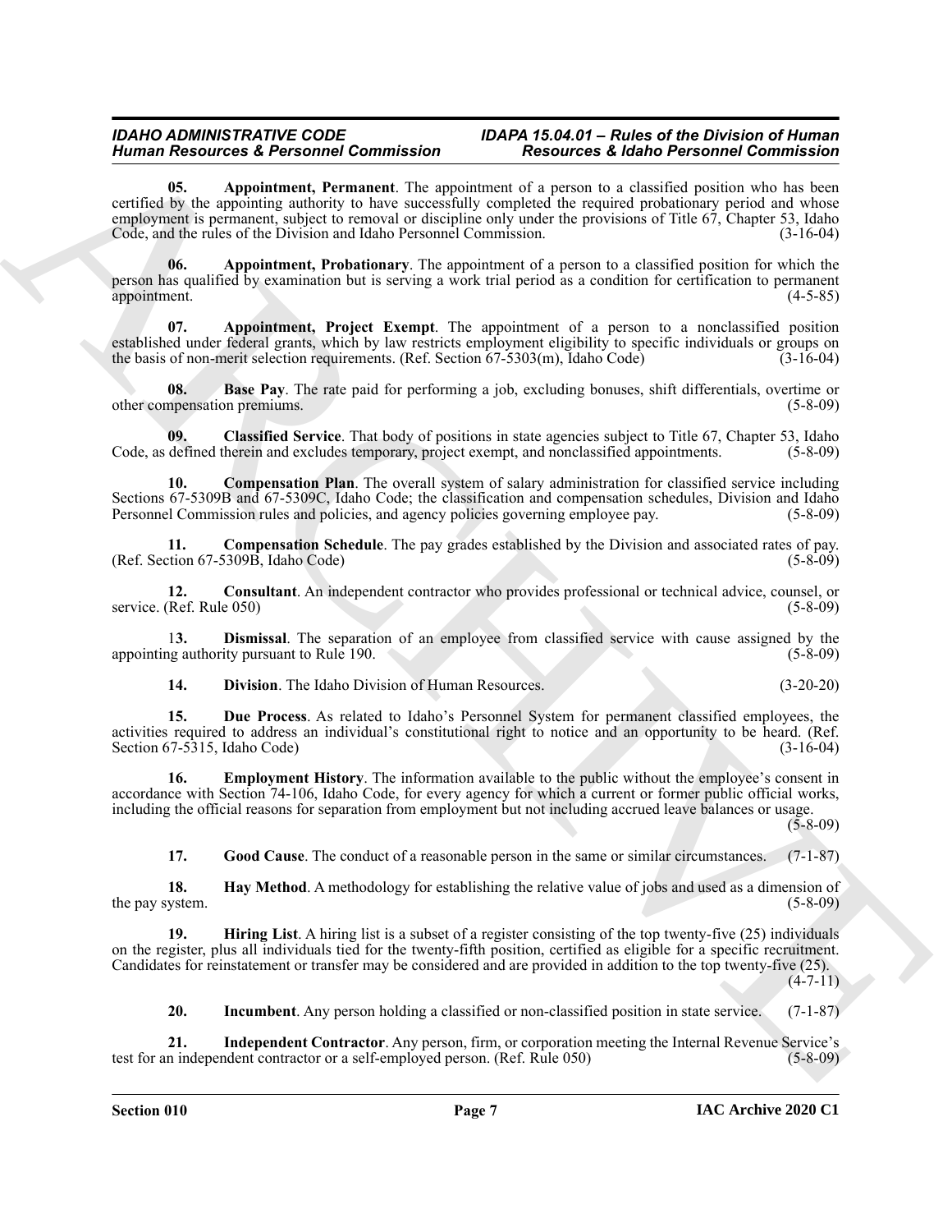**05. Appointment, Permanent**. The appointment of a person to a classified position who has been certified by the appointing authority to have successfully completed the required probationary period and whose employment is permanent, subject to removal or discipline only under the provisions of Title 67, Chapter 53, Idaho Code, and the rules of the Division and Idaho Personnel Commission. (3-16-04)

**06. Appointment, Probationary**. The appointment of a person to a classified position for which the person has qualified by examination but is serving a work trial period as a condition for certification to permanent appointment. (4-5-85)

**07. Appointment, Project Exempt**. The appointment of a person to a nonclassified position established under federal grants, which by law restricts employment eligibility to specific individuals or groups on the basis of non-merit selection requirements. (Ref. Section 67-5303(m), Idaho Code) (3-16-04)

**08. Base Pay**. The rate paid for performing a job, excluding bonuses, shift differentials, overtime or other compensation premiums. (5-8-09)

**09. Classified Service**. That body of positions in state agencies subject to Title 67, Chapter 53, Idaho Code, as defined therein and excludes temporary, project exempt, and nonclassified appointments. (5-8-09)

**10. Compensation Plan**. The overall system of salary administration for classified service including Sections 67-5309B and 67-5309C, Idaho Code; the classification and compensation schedules, Division and Idaho Personnel Commission rules and policies, and agency policies governing employee pay. (5-8-09)

**11. Compensation Schedule**. The pay grades established by the Division and associated rates of pay. (Ref. Section 67-5309B, Idaho Code) (5-8-09)

**12. Consultant**. An independent contractor who provides professional or technical advice, counsel, or service. (Ref. Rule 050) (5-8-09)

1**3. Dismissal**. The separation of an employee from classified service with cause assigned by the appointing authority pursuant to Rule 190. (5-8-09)

**14. Division**. The Idaho Division of Human Resources. (3-20-20)

**15. Due Process**. As related to Idaho's Personnel System for permanent classified employees, the activities required to address an individual's constitutional right to notice and an opportunity to be heard. (Ref. Section 67-5315, Idaho Code) (3-16-04)

**16. Employment History**. The information available to the public without the employee's consent in accordance with Section 74-106, Idaho Code, for every agency for which a current or former public official works, including the official reasons for separation from employment but not including accrued leave balances or usage. (5-8-09)

**17. Good Cause**. The conduct of a reasonable person in the same or similar circumstances. (7-1-87)

**18. Hay Method**. A methodology for establishing the relative value of jobs and used as a dimension of the pay system. (5-8-09)

**19. Hiring List**. A hiring list is a subset of a register consisting of the top twenty-five (25) individuals on the register, plus all individuals tied for the twenty-fifth position, certified as eligible for a specific recruitment. Candidates for reinstatement or transfer may be considered and are provided in addition to the top twenty-five (25). (4-7-11)

**20. Incumbent**. Any person holding a classified or non-classified position in state service. (7-1-87)

**21. Independent Contractor**. Any person, firm, or corporation meeting the Internal Revenue Service's test for an independent contractor or a self-employed person. (Ref. Rule 050) (5-8-09)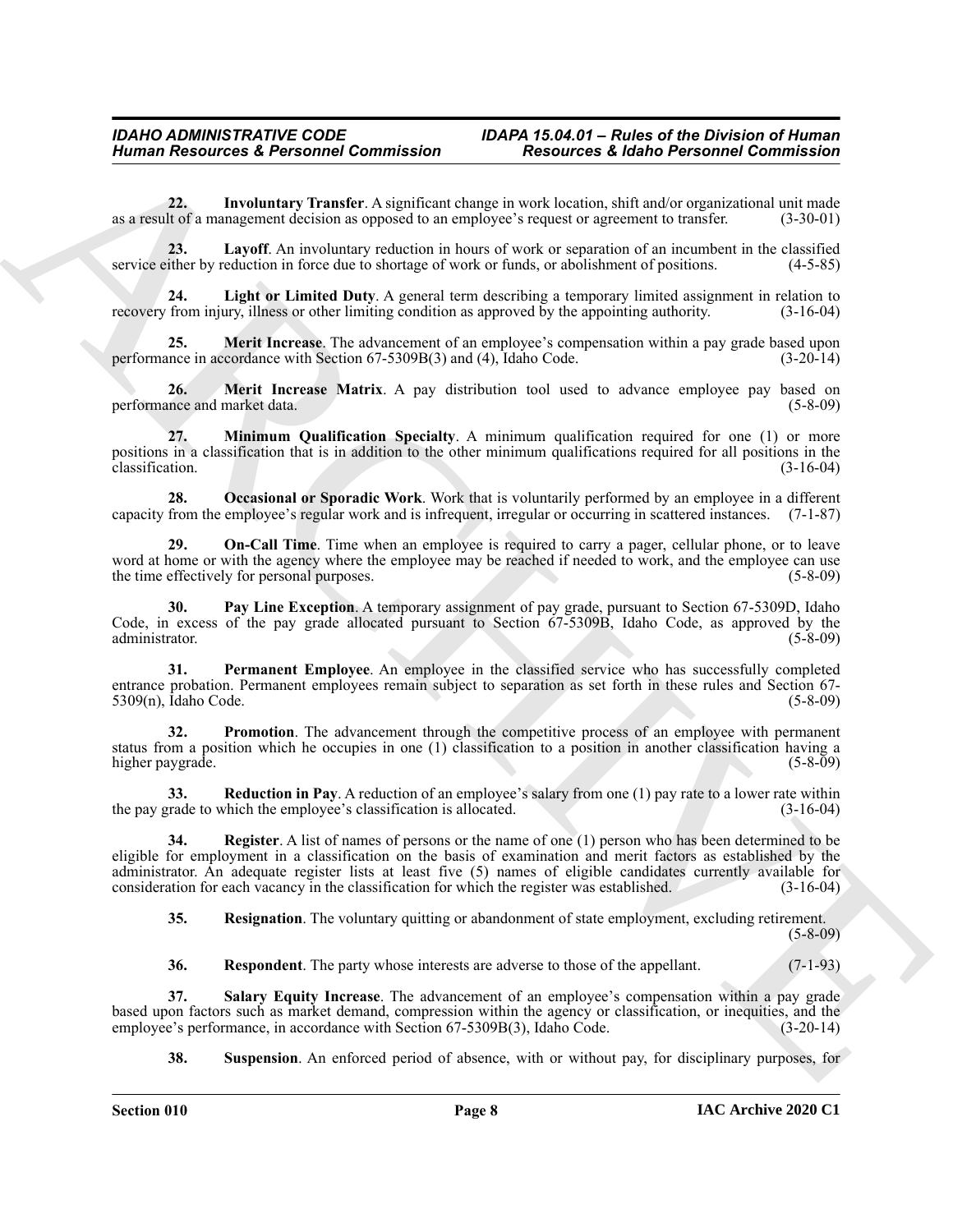**22. Involuntary Transfer**. A significant change in work location, shift and/or organizational unit made as a result of a management decision as opposed to an employee's request or agreement to transfer. (3-30-01)

**23. Layoff**. An involuntary reduction in hours of work or separation of an incumbent in the classified service either by reduction in force due to shortage of work or funds, or abolishment of positions. (4-5-85)

**24. Light or Limited Duty**. A general term describing a temporary limited assignment in relation to recovery from injury, illness or other limiting condition as approved by the appointing authority. (3-16-04)

**25. Merit Increase**. The advancement of an employee's compensation within a pay grade based upon performance in accordance with Section 67-5309B(3) and (4), Idaho Code. (3-20-14)

**26. Merit Increase Matrix**. A pay distribution tool used to advance employee pay based on performance and market data. (5-8-09)

**27. Minimum Qualification Specialty**. A minimum qualification required for one (1) or more positions in a classification that is in addition to the other minimum qualifications required for all positions in the classification. (3-16-04)

**28. Occasional or Sporadic Work**. Work that is voluntarily performed by an employee in a different capacity from the employee's regular work and is infrequent, irregular or occurring in scattered instances. (7-1-87)

**29. On-Call Time**. Time when an employee is required to carry a pager, cellular phone, or to leave word at home or with the agency where the employee may be reached if needed to work, and the employee can use the time effectively for personal purposes. (5-8-09)

**30. Pay Line Exception**. A temporary assignment of pay grade, pursuant to Section 67-5309D, Idaho Code, in excess of the pay grade allocated pursuant to Section 67-5309B, Idaho Code, as approved by the administrator. (5-8-09)

**31. Permanent Employee**. An employee in the classified service who has successfully completed entrance probation. Permanent employees remain subject to separation as set forth in these rules and Section 67-5309(n), Idaho Code. (5-8-09)

**32. Promotion**. The advancement through the competitive process of an employee with permanent status from a position which he occupies in one (1) classification to a position in another classification having a higher paygrade. (5-8-09)

**33. Reduction in Pay**. A reduction of an employee's salary from one (1) pay rate to a lower rate within the pay grade to which the employee's classification is allocated. (3-16-04)

**34. Register**. A list of names of persons or the name of one (1) person who has been determined to be eligible for employment in a classification on the basis of examination and merit factors as established by the administrator. An adequate register lists at least five (5) names of eligible candidates currently available for consideration for each vacancy in the classification for which the register was established. (3-16-04)

**35. Resignation**. The voluntary quitting or abandonment of state employment, excluding retirement. (5-8-09)

**36. Respondent**. The party whose interests are adverse to those of the appellant. (7-1-93)

**37. Salary Equity Increase**. The advancement of an employee's compensation within a pay grade based upon factors such as market demand, compression within the agency or classification, or inequities, and the employee's performance, in accordance with Section 67-5309B(3), Idaho Code. (3-20-14)

**38. Suspension**. An enforced period of absence, with or without pay, for disciplinary purposes, for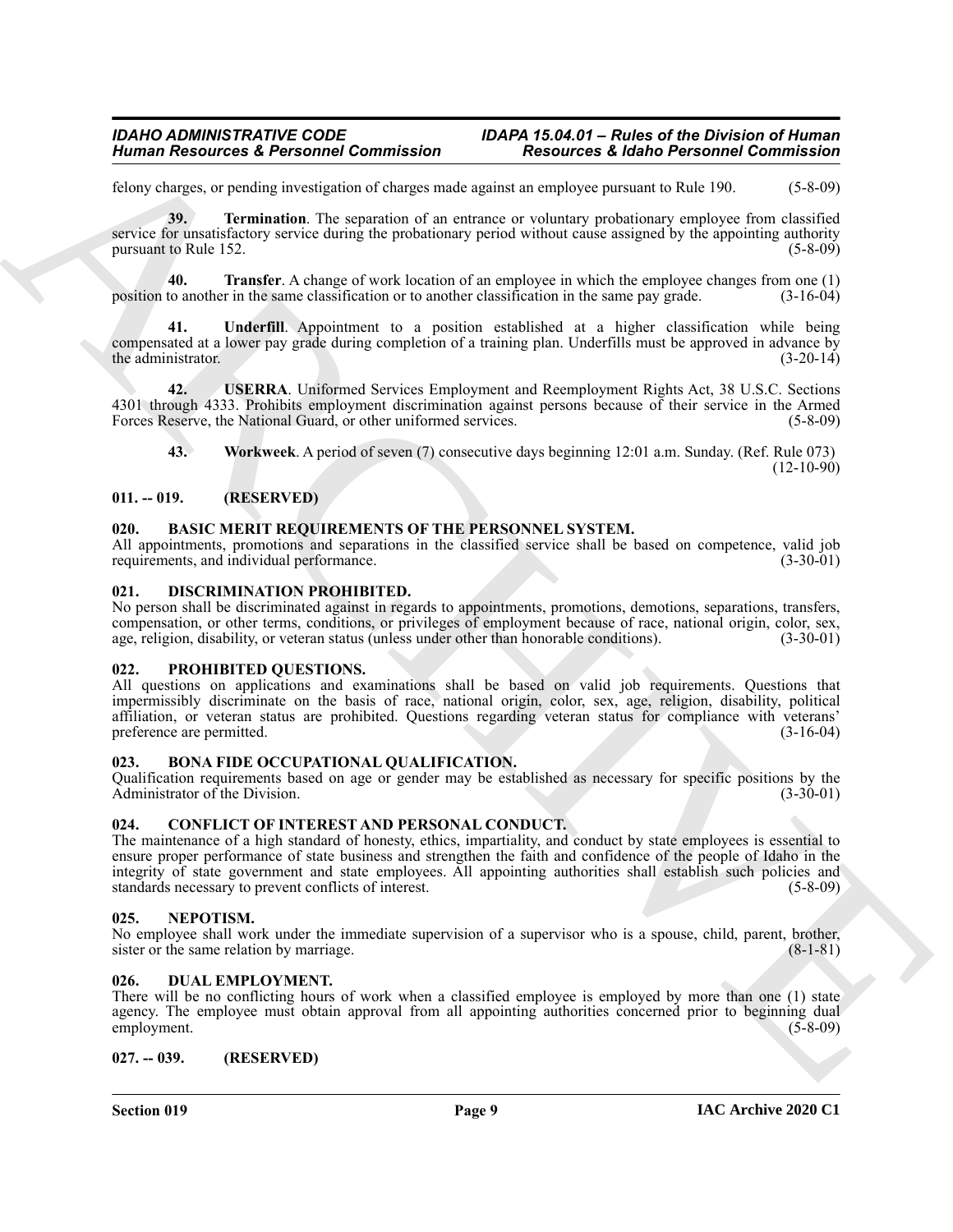felony charges, or pending investigation of charges made against an employee pursuant to Rule 190. (5-8-09)

**39. Termination**. The separation of an entrance or voluntary probationary employee from classified service for unsatisfactory service during the probationary period without cause assigned by the appointing authority pursuant to Rule 152. (5-8-09)

**40. Transfer**. A change of work location of an employee in which the employee changes from one (1) position to another in the same classification or to another classification in the same pay grade. (3-16-04)

**41. Underfill**. Appointment to a position established at a higher classification while being compensated at a lower pay grade during completion of a training plan. Underfills must be approved in advance by the administrator. (3-20-14)

**42. USERRA**. Uniformed Services Employment and Reemployment Rights Act, 38 U.S.C. Sections 4301 through 4333. Prohibits employment discrimination against persons because of their service in the Armed Forces Reserve, the National Guard, or other uniformed services. (5-8-09)

**43. Workweek**. A period of seven (7) consecutive days beginning 12:01 a.m. Sunday. (Ref. Rule 073) (12-10-90)

## 011. -- 019. (RESERVED)

## 020. BASIC MERIT REQUIREMENTS OF THE PERSONNEL SYSTEM.

All appointments, promotions and separations in the classified service shall be based on competence, valid job requirements, and individual performance. (3-30-01)

## 021. DISCRIMINATION PROHIBITED.

No person shall be discriminated against in regards to appointments, promotions, demotions, separations, transfers, compensation, or other terms, conditions, or privileges of employment because of race, national origin, color, sex, age, religion, disability, or veteran status (unless under other than honorable conditions). (3-30-01)

## 022. PROHIBITED QUESTIONS.

All questions on applications and examinations shall be based on valid job requirements. Questions that impermissibly discriminate on the basis of race, national origin, color, sex, age, religion, disability, political affiliation, or veteran status are prohibited. Questions regarding veteran status for compliance with veterans' preference are permitted. (3-16-04)

## 023. BONA FIDE OCCUPATIONAL QUALIFICATION.

Qualification requirements based on age or gender may be established as necessary for specific positions by the Administrator of the Division. (3-30-01)

## 024. CONFLICT OF INTEREST AND PERSONAL CONDUCT.

The maintenance of a high standard of honesty, ethics, impartiality, and conduct by state employees is essential to ensure proper performance of state business and strengthen the faith and confidence of the people of Idaho in the integrity of state government and state employees. All appointing authorities shall establish such policies and standards necessary to prevent conflicts of interest. (5-8-09)

## 025. NEPOTISM.

No employee shall work under the immediate supervision of a supervisor who is a spouse, child, parent, brother, sister or the same relation by marriage. (8-1-81)

## 026. DUAL EMPLOYMENT.

There will be no conflicting hours of work when a classified employee is employed by more than one (1) state agency. The employee must obtain approval from all appointing authorities concerned prior to beginning dual employment. (5-8-09)

## 027. -- 039. (RESERVED)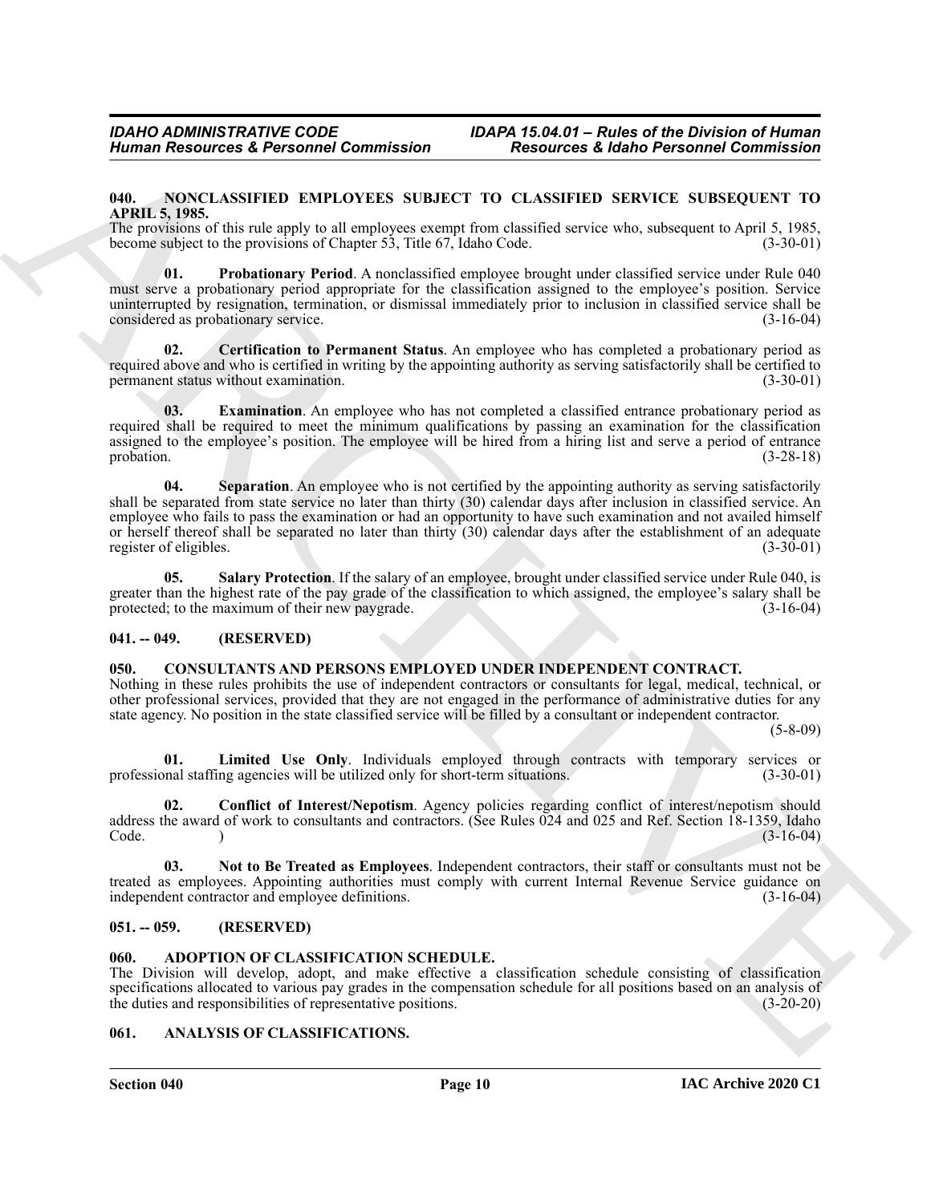## 040. NONCLASSIFIED EMPLOYEES SUBJECT TO CLASSIFIED SERVICE SUBSEQUENT TO APRIL 5, 1985.

The provisions of this rule apply to all employees exempt from classified service who, subsequent to April 5, 1985, become subject to the provisions of Chapter 53, Title 67, Idaho Code. (3-30-01)

**01. Probationary Period**. A nonclassified employee brought under classified service under Rule 040 must serve a probationary period appropriate for the classification assigned to the employee's position. Service uninterrupted by resignation, termination, or dismissal immediately prior to inclusion in classified service shall be considered as probationary service. (3-16-04)

**02. Certification to Permanent Status**. An employee who has completed a probationary period as required above and who is certified in writing by the appointing authority as serving satisfactorily shall be certified to permanent status without examination. (3-30-01)

**03. Examination**. An employee who has not completed a classified entrance probationary period as required shall be required to meet the minimum qualifications by passing an examination for the classification assigned to the employee's position. The employee will be hired from a hiring list and serve a period of entrance probation. (3-28-18)

**04. Separation**. An employee who is not certified by the appointing authority as serving satisfactorily shall be separated from state service no later than thirty (30) calendar days after inclusion in classified service. An employee who fails to pass the examination or had an opportunity to have such examination and not availed himself or herself thereof shall be separated no later than thirty (30) calendar days after the establishment of an adequate register of eligibles. (3-30-01)

**05. Salary Protection**. If the salary of an employee, brought under classified service under Rule 040, is greater than the highest rate of the pay grade of the classification to which assigned, the employee's salary shall be protected; to the maximum of their new paygrade. (3-16-04)

## 041. -- 049. (RESERVED)

## 050. CONSULTANTS AND PERSONS EMPLOYED UNDER INDEPENDENT CONTRACT.

Nothing in these rules prohibits the use of independent contractors or consultants for legal, medical, technical, or other professional services, provided that they are not engaged in the performance of administrative duties for any state agency. No position in the state classified service will be filled by a consultant or independent contractor. (5-8-09)

**01. Limited Use Only**. Individuals employed through contracts with temporary services or professional staffing agencies will be utilized only for short-term situations. (3-30-01)

**02. Conflict of Interest/Nepotism**. Agency policies regarding conflict of interest/nepotism should address the award of work to consultants and contractors. (See Rules 024 and 025 and Ref. Section 18-1359, Idaho Code. ) (3-16-04)

**03. Not to Be Treated as Employees**. Independent contractors, their staff or consultants must not be treated as employees. Appointing authorities must comply with current Internal Revenue Service guidance on independent contractor and employee definitions. (3-16-04)

## 051. -- 059. (RESERVED)

## 060. ADOPTION OF CLASSIFICATION SCHEDULE.

The Division will develop, adopt, and make effective a classification schedule consisting of classification specifications allocated to various pay grades in the compensation schedule for all positions based on an analysis of the duties and responsibilities of representative positions. (3-20-20)

## 061. ANALYSIS OF CLASSIFICATIONS.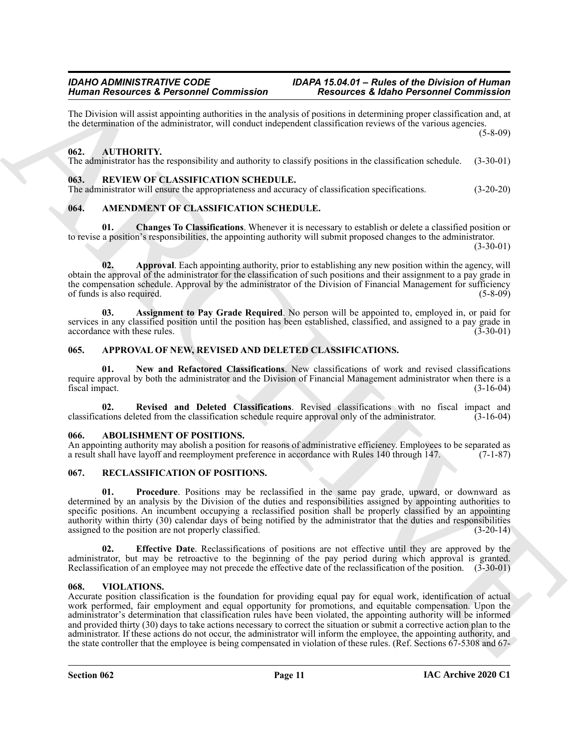The Division will assist appointing authorities in the analysis of positions in determining proper classification and, at the determination of the administrator, will conduct independent classification reviews of the various agencies. (5-8-09)

### 062. AUTHORITY.

The administrator has the responsibility and authority to classify positions in the classification schedule. (3-30-01)

### 063. REVIEW OF CLASSIFICATION SCHEDULE.

The administrator will ensure the appropriateness and accuracy of classification specifications. (3-20-20)

### 064. AMENDMENT OF CLASSIFICATION SCHEDULE.

**01. Changes To Classifications**. Whenever it is necessary to establish or delete a classified position or to revise a position's responsibilities, the appointing authority will submit proposed changes to the administrator. (3-30-01)

**02. Approval**. Each appointing authority, prior to establishing any new position within the agency, will obtain the approval of the administrator for the classification of such positions and their assignment to a pay grade in the compensation schedule. Approval by the administrator of the Division of Financial Management for sufficiency of funds is also required. (5-8-09)

**03. Assignment to Pay Grade Required**. No person will be appointed to, employed in, or paid for services in any classified position until the position has been established, classified, and assigned to a pay grade in accordance with these rules. (3-30-01)

### 065. APPROVAL OF NEW, REVISED AND DELETED CLASSIFICATIONS.

**01. New and Refactored Classifications**. New classifications of work and revised classifications require approval by both the administrator and the Division of Financial Management administrator when there is a fiscal impact. (3-16-04)

**02. Revised and Deleted Classifications**. Revised classifications with no fiscal impact and classifications deleted from the classification schedule require approval only of the administrator. (3-16-04)

### 066. ABOLISHMENT OF POSITIONS.

An appointing authority may abolish a position for reasons of administrative efficiency. Employees to be separated as a result shall have layoff and reemployment preference in accordance with Rules 140 through 147. (7-1-87)

### 067. RECLASSIFICATION OF POSITIONS.

**01. Procedure**. Positions may be reclassified in the same pay grade, upward, or downward as determined by an analysis by the Division of the duties and responsibilities assigned by appointing authorities to specific positions. An incumbent occupying a reclassified position shall be properly classified by an appointing authority within thirty (30) calendar days of being notified by the administrator that the duties and responsibilities assigned to the position are not properly classified. (3-20-14)

**02. Effective Date**. Reclassifications of positions are not effective until they are approved by the administrator, but may be retroactive to the beginning of the pay period during which approval is granted. Reclassification of an employee may not precede the effective date of the reclassification of the position. (3-30-01)

### 068. VIOLATIONS.

Accurate position classification is the foundation for providing equal pay for equal work, identification of actual work performed, fair employment and equal opportunity for promotions, and equitable compensation. Upon the administrator's determination that classification rules have been violated, the appointing authority will be informed and provided thirty (30) days to take actions necessary to correct the situation or submit a corrective action plan to the administrator. If these actions do not occur, the administrator will inform the employee, the appointing authority, and the state controller that the employee is being compensated in violation of these rules. (Ref. Sections 67-5308 and 67-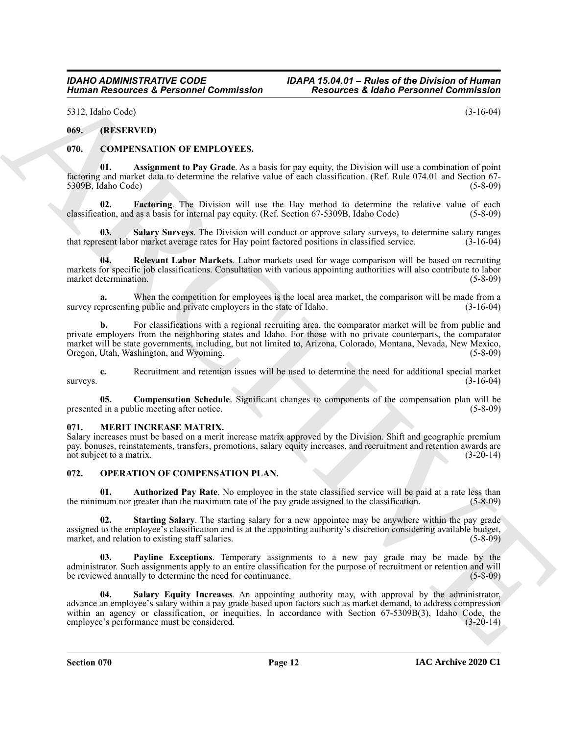5312, Idaho Code) (3-16-04)

### 069. (RESERVED)

### 070. COMPENSATION OF EMPLOYEES.

**01. Assignment to Pay Grade**. As a basis for pay equity, the Division will use a combination of point factoring and market data to determine the relative value of each classification. (Ref. Rule 074.01 and Section 67-5309B, Idaho Code) (5-8-09)

**02. Factoring**. The Division will use the Hay method to determine the relative value of each classification, and as a basis for internal pay equity. (Ref. Section 67-5309B, Idaho Code) (5-8-09)

**03. Salary Surveys**. The Division will conduct or approve salary surveys, to determine salary ranges that represent labor market average rates for Hay point factored positions in classified service. (3-16-04)

**04. Relevant Labor Markets**. Labor markets used for wage comparison will be based on recruiting markets for specific job classifications. Consultation with various appointing authorities will also contribute to labor market determination. (5-8-09)

**a.** When the competition for employees is the local area market, the comparison will be made from a survey representing public and private employers in the state of Idaho. (3-16-04)

**b.** For classifications with a regional recruiting area, the comparator market will be from public and private employers from the neighboring states and Idaho. For those with no private counterparts, the comparator market will be state governments, including, but not limited to, Arizona, Colorado, Montana, Nevada, New Mexico, Oregon, Utah, Washington, and Wyoming. (5-8-09)

**c.** Recruitment and retention issues will be used to determine the need for additional special market surveys. (3-16-04)

**05. Compensation Schedule**. Significant changes to components of the compensation plan will be presented in a public meeting after notice. (5-8-09)

### 071. MERIT INCREASE MATRIX.

Salary increases must be based on a merit increase matrix approved by the Division. Shift and geographic premium pay, bonuses, reinstatements, transfers, promotions, salary equity increases, and recruitment and retention awards are not subject to a matrix. (3-20-14)

### 072. OPERATION OF COMPENSATION PLAN.

**01. Authorized Pay Rate**. No employee in the state classified service will be paid at a rate less than the minimum nor greater than the maximum rate of the pay grade assigned to the classification. (5-8-09)

**02. Starting Salary**. The starting salary for a new appointee may be anywhere within the pay grade assigned to the employee's classification and is at the appointing authority's discretion considering available budget, market, and relation to existing staff salaries. (5-8-09)

**03. Payline Exceptions**. Temporary assignments to a new pay grade may be made by the administrator. Such assignments apply to an entire classification for the purpose of recruitment or retention and will be reviewed annually to determine the need for continuance. (5-8-09)

**04. Salary Equity Increases**. An appointing authority may, with approval by the administrator, advance an employee's salary within a pay grade based upon factors such as market demand, to address compression within an agency or classification, or inequities. In accordance with Section 67-5309B(3), Idaho Code, the employee's performance must be considered. (3-20-14)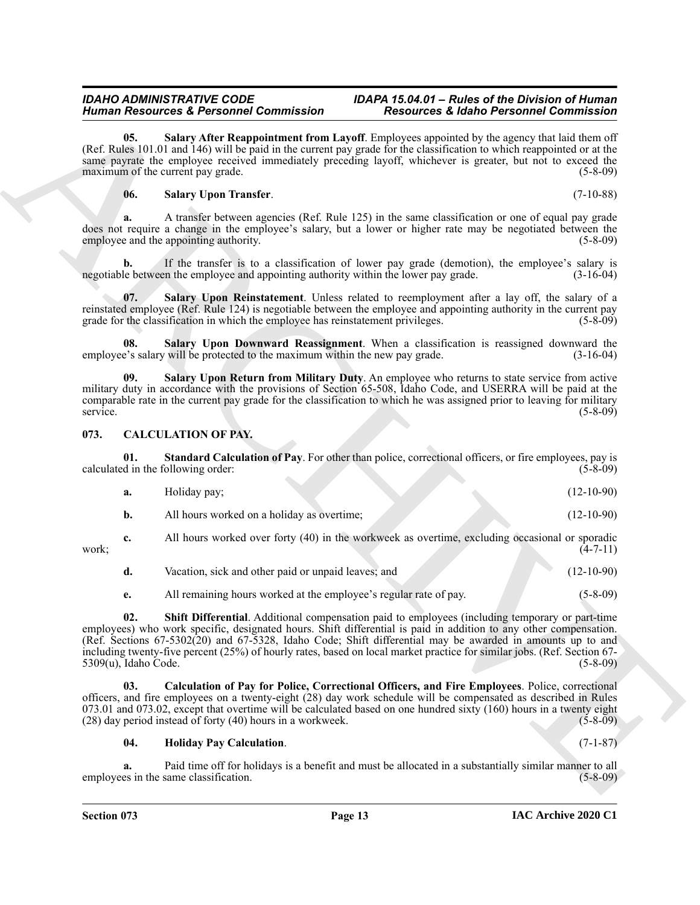**05. Salary After Reappointment from Layoff**. Employees appointed by the agency that laid them off (Ref. Rules 101.01 and 146) will be paid in the current pay grade for the classification to which reappointed or at the same payrate the employee received immediately preceding layoff, whichever is greater, but not to exceed the maximum of the current pay grade. (5-8-09)

**06. Salary Upon Transfer**. (7-10-88)

**a.** A transfer between agencies (Ref. Rule 125) in the same classification or one of equal pay grade does not require a change in the employee's salary, but a lower or higher rate may be negotiated between the employee and the appointing authority. (5-8-09)

**b.** If the transfer is to a classification of lower pay grade (demotion), the employee's salary is negotiable between the employee and appointing authority within the lower pay grade. (3-16-04)

**07. Salary Upon Reinstatement**. Unless related to reemployment after a lay off, the salary of a reinstated employee (Ref. Rule 124) is negotiable between the employee and appointing authority in the current pay grade for the classification in which the employee has reinstatement privileges. (5-8-09)

**08. Salary Upon Downward Reassignment**. When a classification is reassigned downward the employee's salary will be protected to the maximum within the new pay grade. (3-16-04)

**09. Salary Upon Return from Military Duty**. An employee who returns to state service from active military duty in accordance with the provisions of Section 65-508, Idaho Code, and USERRA will be paid at the comparable rate in the current pay grade for the classification to which he was assigned prior to leaving for military service. (5-8-09)

## 073. CALCULATION OF PAY.

**01. Standard Calculation of Pay**. For other than police, correctional officers, or fire employees, pay is calculated in the following order: (5-8-09)

**a.** Holiday pay; (12-10-90)

**b.** All hours worked on a holiday as overtime; (12-10-90)

**c.** All hours worked over forty (40) in the workweek as overtime, excluding occasional or sporadic work; (4-7-11)

**d.** Vacation, sick and other paid or unpaid leaves; and (12-10-90)

**e.** All remaining hours worked at the employee's regular rate of pay. (5-8-09)

**02. Shift Differential**. Additional compensation paid to employees (including temporary or part-time employees) who work specific, designated hours. Shift differential is paid in addition to any other compensation. (Ref. Sections 67-5302(20) and 67-5328, Idaho Code; Shift differential may be awarded in amounts up to and including twenty-five percent (25%) of hourly rates, based on local market practice for similar jobs. (Ref. Section 67-5309(u), Idaho Code. (5-8-09)

**03. Calculation of Pay for Police, Correctional Officers, and Fire Employees**. Police, correctional officers, and fire employees on a twenty-eight (28) day work schedule will be compensated as described in Rules 073.01 and 073.02, except that overtime will be calculated based on one hundred sixty (160) hours in a twenty eight (28) day period instead of forty (40) hours in a workweek. (5-8-09)

**04. Holiday Pay Calculation**. (7-1-87)

**a.** Paid time off for holidays is a benefit and must be allocated in a substantially similar manner to all employees in the same classification. (5-8-09)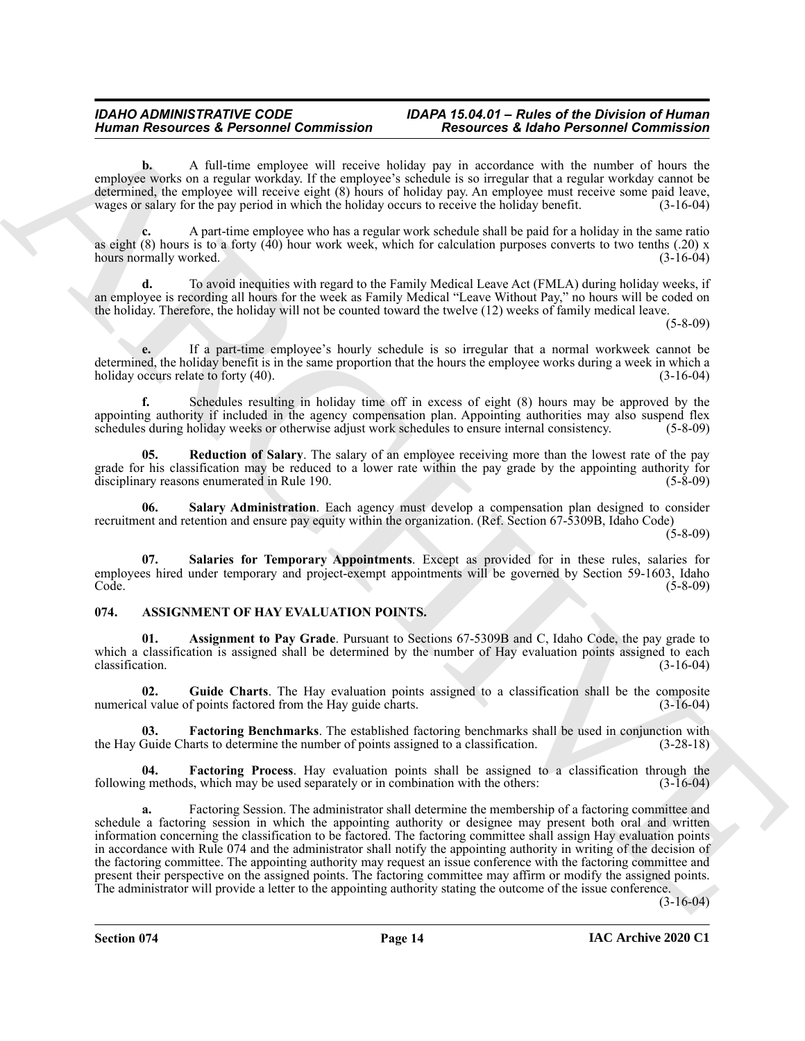**b.** A full-time employee will receive holiday pay in accordance with the number of hours the employee works on a regular workday. If the employee's schedule is so irregular that a regular workday cannot be determined, the employee will receive eight (8) hours of holiday pay. An employee must receive some paid leave, wages or salary for the pay period in which the holiday occurs to receive the holiday benefit. (3-16-04)

**c.** A part-time employee who has a regular work schedule shall be paid for a holiday in the same ratio as eight (8) hours is to a forty (40) hour work week, which for calculation purposes converts to two tenths (.20) x hours normally worked. (3-16-04)

**d.** To avoid inequities with regard to the Family Medical Leave Act (FMLA) during holiday weeks, if an employee is recording all hours for the week as Family Medical "Leave Without Pay," no hours will be coded on the holiday. Therefore, the holiday will not be counted toward the twelve (12) weeks of family medical leave. (5-8-09)

**e.** If a part-time employee's hourly schedule is so irregular that a normal workweek cannot be determined, the holiday benefit is in the same proportion that the hours the employee works during a week in which a holiday occurs relate to forty (40). (3-16-04)

**f.** Schedules resulting in holiday time off in excess of eight (8) hours may be approved by the appointing authority if included in the agency compensation plan. Appointing authorities may also suspend flex schedules during holiday weeks or otherwise adjust work schedules to ensure internal consistency. (5-8-09)

**05. Reduction of Salary**. The salary of an employee receiving more than the lowest rate of the pay grade for his classification may be reduced to a lower rate within the pay grade by the appointing authority for disciplinary reasons enumerated in Rule 190. (5-8-09)

**06. Salary Administration**. Each agency must develop a compensation plan designed to consider recruitment and retention and ensure pay equity within the organization. (Ref. Section 67-5309B, Idaho Code) (5-8-09)

**07. Salaries for Temporary Appointments**. Except as provided for in these rules, salaries for employees hired under temporary and project-exempt appointments will be governed by Section 59-1603, Idaho Code. (5-8-09)

## 074. ASSIGNMENT OF HAY EVALUATION POINTS.

**01. Assignment to Pay Grade**. Pursuant to Sections 67-5309B and C, Idaho Code, the pay grade to which a classification is assigned shall be determined by the number of Hay evaluation points assigned to each classification. (3-16-04)

**02. Guide Charts**. The Hay evaluation points assigned to a classification shall be the composite numerical value of points factored from the Hay guide charts. (3-16-04)

**03. Factoring Benchmarks**. The established factoring benchmarks shall be used in conjunction with the Hay Guide Charts to determine the number of points assigned to a classification. (3-28-18)

**04. Factoring Process**. Hay evaluation points shall be assigned to a classification through the following methods, which may be used separately or in combination with the others: (3-16-04)

**a.** Factoring Session. The administrator shall determine the membership of a factoring committee and schedule a factoring session in which the appointing authority or designee may present both oral and written information concerning the classification to be factored. The factoring committee shall assign Hay evaluation points in accordance with Rule 074 and the administrator shall notify the appointing authority in writing of the decision of the factoring committee. The appointing authority may request an issue conference with the factoring committee and present their perspective on the assigned points. The factoring committee may affirm or modify the assigned points. The administrator will provide a letter to the appointing authority stating the outcome of the issue conference. (3-16-04)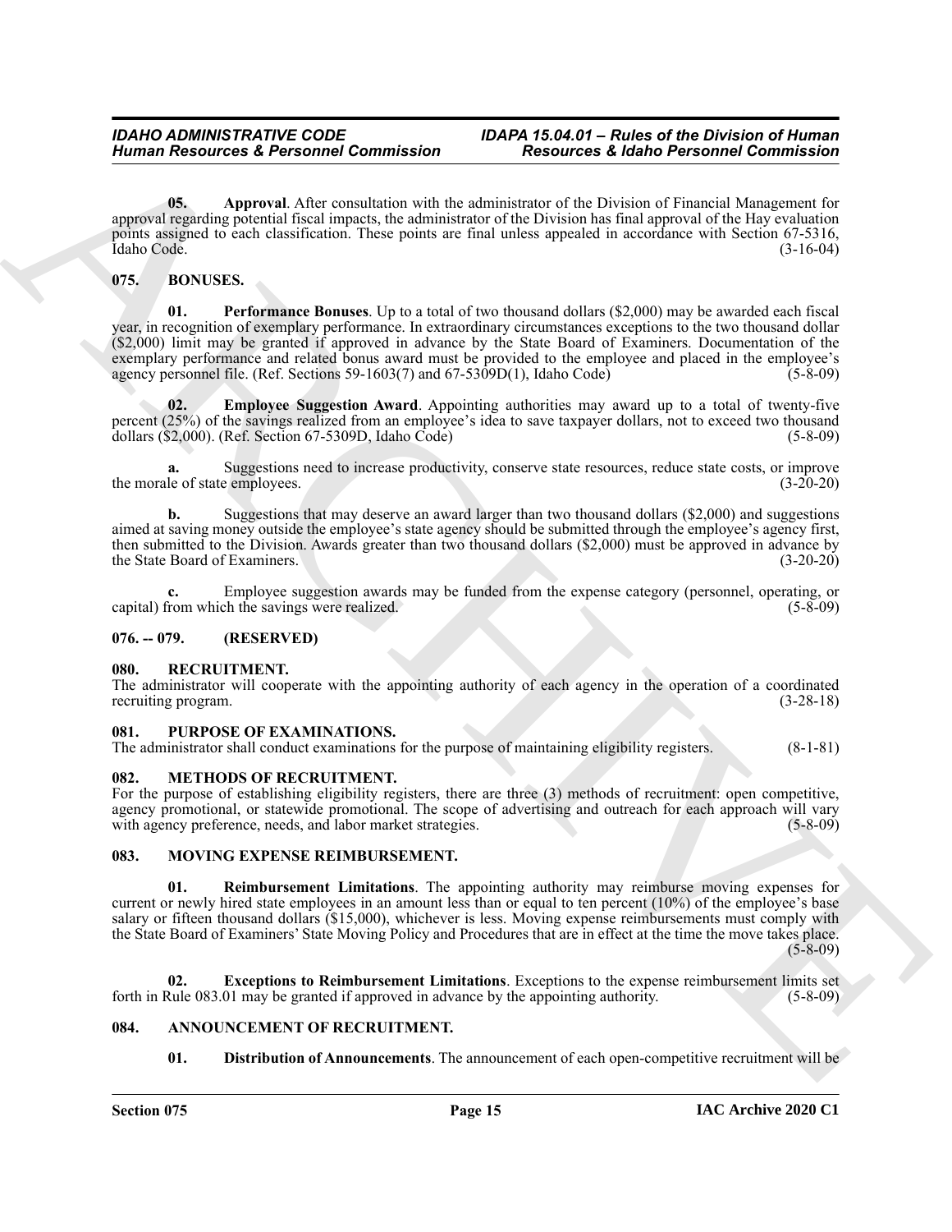**05. Approval**. After consultation with the administrator of the Division of Financial Management for approval regarding potential fiscal impacts, the administrator of the Division has final approval of the Hay evaluation points assigned to each classification. These points are final unless appealed in accordance with Section 67-5316, Idaho Code. (3-16-04)

## 075. BONUSES.

**01. Performance Bonuses**. Up to a total of two thousand dollars ($2,000) may be awarded each fiscal year, in recognition of exemplary performance. In extraordinary circumstances exceptions to the two thousand dollar ($2,000) limit may be granted if approved in advance by the State Board of Examiners. Documentation of the exemplary performance and related bonus award must be provided to the employee and placed in the employee's agency personnel file. (Ref. Sections 59-1603(7) and 67-5309D(1), Idaho Code) (5-8-09)

**02. Employee Suggestion Award**. Appointing authorities may award up to a total of twenty-five percent (25%) of the savings realized from an employee's idea to save taxpayer dollars, not to exceed two thousand dollars ($2,000). (Ref. Section 67-5309D, Idaho Code) (5-8-09)

**a.** Suggestions need to increase productivity, conserve state resources, reduce state costs, or improve the morale of state employees. (3-20-20)

**b.** Suggestions that may deserve an award larger than two thousand dollars ($2,000) and suggestions aimed at saving money outside the employee's state agency should be submitted through the employee's agency first, then submitted to the Division. Awards greater than two thousand dollars ($2,000) must be approved in advance by the State Board of Examiners. (3-20-20)

**c.** Employee suggestion awards may be funded from the expense category (personnel, operating, or capital) from which the savings were realized. (5-8-09)

## 076. -- 079. (RESERVED)

## 080. RECRUITMENT.

The administrator will cooperate with the appointing authority of each agency in the operation of a coordinated recruiting program. (3-28-18)

## 081. PURPOSE OF EXAMINATIONS.

The administrator shall conduct examinations for the purpose of maintaining eligibility registers. (8-1-81)

## 082. METHODS OF RECRUITMENT.

For the purpose of establishing eligibility registers, there are three (3) methods of recruitment: open competitive, agency promotional, or statewide promotional. The scope of advertising and outreach for each approach will vary with agency preference, needs, and labor market strategies. (5-8-09)

## 083. MOVING EXPENSE REIMBURSEMENT.

**01. Reimbursement Limitations**. The appointing authority may reimburse moving expenses for current or newly hired state employees in an amount less than or equal to ten percent (10%) of the employee's base salary or fifteen thousand dollars ($15,000), whichever is less. Moving expense reimbursements must comply with the State Board of Examiners' State Moving Policy and Procedures that are in effect at the time the move takes place. (5-8-09)

**02. Exceptions to Reimbursement Limitations**. Exceptions to the expense reimbursement limits set forth in Rule 083.01 may be granted if approved in advance by the appointing authority. (5-8-09)

## 084. ANNOUNCEMENT OF RECRUITMENT.

**01. Distribution of Announcements**. The announcement of each open-competitive recruitment will be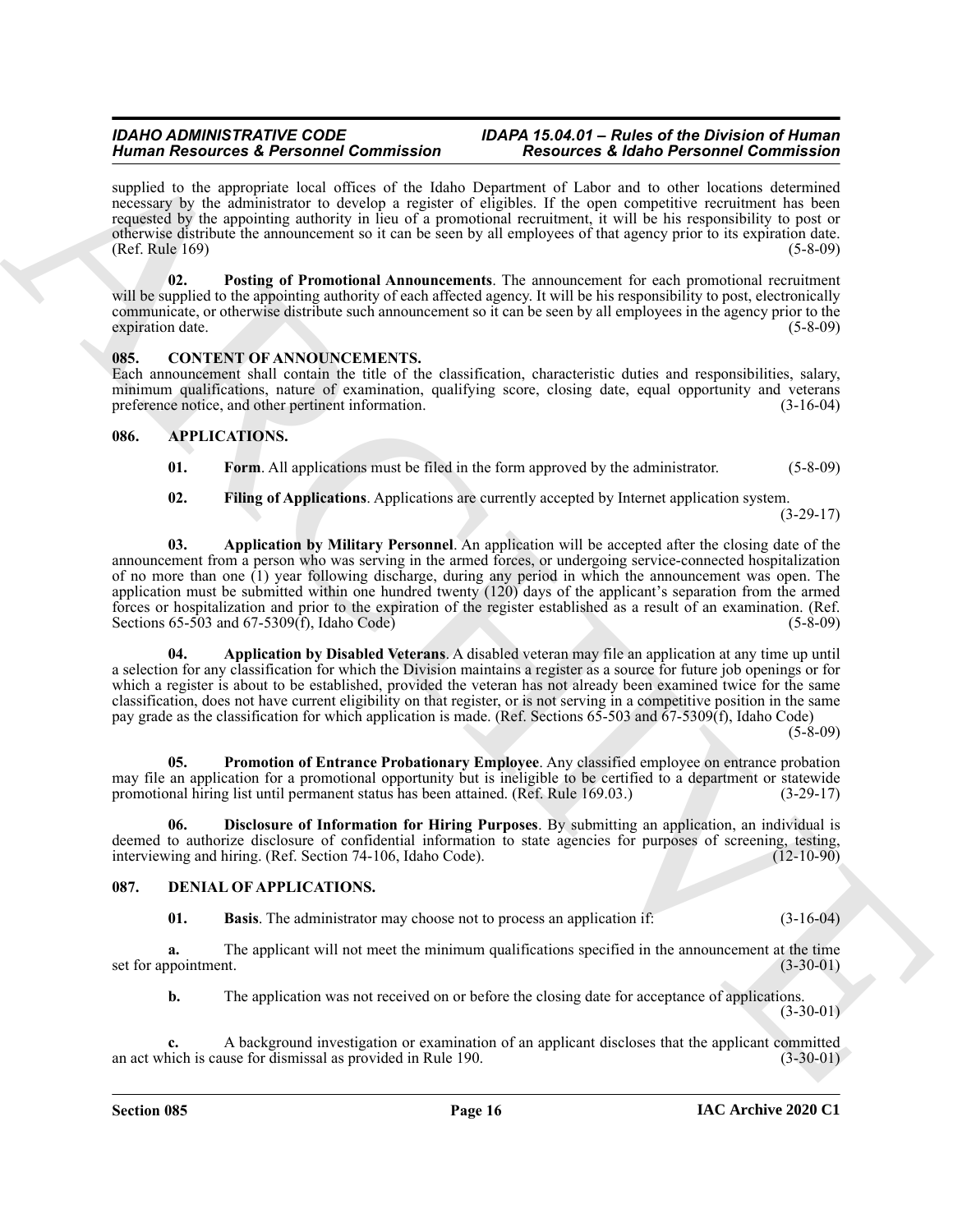supplied to the appropriate local offices of the Idaho Department of Labor and to other locations determined necessary by the administrator to develop a register of eligibles. If the open competitive recruitment has been requested by the appointing authority in lieu of a promotional recruitment, it will be his responsibility to post or otherwise distribute the announcement so it can be seen by all employees of that agency prior to its expiration date. (Ref. Rule 169) (5-8-09)

**02. Posting of Promotional Announcements**. The announcement for each promotional recruitment will be supplied to the appointing authority of each affected agency. It will be his responsibility to post, electronically communicate, or otherwise distribute such announcement so it can be seen by all employees in the agency prior to the expiration date. (5-8-09)

## 085. CONTENT OF ANNOUNCEMENTS.

Each announcement shall contain the title of the classification, characteristic duties and responsibilities, salary, minimum qualifications, nature of examination, qualifying score, closing date, equal opportunity and veterans preference notice, and other pertinent information. (3-16-04)

## 086. APPLICATIONS.

**01. Form**. All applications must be filed in the form approved by the administrator. (5-8-09)

**02. Filing of Applications**. Applications are currently accepted by Internet application system. (3-29-17)

**03. Application by Military Personnel**. An application will be accepted after the closing date of the announcement from a person who was serving in the armed forces, or undergoing service-connected hospitalization of no more than one (1) year following discharge, during any period in which the announcement was open. The application must be submitted within one hundred twenty (120) days of the applicant's separation from the armed forces or hospitalization and prior to the expiration of the register established as a result of an examination. (Ref. Sections 65-503 and 67-5309(f), Idaho Code) (5-8-09)

**04. Application by Disabled Veterans**. A disabled veteran may file an application at any time up until a selection for any classification for which the Division maintains a register as a source for future job openings or for which a register is about to be established, provided the veteran has not already been examined twice for the same classification, does not have current eligibility on that register, or is not serving in a competitive position in the same pay grade as the classification for which application is made. (Ref. Sections 65-503 and 67-5309(f), Idaho Code) (5-8-09)

**05. Promotion of Entrance Probationary Employee**. Any classified employee on entrance probation may file an application for a promotional opportunity but is ineligible to be certified to a department or statewide promotional hiring list until permanent status has been attained. (Ref. Rule 169.03.) (3-29-17)

**06. Disclosure of Information for Hiring Purposes**. By submitting an application, an individual is deemed to authorize disclosure of confidential information to state agencies for purposes of screening, testing, interviewing and hiring. (Ref. Section 74-106, Idaho Code). (12-10-90)

## 087. DENIAL OF APPLICATIONS.

**01. Basis**. The administrator may choose not to process an application if: (3-16-04)

**a.** The applicant will not meet the minimum qualifications specified in the announcement at the time set for appointment. (3-30-01)

**b.** The application was not received on or before the closing date for acceptance of applications. (3-30-01)

**c.** A background investigation or examination of an applicant discloses that the applicant committed an act which is cause for dismissal as provided in Rule 190. (3-30-01)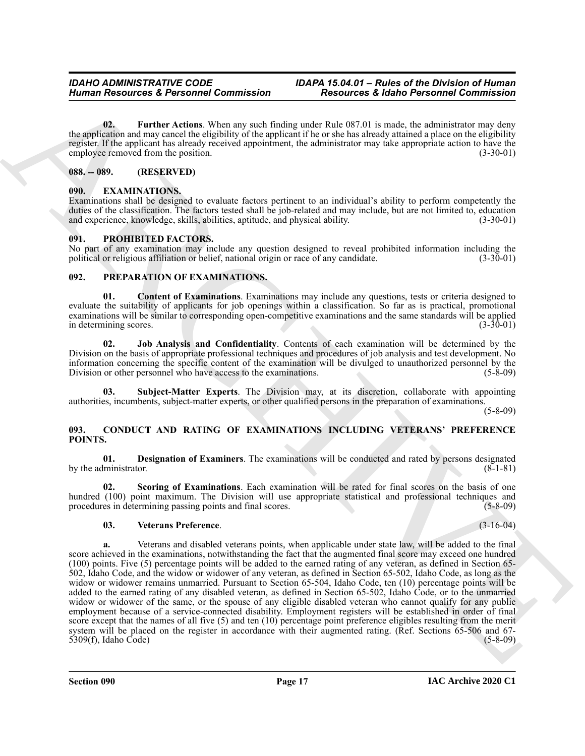**02. Further Actions**. When any such finding under Rule 087.01 is made, the administrator may deny the application and may cancel the eligibility of the applicant if he or she has already attained a place on the eligibility register. If the applicant has already received appointment, the administrator may take appropriate action to have the employee removed from the position. (3-30-01)

## 088. -- 089. (RESERVED)

## 090. EXAMINATIONS.

Examinations shall be designed to evaluate factors pertinent to an individual's ability to perform competently the duties of the classification. The factors tested shall be job-related and may include, but are not limited to, education and experience, knowledge, skills, abilities, aptitude, and physical ability. (3-30-01)

## 091. PROHIBITED FACTORS.

No part of any examination may include any question designed to reveal prohibited information including the political or religious affiliation or belief, national origin or race of any candidate. (3-30-01)

## 092. PREPARATION OF EXAMINATIONS.

**01. Content of Examinations**. Examinations may include any questions, tests or criteria designed to evaluate the suitability of applicants for job openings within a classification. So far as is practical, promotional examinations will be similar to corresponding open-competitive examinations and the same standards will be applied in determining scores. (3-30-01)

**02. Job Analysis and Confidentiality**. Contents of each examination will be determined by the Division on the basis of appropriate professional techniques and procedures of job analysis and test development. No information concerning the specific content of the examination will be divulged to unauthorized personnel by the Division or other personnel who have access to the examinations. (5-8-09)

**03. Subject-Matter Experts**. The Division may, at its discretion, collaborate with appointing authorities, incumbents, subject-matter experts, or other qualified persons in the preparation of examinations. (5-8-09)

## 093. CONDUCT AND RATING OF EXAMINATIONS INCLUDING VETERANS' PREFERENCE POINTS.

**01. Designation of Examiners**. The examinations will be conducted and rated by persons designated by the administrator. (8-1-81)

**02. Scoring of Examinations**. Each examination will be rated for final scores on the basis of one hundred (100) point maximum. The Division will use appropriate statistical and professional techniques and procedures in determining passing points and final scores. (5-8-09)

**03. Veterans Preference**. (3-16-04)

**a.** Veterans and disabled veterans points, when applicable under state law, will be added to the final score achieved in the examinations, notwithstanding the fact that the augmented final score may exceed one hundred (100) points. Five (5) percentage points will be added to the earned rating of any veteran, as defined in Section 65-502, Idaho Code, and the widow or widower of any veteran, as defined in Section 65-502, Idaho Code, as long as the widow or widower remains unmarried. Pursuant to Section 65-504, Idaho Code, ten (10) percentage points will be added to the earned rating of any disabled veteran, as defined in Section 65-502, Idaho Code, or to the unmarried widow or widower of the same, or the spouse of any eligible disabled veteran who cannot qualify for any public employment because of a service-connected disability. Employment registers will be established in order of final score except that the names of all five (5) and ten (10) percentage point preference eligibles resulting from the merit system will be placed on the register in accordance with their augmented rating. (Ref. Sections 65-506 and 67-5309(f), Idaho Code) (5-8-09)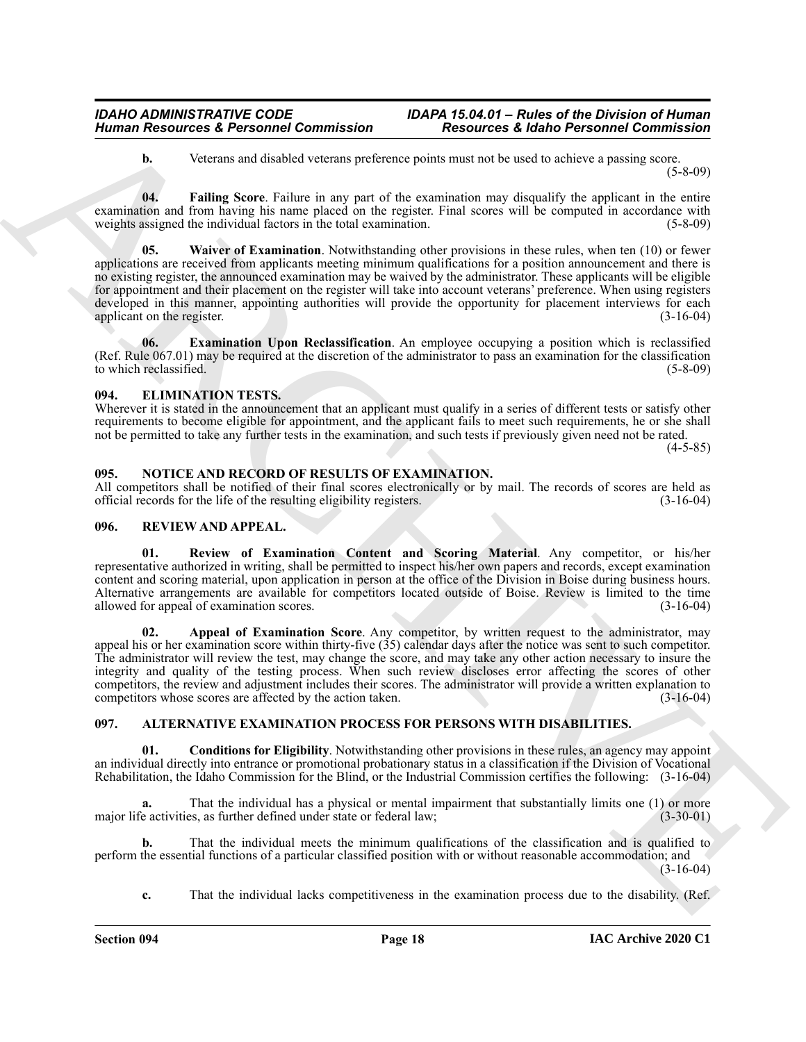**b.** Veterans and disabled veterans preference points must not be used to achieve a passing score. (5-8-09)

**04. Failing Score**. Failure in any part of the examination may disqualify the applicant in the entire examination and from having his name placed on the register. Final scores will be computed in accordance with weights assigned the individual factors in the total examination. (5-8-09)

**05. Waiver of Examination**. Notwithstanding other provisions in these rules, when ten (10) or fewer applications are received from applicants meeting minimum qualifications for a position announcement and there is no existing register, the announced examination may be waived by the administrator. These applicants will be eligible for appointment and their placement on the register will take into account veterans' preference. When using registers developed in this manner, appointing authorities will provide the opportunity for placement interviews for each applicant on the register. (3-16-04)

**06. Examination Upon Reclassification**. An employee occupying a position which is reclassified (Ref. Rule 067.01) may be required at the discretion of the administrator to pass an examination for the classification to which reclassified. (5-8-09)

## 094. ELIMINATION TESTS.

Wherever it is stated in the announcement that an applicant must qualify in a series of different tests or satisfy other requirements to become eligible for appointment, and the applicant fails to meet such requirements, he or she shall not be permitted to take any further tests in the examination, and such tests if previously given need not be rated. (4-5-85)

## 095. NOTICE AND RECORD OF RESULTS OF EXAMINATION.

All competitors shall be notified of their final scores electronically or by mail. The records of scores are held as official records for the life of the resulting eligibility registers. (3-16-04)

## 096. REVIEW AND APPEAL.

**01. Review of Examination Content and Scoring Material**. Any competitor, or his/her representative authorized in writing, shall be permitted to inspect his/her own papers and records, except examination content and scoring material, upon application in person at the office of the Division in Boise during business hours. Alternative arrangements are available for competitors located outside of Boise. Review is limited to the time allowed for appeal of examination scores. (3-16-04)

**02. Appeal of Examination Score**. Any competitor, by written request to the administrator, may appeal his or her examination score within thirty-five (35) calendar days after the notice was sent to such competitor. The administrator will review the test, may change the score, and may take any other action necessary to insure the integrity and quality of the testing process. When such review discloses error affecting the scores of other competitors, the review and adjustment includes their scores. The administrator will provide a written explanation to competitors whose scores are affected by the action taken. (3-16-04)

## 097. ALTERNATIVE EXAMINATION PROCESS FOR PERSONS WITH DISABILITIES.

**01. Conditions for Eligibility**. Notwithstanding other provisions in these rules, an agency may appoint an individual directly into entrance or promotional probationary status in a classification if the Division of Vocational Rehabilitation, the Idaho Commission for the Blind, or the Industrial Commission certifies the following: (3-16-04)

**a.** That the individual has a physical or mental impairment that substantially limits one (1) or more major life activities, as further defined under state or federal law; (3-30-01)

**b.** That the individual meets the minimum qualifications of the classification and is qualified to perform the essential functions of a particular classified position with or without reasonable accommodation; and (3-16-04)

**c.** That the individual lacks competitiveness in the examination process due to the disability. (Ref.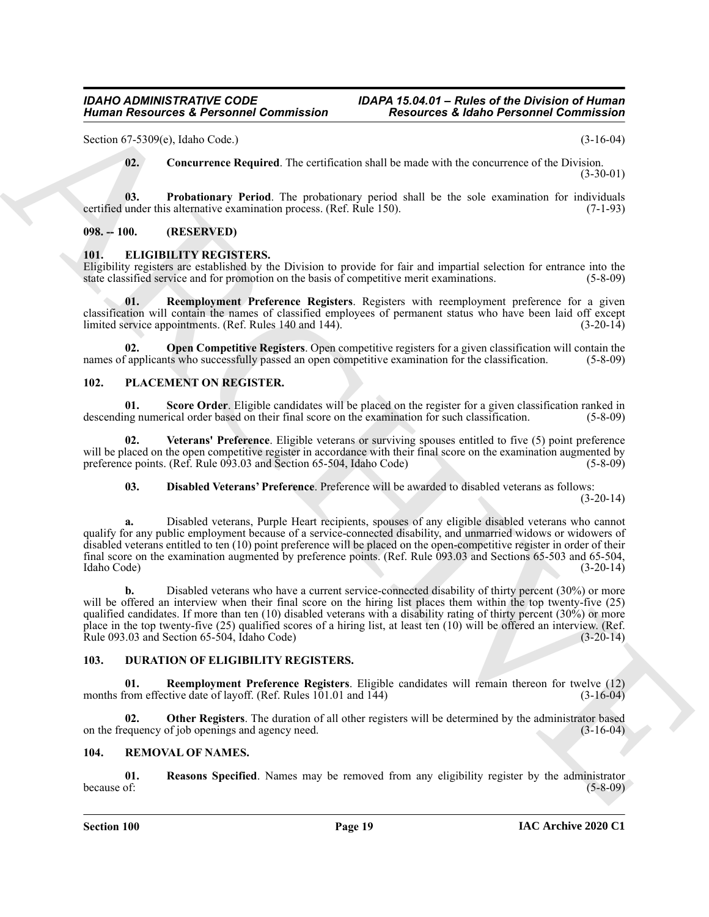Section 67-5309(e), Idaho Code.) (3-16-04)

**02. Concurrence Required**. The certification shall be made with the concurrence of the Division. (3-30-01)

**03. Probationary Period**. The probationary period shall be the sole examination for individuals certified under this alternative examination process. (Ref. Rule 150). (7-1-93)

### 098. -- 100. (RESERVED)

### 101. ELIGIBILITY REGISTERS.

Eligibility registers are established by the Division to provide for fair and impartial selection for entrance into the state classified service and for promotion on the basis of competitive merit examinations. (5-8-09)

**01. Reemployment Preference Registers**. Registers with reemployment preference for a given classification will contain the names of classified employees of permanent status who have been laid off except limited service appointments. (Ref. Rules 140 and 144). (3-20-14)

**02. Open Competitive Registers**. Open competitive registers for a given classification will contain the names of applicants who successfully passed an open competitive examination for the classification. (5-8-09)

### 102. PLACEMENT ON REGISTER.

**01. Score Order**. Eligible candidates will be placed on the register for a given classification ranked in descending numerical order based on their final score on the examination for such classification. (5-8-09)

**02. Veterans' Preference**. Eligible veterans or surviving spouses entitled to five (5) point preference will be placed on the open competitive register in accordance with their final score on the examination augmented by preference points. (Ref. Rule 093.03 and Section 65-504, Idaho Code) (5-8-09)

**03. Disabled Veterans' Preference**. Preference will be awarded to disabled veterans as follows: (3-20-14)

**a.** Disabled veterans, Purple Heart recipients, spouses of any eligible disabled veterans who cannot qualify for any public employment because of a service-connected disability, and unmarried widows or widowers of disabled veterans entitled to ten (10) point preference will be placed on the open-competitive register in order of their final score on the examination augmented by preference points. (Ref. Rule 093.03 and Sections 65-503 and 65-504, Idaho Code) (3-20-14)

**b.** Disabled veterans who have a current service-connected disability of thirty percent (30%) or more will be offered an interview when their final score on the hiring list places them within the top twenty-five (25) qualified candidates. If more than ten (10) disabled veterans with a disability rating of thirty percent (30%) or more place in the top twenty-five (25) qualified scores of a hiring list, at least ten (10) will be offered an interview. (Ref. Rule 093.03 and Section 65-504, Idaho Code) (3-20-14)

### 103. DURATION OF ELIGIBILITY REGISTERS.

**01. Reemployment Preference Registers**. Eligible candidates will remain thereon for twelve (12) months from effective date of layoff. (Ref. Rules 101.01 and 144) (3-16-04)

**02. Other Registers**. The duration of all other registers will be determined by the administrator based on the frequency of job openings and agency need. (3-16-04)

### 104. REMOVAL OF NAMES.

**01. Reasons Specified**. Names may be removed from any eligibility register by the administrator because of: (5-8-09)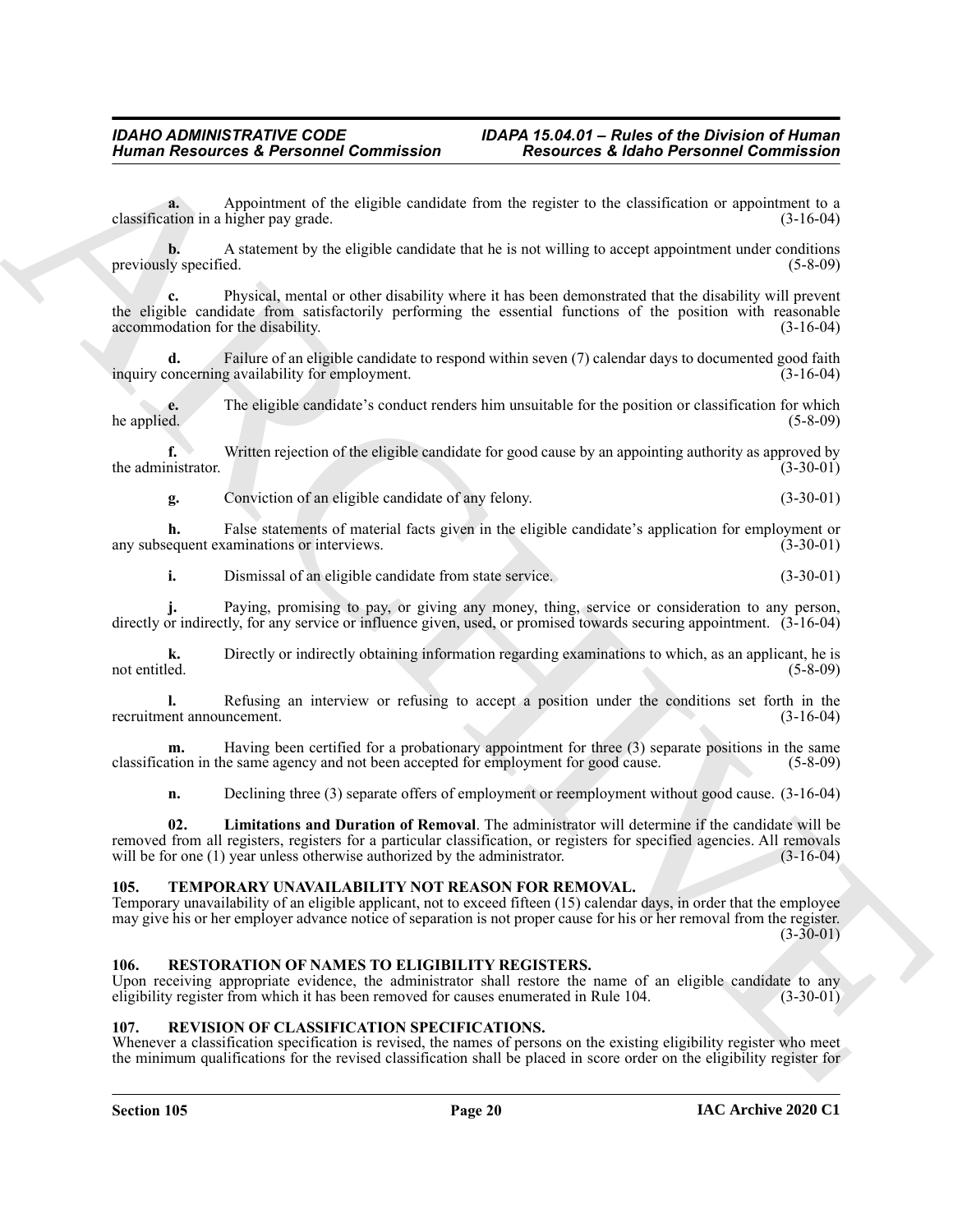**a.** Appointment of the eligible candidate from the register to the classification or appointment to a classification in a higher pay grade. (3-16-04)

**b.** A statement by the eligible candidate that he is not willing to accept appointment under conditions previously specified. (5-8-09)

**c.** Physical, mental or other disability where it has been demonstrated that the disability will prevent the eligible candidate from satisfactorily performing the essential functions of the position with reasonable accommodation for the disability. (3-16-04)

**d.** Failure of an eligible candidate to respond within seven (7) calendar days to documented good faith inquiry concerning availability for employment. (3-16-04)

**e.** The eligible candidate's conduct renders him unsuitable for the position or classification for which he applied. (5-8-09)

**f.** Written rejection of the eligible candidate for good cause by an appointing authority as approved by the administrator. (3-30-01)

**g.** Conviction of an eligible candidate of any felony. (3-30-01)

**h.** False statements of material facts given in the eligible candidate's application for employment or any subsequent examinations or interviews. (3-30-01)

**i.** Dismissal of an eligible candidate from state service. (3-30-01)

**j.** Paying, promising to pay, or giving any money, thing, service or consideration to any person, directly or indirectly, for any service or influence given, used, or promised towards securing appointment. (3-16-04)

**k.** Directly or indirectly obtaining information regarding examinations to which, as an applicant, he is not entitled. (5-8-09)

**l.** Refusing an interview or refusing to accept a position under the conditions set forth in the recruitment announcement. (3-16-04)

**m.** Having been certified for a probationary appointment for three (3) separate positions in the same classification in the same agency and not been accepted for employment for good cause. (5-8-09)

**n.** Declining three (3) separate offers of employment or reemployment without good cause. (3-16-04)

**02. Limitations and Duration of Removal**. The administrator will determine if the candidate will be removed from all registers, registers for a particular classification, or registers for specified agencies. All removals will be for one (1) year unless otherwise authorized by the administrator. (3-16-04)

## 105. TEMPORARY UNAVAILABILITY NOT REASON FOR REMOVAL.

Temporary unavailability of an eligible applicant, not to exceed fifteen (15) calendar days, in order that the employee may give his or her employer advance notice of separation is not proper cause for his or her removal from the register. (3-30-01)

## 106. RESTORATION OF NAMES TO ELIGIBILITY REGISTERS.

Upon receiving appropriate evidence, the administrator shall restore the name of an eligible candidate to any eligibility register from which it has been removed for causes enumerated in Rule 104. (3-30-01)

## 107. REVISION OF CLASSIFICATION SPECIFICATIONS.

Whenever a classification specification is revised, the names of persons on the existing eligibility register who meet the minimum qualifications for the revised classification shall be placed in score order on the eligibility register for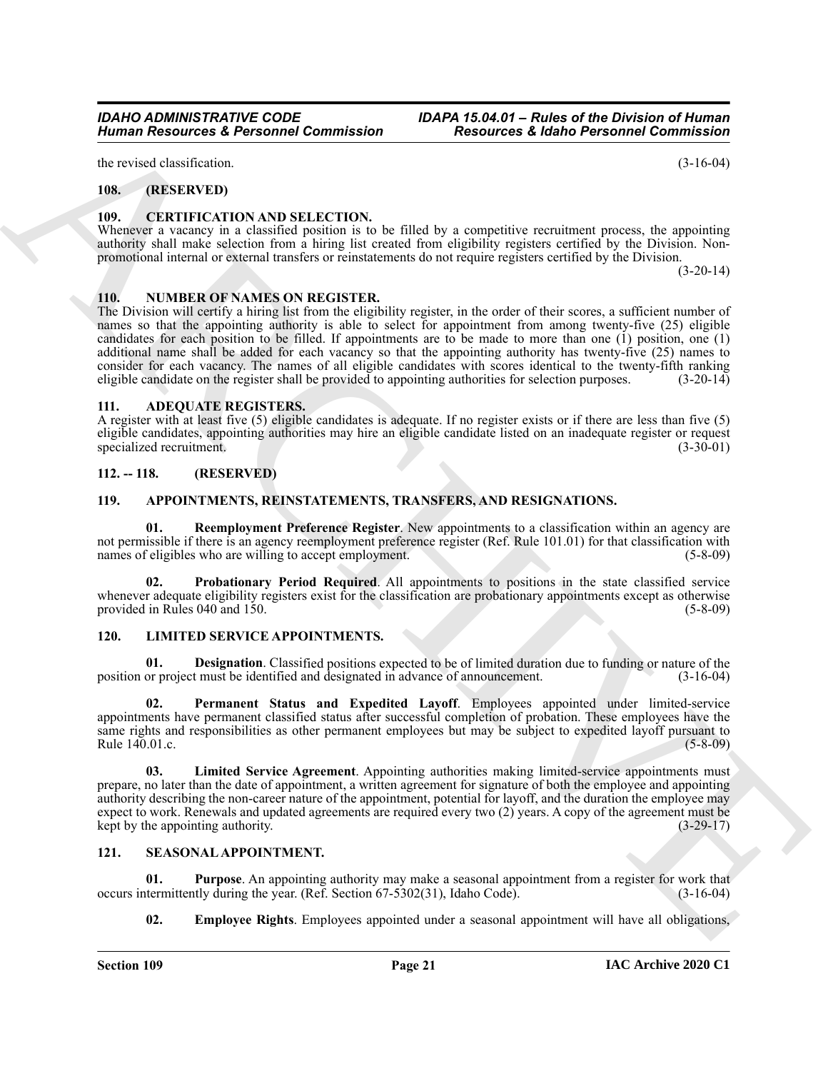the revised classification. (3-16-04)

## 108. (RESERVED)

## 109. CERTIFICATION AND SELECTION.

Whenever a vacancy in a classified position is to be filled by a competitive recruitment process, the appointing authority shall make selection from a hiring list created from eligibility registers certified by the Division. Non-promotional internal or external transfers or reinstatements do not require registers certified by the Division. (3-20-14)

## 110. NUMBER OF NAMES ON REGISTER.

The Division will certify a hiring list from the eligibility register, in the order of their scores, a sufficient number of names so that the appointing authority is able to select for appointment from among twenty-five (25) eligible candidates for each position to be filled. If appointments are to be made to more than one (1) position, one (1) additional name shall be added for each vacancy so that the appointing authority has twenty-five (25) names to consider for each vacancy. The names of all eligible candidates with scores identical to the twenty-fifth ranking eligible candidate on the register shall be provided to appointing authorities for selection purposes. (3-20-14)

## 111. ADEQUATE REGISTERS.

A register with at least five (5) eligible candidates is adequate. If no register exists or if there are less than five (5) eligible candidates, appointing authorities may hire an eligible candidate listed on an inadequate register or request specialized recruitment. (3-30-01)

## 112. -- 118. (RESERVED)

## 119. APPOINTMENTS, REINSTATEMENTS, TRANSFERS, AND RESIGNATIONS.

**01. Reemployment Preference Register**. New appointments to a classification within an agency are not permissible if there is an agency reemployment preference register (Ref. Rule 101.01) for that classification with names of eligibles who are willing to accept employment. (5-8-09)

**02. Probationary Period Required**. All appointments to positions in the state classified service whenever adequate eligibility registers exist for the classification are probationary appointments except as otherwise provided in Rules 040 and 150. (5-8-09)

## 120. LIMITED SERVICE APPOINTMENTS.

**01. Designation**. Classified positions expected to be of limited duration due to funding or nature of the position or project must be identified and designated in advance of announcement. (3-16-04)

**02. Permanent Status and Expedited Layoff**. Employees appointed under limited-service appointments have permanent classified status after successful completion of probation. These employees have the same rights and responsibilities as other permanent employees but may be subject to expedited layoff pursuant to Rule 140.01.c. (5-8-09)

**03. Limited Service Agreement**. Appointing authorities making limited-service appointments must prepare, no later than the date of appointment, a written agreement for signature of both the employee and appointing authority describing the non-career nature of the appointment, potential for layoff, and the duration the employee may expect to work. Renewals and updated agreements are required every two (2) years. A copy of the agreement must be kept by the appointing authority. (3-29-17)

## 121. SEASONAL APPOINTMENT.

**01. Purpose**. An appointing authority may make a seasonal appointment from a register for work that occurs intermittently during the year. (Ref. Section 67-5302(31), Idaho Code). (3-16-04)

**02. Employee Rights**. Employees appointed under a seasonal appointment will have all obligations,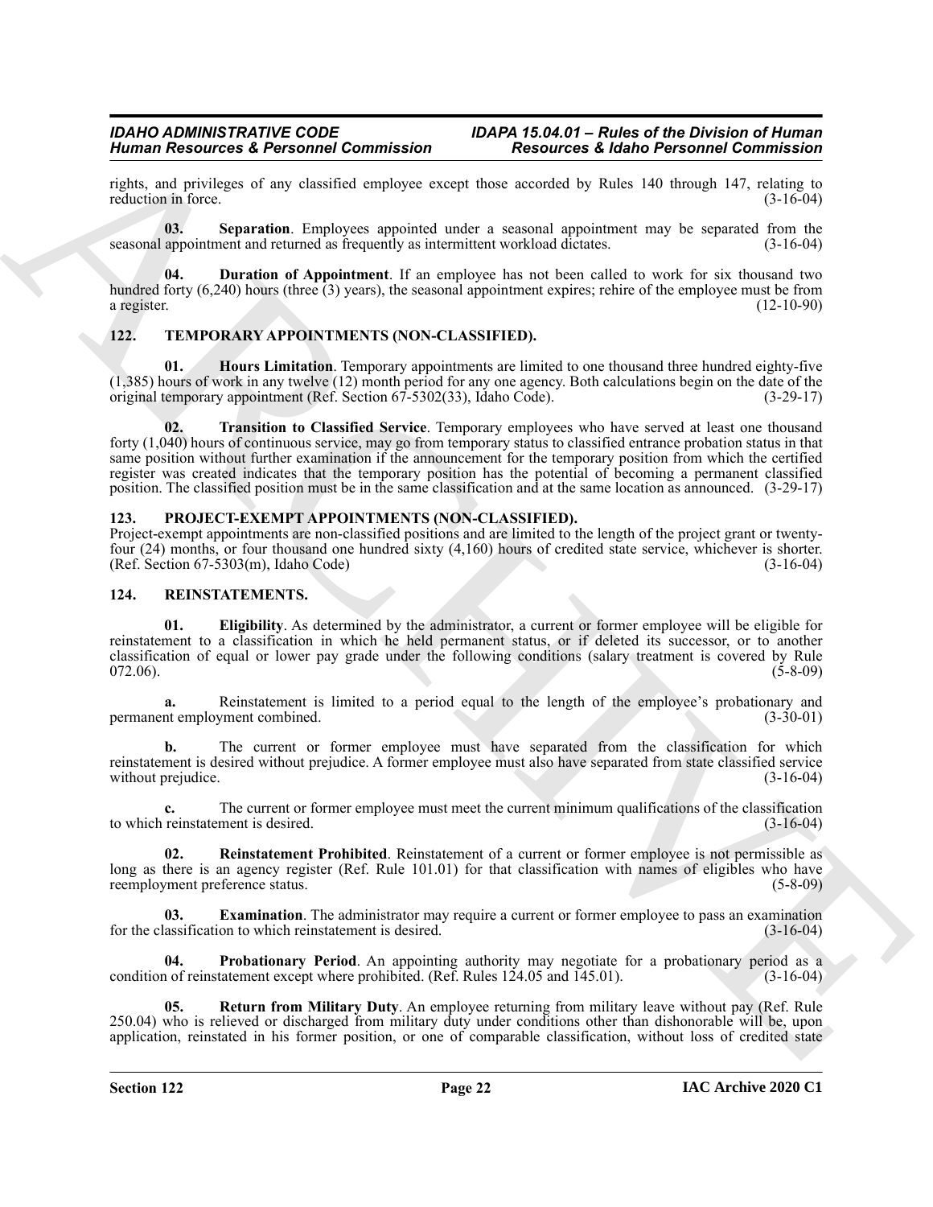rights, and privileges of any classified employee except those accorded by Rules 140 through 147, relating to reduction in force. (3-16-04)

**03. Separation**. Employees appointed under a seasonal appointment may be separated from the seasonal appointment and returned as frequently as intermittent workload dictates. (3-16-04)

**04. Duration of Appointment**. If an employee has not been called to work for six thousand two hundred forty (6,240) hours (three (3) years), the seasonal appointment expires; rehire of the employee must be from a register. (12-10-90)

## 122. TEMPORARY APPOINTMENTS (NON-CLASSIFIED).

**01. Hours Limitation**. Temporary appointments are limited to one thousand three hundred eighty-five (1,385) hours of work in any twelve (12) month period for any one agency. Both calculations begin on the date of the original temporary appointment (Ref. Section 67-5302(33), Idaho Code). (3-29-17)

**02. Transition to Classified Service**. Temporary employees who have served at least one thousand forty (1,040) hours of continuous service, may go from temporary status to classified entrance probation status in that same position without further examination if the announcement for the temporary position from which the certified register was created indicates that the temporary position has the potential of becoming a permanent classified position. The classified position must be in the same classification and at the same location as announced. (3-29-17)

## 123. PROJECT-EXEMPT APPOINTMENTS (NON-CLASSIFIED).

Project-exempt appointments are non-classified positions and are limited to the length of the project grant or twenty-four (24) months, or four thousand one hundred sixty (4,160) hours of credited state service, whichever is shorter. (Ref. Section 67-5303(m), Idaho Code) (3-16-04)

## 124. REINSTATEMENTS.

**01. Eligibility**. As determined by the administrator, a current or former employee will be eligible for reinstatement to a classification in which he held permanent status, or if deleted its successor, or to another classification of equal or lower pay grade under the following conditions (salary treatment is covered by Rule 072.06). (5-8-09)

**a.** Reinstatement is limited to a period equal to the length of the employee's probationary and permanent employment combined. (3-30-01)

**b.** The current or former employee must have separated from the classification for which reinstatement is desired without prejudice. A former employee must also have separated from state classified service without prejudice. (3-16-04)

**c.** The current or former employee must meet the current minimum qualifications of the classification to which reinstatement is desired. (3-16-04)

**02. Reinstatement Prohibited**. Reinstatement of a current or former employee is not permissible as long as there is an agency register (Ref. Rule 101.01) for that classification with names of eligibles who have reemployment preference status. (5-8-09)

**03. Examination**. The administrator may require a current or former employee to pass an examination for the classification to which reinstatement is desired. (3-16-04)

**04. Probationary Period**. An appointing authority may negotiate for a probationary period as a condition of reinstatement except where prohibited. (Ref. Rules 124.05 and 145.01). (3-16-04)

**05. Return from Military Duty**. An employee returning from military leave without pay (Ref. Rule 250.04) who is relieved or discharged from military duty under conditions other than dishonorable will be, upon application, reinstated in his former position, or one of comparable classification, without loss of credited state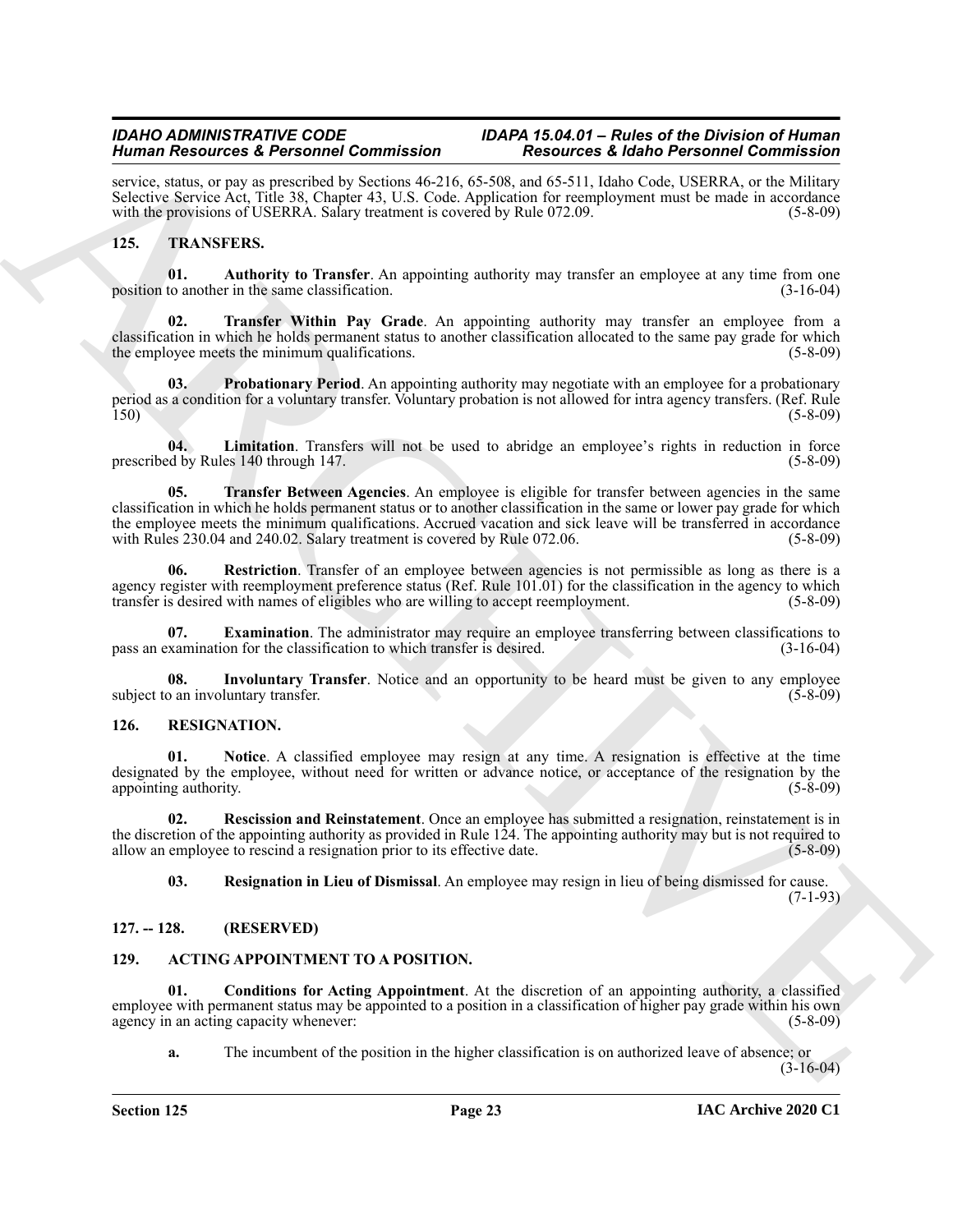service, status, or pay as prescribed by Sections 46-216, 65-508, and 65-511, Idaho Code, USERRA, or the Military Selective Service Act, Title 38, Chapter 43, U.S. Code. Application for reemployment must be made in accordance with the provisions of USERRA. Salary treatment is covered by Rule 072.09. (5-8-09)

## 125. TRANSFERS.

**01. Authority to Transfer**. An appointing authority may transfer an employee at any time from one position to another in the same classification. (3-16-04)

**02. Transfer Within Pay Grade**. An appointing authority may transfer an employee from a classification in which he holds permanent status to another classification allocated to the same pay grade for which the employee meets the minimum qualifications. (5-8-09)

**03. Probationary Period**. An appointing authority may negotiate with an employee for a probationary period as a condition for a voluntary transfer. Voluntary probation is not allowed for intra agency transfers. (Ref. Rule 150) (5-8-09)

**04. Limitation**. Transfers will not be used to abridge an employee's rights in reduction in force prescribed by Rules 140 through 147. (5-8-09)

**05. Transfer Between Agencies**. An employee is eligible for transfer between agencies in the same classification in which he holds permanent status or to another classification in the same or lower pay grade for which the employee meets the minimum qualifications. Accrued vacation and sick leave will be transferred in accordance with Rules 230.04 and 240.02. Salary treatment is covered by Rule 072.06. (5-8-09)

**06. Restriction**. Transfer of an employee between agencies is not permissible as long as there is a agency register with reemployment preference status (Ref. Rule 101.01) for the classification in the agency to which transfer is desired with names of eligibles who are willing to accept reemployment. (5-8-09)

**07. Examination**. The administrator may require an employee transferring between classifications to pass an examination for the classification to which transfer is desired. (3-16-04)

**08. Involuntary Transfer**. Notice and an opportunity to be heard must be given to any employee subject to an involuntary transfer. (5-8-09)

## 126. RESIGNATION.

**01. Notice**. A classified employee may resign at any time. A resignation is effective at the time designated by the employee, without need for written or advance notice, or acceptance of the resignation by the appointing authority. (5-8-09)

**02. Rescission and Reinstatement**. Once an employee has submitted a resignation, reinstatement is in the discretion of the appointing authority as provided in Rule 124. The appointing authority may but is not required to allow an employee to rescind a resignation prior to its effective date. (5-8-09)

**03. Resignation in Lieu of Dismissal**. An employee may resign in lieu of being dismissed for cause. (7-1-93)

## 127. -- 128. (RESERVED)

## 129. ACTING APPOINTMENT TO A POSITION.

**01. Conditions for Acting Appointment**. At the discretion of an appointing authority, a classified employee with permanent status may be appointed to a position in a classification of higher pay grade within his own agency in an acting capacity whenever: (5-8-09)

**a.** The incumbent of the position in the higher classification is on authorized leave of absence; or (3-16-04)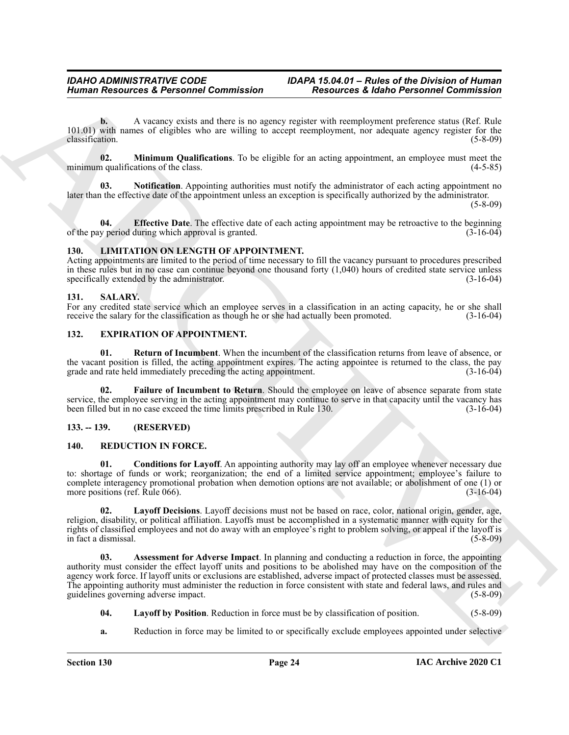**b.** A vacancy exists and there is no agency register with reemployment preference status (Ref. Rule 101.01) with names of eligibles who are willing to accept reemployment, nor adequate agency register for the classification. (5-8-09)

**02. Minimum Qualifications**. To be eligible for an acting appointment, an employee must meet the minimum qualifications of the class. (4-5-85)

**03. Notification**. Appointing authorities must notify the administrator of each acting appointment no later than the effective date of the appointment unless an exception is specifically authorized by the administrator. (5-8-09)

**04. Effective Date**. The effective date of each acting appointment may be retroactive to the beginning of the pay period during which approval is granted. (3-16-04)

## 130. LIMITATION ON LENGTH OF APPOINTMENT.

Acting appointments are limited to the period of time necessary to fill the vacancy pursuant to procedures prescribed in these rules but in no case can continue beyond one thousand forty (1,040) hours of credited state service unless specifically extended by the administrator. (3-16-04)

## 131. SALARY.

For any credited state service which an employee serves in a classification in an acting capacity, he or she shall receive the salary for the classification as though he or she had actually been promoted. (3-16-04)

## 132. EXPIRATION OF APPOINTMENT.

**01. Return of Incumbent**. When the incumbent of the classification returns from leave of absence, or the vacant position is filled, the acting appointment expires. The acting appointee is returned to the class, the pay grade and rate held immediately preceding the acting appointment. (3-16-04)

**02. Failure of Incumbent to Return**. Should the employee on leave of absence separate from state service, the employee serving in the acting appointment may continue to serve in that capacity until the vacancy has been filled but in no case exceed the time limits prescribed in Rule 130. (3-16-04)

## 133. -- 139. (RESERVED)

## 140. REDUCTION IN FORCE.

**01. Conditions for Layoff**. An appointing authority may lay off an employee whenever necessary due to: shortage of funds or work; reorganization; the end of a limited service appointment; employee's failure to complete interagency promotional probation when demotion options are not available; or abolishment of one (1) or more positions (ref. Rule 066). (3-16-04)

**02. Layoff Decisions**. Layoff decisions must not be based on race, color, national origin, gender, age, religion, disability, or political affiliation. Layoffs must be accomplished in a systematic manner with equity for the rights of classified employees and not do away with an employee's right to problem solving, or appeal if the layoff is in fact a dismissal. (5-8-09)

**03. Assessment for Adverse Impact**. In planning and conducting a reduction in force, the appointing authority must consider the effect layoff units and positions to be abolished may have on the composition of the agency work force. If layoff units or exclusions are established, adverse impact of protected classes must be assessed. The appointing authority must administer the reduction in force consistent with state and federal laws, and rules and guidelines governing adverse impact. (5-8-09)

**04. Layoff by Position**. Reduction in force must be by classification of position. (5-8-09)

**a.** Reduction in force may be limited to or specifically exclude employees appointed under selective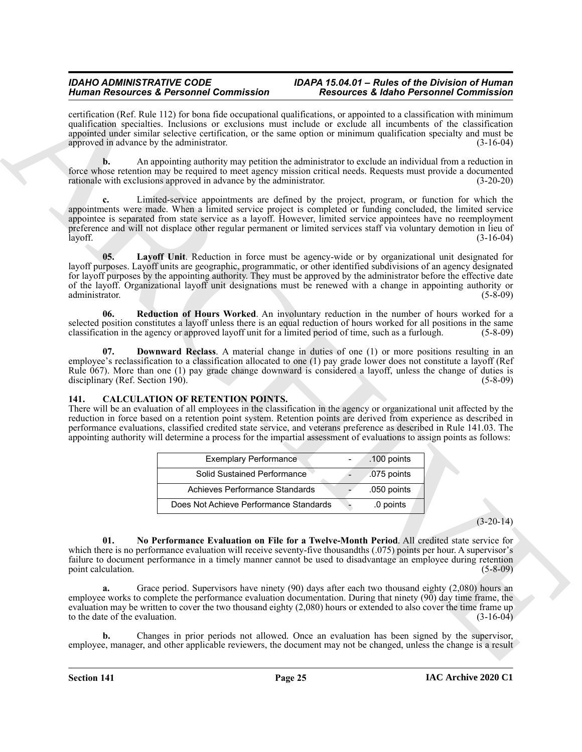certification (Ref. Rule 112) for bona fide occupational qualifications, or appointed to a classification with minimum qualification specialties. Inclusions or exclusions must include or exclude all incumbents of the classification appointed under similar selective certification, or the same option or minimum qualification specialty and must be approved in advance by the administrator. (3-16-04)

**b.** An appointing authority may petition the administrator to exclude an individual from a reduction in force whose retention may be required to meet agency mission critical needs. Requests must provide a documented rationale with exclusions approved in advance by the administrator. (3-20-20)

**c.** Limited-service appointments are defined by the project, program, or function for which the appointments were made. When a limited service project is completed or funding concluded, the limited service appointee is separated from state service as a layoff. However, limited service appointees have no reemployment preference and will not displace other regular permanent or limited services staff via voluntary demotion in lieu of layoff. (3-16-04)

**05. Layoff Unit**. Reduction in force must be agency-wide or by organizational unit designated for layoff purposes. Layoff units are geographic, programmatic, or other identified subdivisions of an agency designated for layoff purposes by the appointing authority. They must be approved by the administrator before the effective date of the layoff. Organizational layoff unit designations must be renewed with a change in appointing authority or administrator. (5-8-09)

**06. Reduction of Hours Worked**. An involuntary reduction in the number of hours worked for a selected position constitutes a layoff unless there is an equal reduction of hours worked for all positions in the same classification in the agency or approved layoff unit for a limited period of time, such as a furlough. (5-8-09)

**07. Downward Reclass**. A material change in duties of one (1) or more positions resulting in an employee's reclassification to a classification allocated to one (1) pay grade lower does not constitute a layoff (Ref Rule 067). More than one (1) pay grade change downward is considered a layoff, unless the change of duties is disciplinary (Ref. Section 190). (5-8-09)

## 141. CALCULATION OF RETENTION POINTS.

There will be an evaluation of all employees in the classification in the agency or organizational unit affected by the reduction in force based on a retention point system. Retention points are derived from experience as described in performance evaluations, classified credited state service, and veterans preference as described in Rule 141.03. The appointing authority will determine a process for the impartial assessment of evaluations to assign points as follows:

| | | |
|---|---|---|
| Exemplary Performance | - | .100 points |
| Solid Sustained Performance | - | .075 points |
| Achieves Performance Standards | - | .050 points |
| Does Not Achieve Performance Standards | - | .0 points |

(3-20-14)

**01. No Performance Evaluation on File for a Twelve-Month Period**. All credited state service for which there is no performance evaluation will receive seventy-five thousandths (.075) points per hour. A supervisor's failure to document performance in a timely manner cannot be used to disadvantage an employee during retention point calculation. (5-8-09)

**a.** Grace period. Supervisors have ninety (90) days after each two thousand eighty (2,080) hours an employee works to complete the performance evaluation documentation. During that ninety (90) day time frame, the evaluation may be written to cover the two thousand eighty (2,080) hours or extended to also cover the time frame up to the date of the evaluation. (3-16-04)

**b.** Changes in prior periods not allowed. Once an evaluation has been signed by the supervisor, employee, manager, and other applicable reviewers, the document may not be changed, unless the change is a result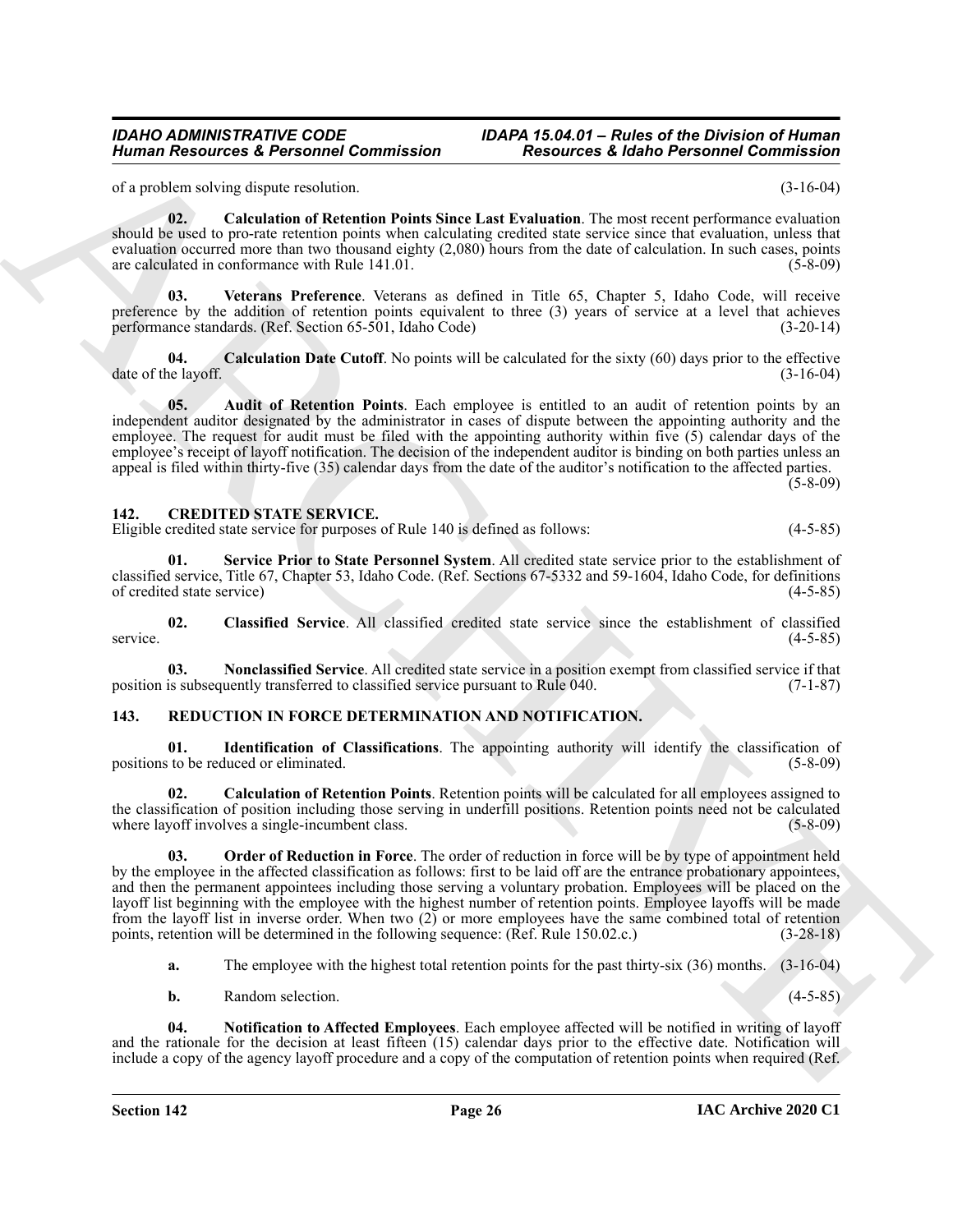of a problem solving dispute resolution. (3-16-04)

**02. Calculation of Retention Points Since Last Evaluation**. The most recent performance evaluation should be used to pro-rate retention points when calculating credited state service since that evaluation, unless that evaluation occurred more than two thousand eighty (2,080) hours from the date of calculation. In such cases, points are calculated in conformance with Rule 141.01. (5-8-09)

**03. Veterans Preference**. Veterans as defined in Title 65, Chapter 5, Idaho Code, will receive preference by the addition of retention points equivalent to three (3) years of service at a level that achieves performance standards. (Ref. Section 65-501, Idaho Code) (3-20-14)

**04. Calculation Date Cutoff**. No points will be calculated for the sixty (60) days prior to the effective date of the layoff. (3-16-04)

**05. Audit of Retention Points**. Each employee is entitled to an audit of retention points by an independent auditor designated by the administrator in cases of dispute between the appointing authority and the employee. The request for audit must be filed with the appointing authority within five (5) calendar days of the employee's receipt of layoff notification. The decision of the independent auditor is binding on both parties unless an appeal is filed within thirty-five (35) calendar days from the date of the auditor's notification to the affected parties. (5-8-09)

## 142. CREDITED STATE SERVICE.

Eligible credited state service for purposes of Rule 140 is defined as follows: (4-5-85)

**01. Service Prior to State Personnel System**. All credited state service prior to the establishment of classified service, Title 67, Chapter 53, Idaho Code. (Ref. Sections 67-5332 and 59-1604, Idaho Code, for definitions of credited state service) (4-5-85)

**02. Classified Service**. All classified credited state service since the establishment of classified service. (4-5-85)

**03. Nonclassified Service**. All credited state service in a position exempt from classified service if that position is subsequently transferred to classified service pursuant to Rule 040. (7-1-87)

## 143. REDUCTION IN FORCE DETERMINATION AND NOTIFICATION.

**01. Identification of Classifications**. The appointing authority will identify the classification of positions to be reduced or eliminated. (5-8-09)

**02. Calculation of Retention Points**. Retention points will be calculated for all employees assigned to the classification of position including those serving in underfill positions. Retention points need not be calculated where layoff involves a single-incumbent class. (5-8-09)

**03. Order of Reduction in Force**. The order of reduction in force will be by type of appointment held by the employee in the affected classification as follows: first to be laid off are the entrance probationary appointees, and then the permanent appointees including those serving a voluntary probation. Employees will be placed on the layoff list beginning with the employee with the highest number of retention points. Employee layoffs will be made from the layoff list in inverse order. When two (2) or more employees have the same combined total of retention points, retention will be determined in the following sequence: (Ref. Rule 150.02.c.) (3-28-18)

**a.** The employee with the highest total retention points for the past thirty-six (36) months. (3-16-04)

**b.** Random selection. (4-5-85)

**04. Notification to Affected Employees**. Each employee affected will be notified in writing of layoff and the rationale for the decision at least fifteen (15) calendar days prior to the effective date. Notification will include a copy of the agency layoff procedure and a copy of the computation of retention points when required (Ref.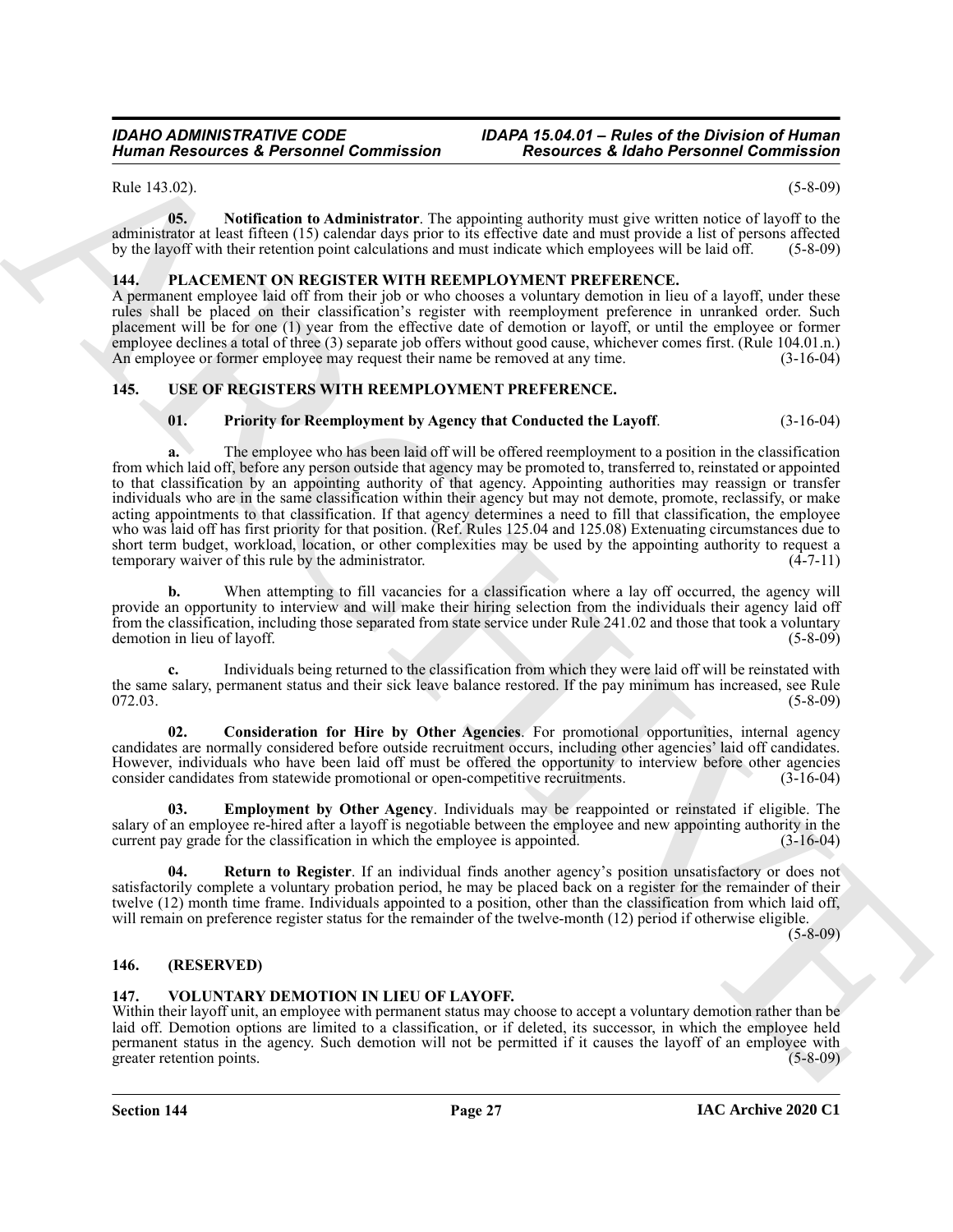Rule 143.02). (5-8-09)

**05. Notification to Administrator**. The appointing authority must give written notice of layoff to the administrator at least fifteen (15) calendar days prior to its effective date and must provide a list of persons affected by the layoff with their retention point calculations and must indicate which employees will be laid off. (5-8-09)

## 144. PLACEMENT ON REGISTER WITH REEMPLOYMENT PREFERENCE.

A permanent employee laid off from their job or who chooses a voluntary demotion in lieu of a layoff, under these rules shall be placed on their classification's register with reemployment preference in unranked order. Such placement will be for one (1) year from the effective date of demotion or layoff, or until the employee or former employee declines a total of three (3) separate job offers without good cause, whichever comes first. (Rule 104.01.n.) An employee or former employee may request their name be removed at any time. (3-16-04)

## 145. USE OF REGISTERS WITH REEMPLOYMENT PREFERENCE.

**01. Priority for Reemployment by Agency that Conducted the Layoff**. (3-16-04)

**a.** The employee who has been laid off will be offered reemployment to a position in the classification from which laid off, before any person outside that agency may be promoted to, transferred to, reinstated or appointed to that classification by an appointing authority of that agency. Appointing authorities may reassign or transfer individuals who are in the same classification within their agency but may not demote, promote, reclassify, or make acting appointments to that classification. If that agency determines a need to fill that classification, the employee who was laid off has first priority for that position. (Ref. Rules 125.04 and 125.08) Extenuating circumstances due to short term budget, workload, location, or other complexities may be used by the appointing authority to request a temporary waiver of this rule by the administrator. (4-7-11)

**b.** When attempting to fill vacancies for a classification where a lay off occurred, the agency will provide an opportunity to interview and will make their hiring selection from the individuals their agency laid off from the classification, including those separated from state service under Rule 241.02 and those that took a voluntary demotion in lieu of layoff. (5-8-09)

**c.** Individuals being returned to the classification from which they were laid off will be reinstated with the same salary, permanent status and their sick leave balance restored. If the pay minimum has increased, see Rule 072.03. (5-8-09)

**02. Consideration for Hire by Other Agencies**. For promotional opportunities, internal agency candidates are normally considered before outside recruitment occurs, including other agencies' laid off candidates. However, individuals who have been laid off must be offered the opportunity to interview before other agencies consider candidates from statewide promotional or open-competitive recruitments. (3-16-04)

**03. Employment by Other Agency**. Individuals may be reappointed or reinstated if eligible. The salary of an employee re-hired after a layoff is negotiable between the employee and new appointing authority in the current pay grade for the classification in which the employee is appointed. (3-16-04)

**04. Return to Register**. If an individual finds another agency's position unsatisfactory or does not satisfactorily complete a voluntary probation period, he may be placed back on a register for the remainder of their twelve (12) month time frame. Individuals appointed to a position, other than the classification from which laid off, will remain on preference register status for the remainder of the twelve-month (12) period if otherwise eligible. (5-8-09)

## 146. (RESERVED)

## 147. VOLUNTARY DEMOTION IN LIEU OF LAYOFF.

Within their layoff unit, an employee with permanent status may choose to accept a voluntary demotion rather than be laid off. Demotion options are limited to a classification, or if deleted, its successor, in which the employee held permanent status in the agency. Such demotion will not be permitted if it causes the layoff of an employee with greater retention points. (5-8-09)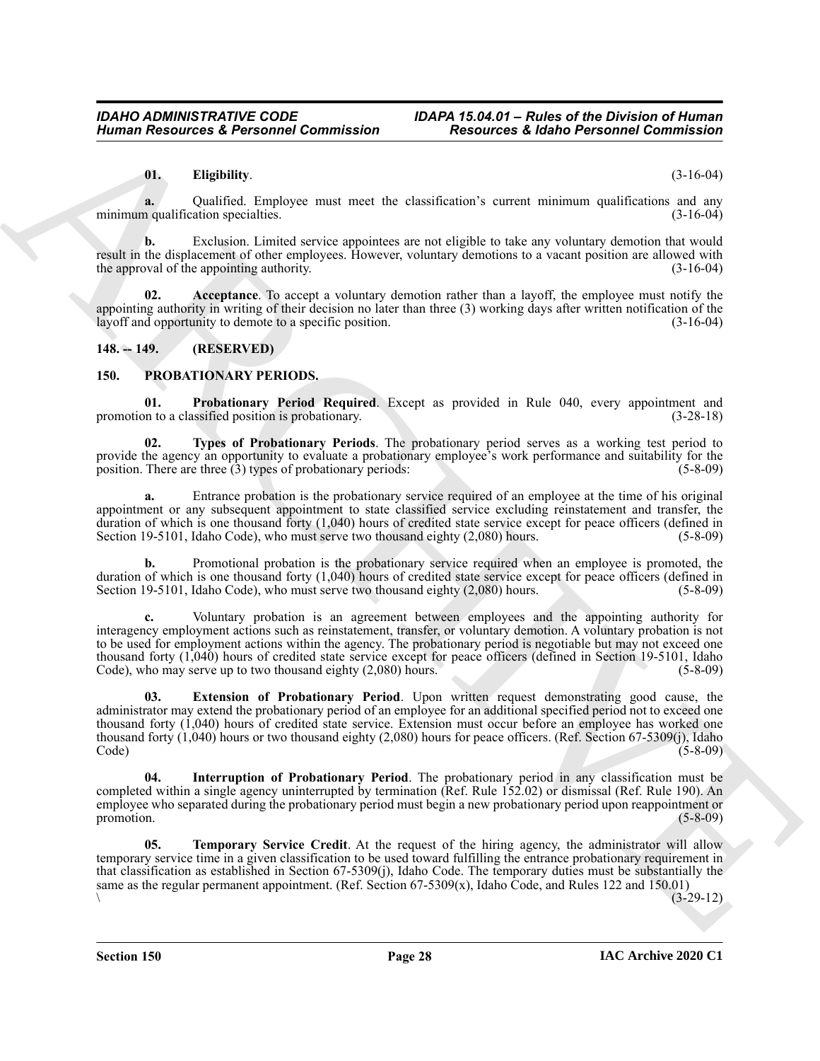**01. Eligibility**. (3-16-04)

**a.** Qualified. Employee must meet the classification's current minimum qualifications and any minimum qualification specialties. (3-16-04)

**b.** Exclusion. Limited service appointees are not eligible to take any voluntary demotion that would result in the displacement of other employees. However, voluntary demotions to a vacant position are allowed with the approval of the appointing authority. (3-16-04)

**02. Acceptance**. To accept a voluntary demotion rather than a layoff, the employee must notify the appointing authority in writing of their decision no later than three (3) working days after written notification of the layoff and opportunity to demote to a specific position. (3-16-04)

## 148. -- 149. (RESERVED)

## 150. PROBATIONARY PERIODS.

**01. Probationary Period Required**. Except as provided in Rule 040, every appointment and promotion to a classified position is probationary. (3-28-18)

**02. Types of Probationary Periods**. The probationary period serves as a working test period to provide the agency an opportunity to evaluate a probationary employee's work performance and suitability for the position. There are three (3) types of probationary periods: (5-8-09)

**a.** Entrance probation is the probationary service required of an employee at the time of his original appointment or any subsequent appointment to state classified service excluding reinstatement and transfer, the duration of which is one thousand forty (1,040) hours of credited state service except for peace officers (defined in Section 19-5101, Idaho Code), who must serve two thousand eighty (2,080) hours. (5-8-09)

**b.** Promotional probation is the probationary service required when an employee is promoted, the duration of which is one thousand forty (1,040) hours of credited state service except for peace officers (defined in Section 19-5101, Idaho Code), who must serve two thousand eighty (2,080) hours. (5-8-09)

**c.** Voluntary probation is an agreement between employees and the appointing authority for interagency employment actions such as reinstatement, transfer, or voluntary demotion. A voluntary probation is not to be used for employment actions within the agency. The probationary period is negotiable but may not exceed one thousand forty (1,040) hours of credited state service except for peace officers (defined in Section 19-5101, Idaho Code), who may serve up to two thousand eighty (2,080) hours. (5-8-09)

**03. Extension of Probationary Period**. Upon written request demonstrating good cause, the administrator may extend the probationary period of an employee for an additional specified period not to exceed one thousand forty (1,040) hours of credited state service. Extension must occur before an employee has worked one thousand forty (1,040) hours or two thousand eighty (2,080) hours for peace officers. (Ref. Section 67-5309(j), Idaho Code) (5-8-09)

**04. Interruption of Probationary Period**. The probationary period in any classification must be completed within a single agency uninterrupted by termination (Ref. Rule 152.02) or dismissal (Ref. Rule 190). An employee who separated during the probationary period must begin a new probationary period upon reappointment or promotion. (5-8-09)

**05. Temporary Service Credit**. At the request of the hiring agency, the administrator will allow temporary service time in a given classification to be used toward fulfilling the entrance probationary requirement in that classification as established in Section 67-5309(j), Idaho Code. The temporary duties must be substantially the same as the regular permanent appointment. (Ref. Section 67-5309(x), Idaho Code, and Rules 122 and 150.01)
\ (3-29-12)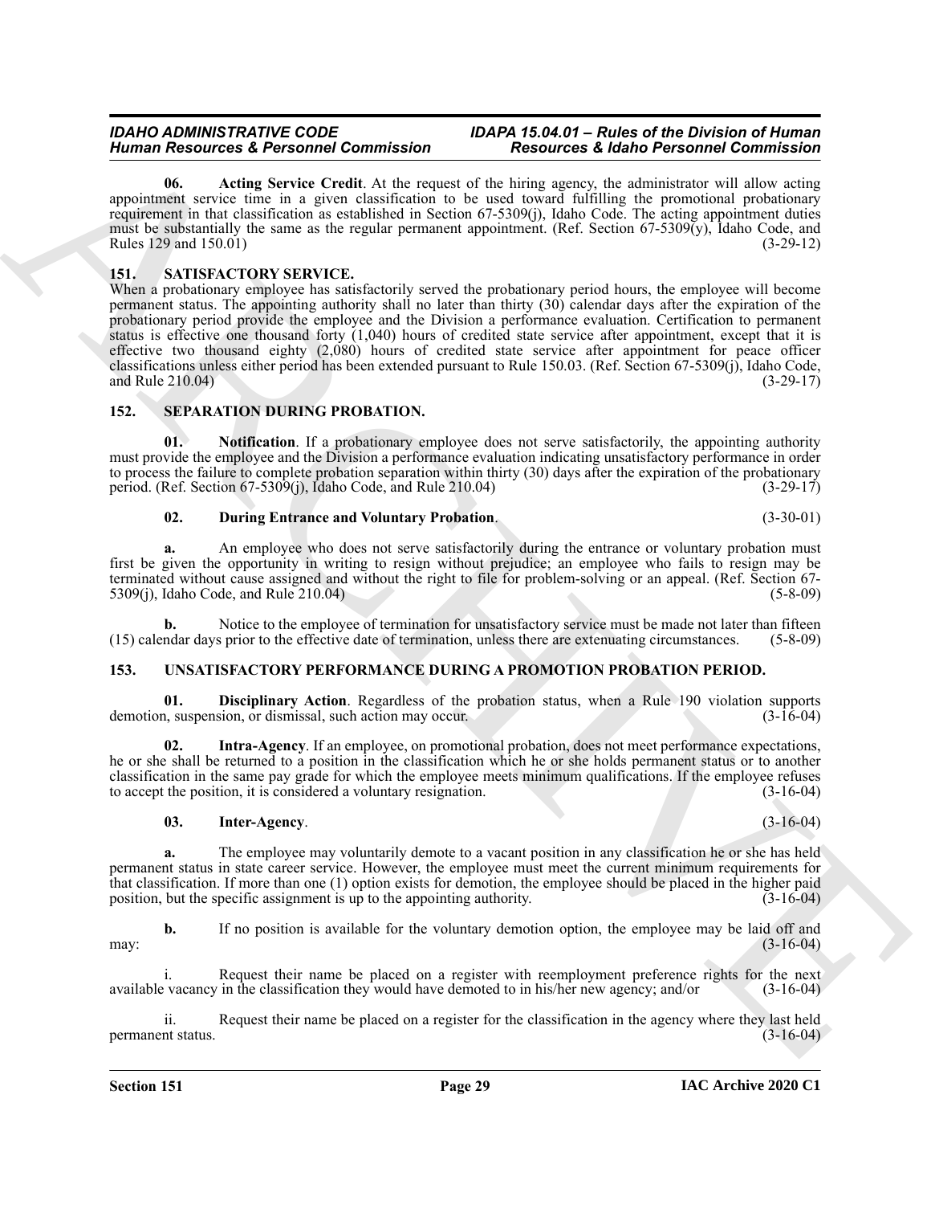**06. Acting Service Credit**. At the request of the hiring agency, the administrator will allow acting appointment service time in a given classification to be used toward fulfilling the promotional probationary requirement in that classification as established in Section 67-5309(j), Idaho Code. The acting appointment duties must be substantially the same as the regular permanent appointment. (Ref. Section 67-5309(y), Idaho Code, and Rules 129 and 150.01) (3-29-12)

## 151. SATISFACTORY SERVICE.

When a probationary employee has satisfactorily served the probationary period hours, the employee will become permanent status. The appointing authority shall no later than thirty (30) calendar days after the expiration of the probationary period provide the employee and the Division a performance evaluation. Certification to permanent status is effective one thousand forty (1,040) hours of credited state service after appointment, except that it is effective two thousand eighty (2,080) hours of credited state service after appointment for peace officer classifications unless either period has been extended pursuant to Rule 150.03. (Ref. Section 67-5309(j), Idaho Code, and Rule 210.04) (3-29-17)

## 152. SEPARATION DURING PROBATION.

**01. Notification**. If a probationary employee does not serve satisfactorily, the appointing authority must provide the employee and the Division a performance evaluation indicating unsatisfactory performance in order to process the failure to complete probation separation within thirty (30) days after the expiration of the probationary period. (Ref. Section 67-5309(j), Idaho Code, and Rule 210.04) (3-29-17)

**02. During Entrance and Voluntary Probation**. (3-30-01)

**a.** An employee who does not serve satisfactorily during the entrance or voluntary probation must first be given the opportunity in writing to resign without prejudice; an employee who fails to resign may be terminated without cause assigned and without the right to file for problem-solving or an appeal. (Ref. Section 67-5309(j), Idaho Code, and Rule 210.04) (5-8-09)

**b.** Notice to the employee of termination for unsatisfactory service must be made not later than fifteen (15) calendar days prior to the effective date of termination, unless there are extenuating circumstances. (5-8-09)

## 153. UNSATISFACTORY PERFORMANCE DURING A PROMOTION PROBATION PERIOD.

**01. Disciplinary Action**. Regardless of the probation status, when a Rule 190 violation supports demotion, suspension, or dismissal, such action may occur. (3-16-04)

**02. Intra-Agency**. If an employee, on promotional probation, does not meet performance expectations, he or she shall be returned to a position in the classification which he or she holds permanent status or to another classification in the same pay grade for which the employee meets minimum qualifications. If the employee refuses to accept the position, it is considered a voluntary resignation. (3-16-04)

**03. Inter-Agency**. (3-16-04)

**a.** The employee may voluntarily demote to a vacant position in any classification he or she has held permanent status in state career service. However, the employee must meet the current minimum requirements for that classification. If more than one (1) option exists for demotion, the employee should be placed in the higher paid position, but the specific assignment is up to the appointing authority. (3-16-04)

**b.** If no position is available for the voluntary demotion option, the employee may be laid off and may: (3-16-04)

i. Request their name be placed on a register with reemployment preference rights for the next available vacancy in the classification they would have demoted to in his/her new agency; and/or (3-16-04)

ii. Request their name be placed on a register for the classification in the agency where they last held permanent status. (3-16-04)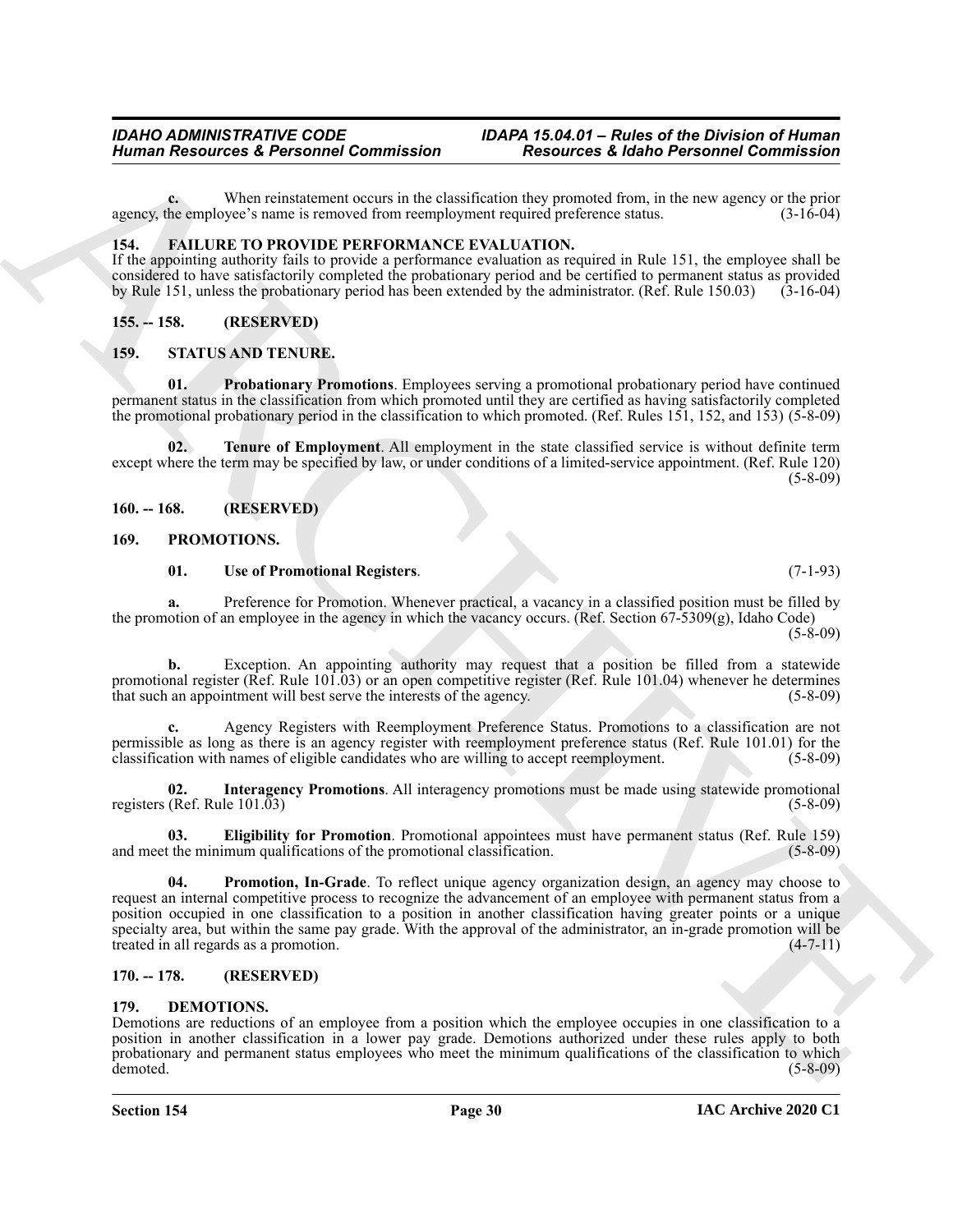**c.** When reinstatement occurs in the classification they promoted from, in the new agency or the prior agency, the employee's name is removed from reemployment required preference status. (3-16-04)

## 154. FAILURE TO PROVIDE PERFORMANCE EVALUATION.

If the appointing authority fails to provide a performance evaluation as required in Rule 151, the employee shall be considered to have satisfactorily completed the probationary period and be certified to permanent status as provided by Rule 151, unless the probationary period has been extended by the administrator. (Ref. Rule 150.03) (3-16-04)

## 155. -- 158. (RESERVED)

## 159. STATUS AND TENURE.

**01. Probationary Promotions**. Employees serving a promotional probationary period have continued permanent status in the classification from which promoted until they are certified as having satisfactorily completed the promotional probationary period in the classification to which promoted. (Ref. Rules 151, 152, and 153) (5-8-09)

**02. Tenure of Employment**. All employment in the state classified service is without definite term except where the term may be specified by law, or under conditions of a limited-service appointment. (Ref. Rule 120) (5-8-09)

## 160. -- 168. (RESERVED)

## 169. PROMOTIONS.

**01. Use of Promotional Registers**. (7-1-93)

**a.** Preference for Promotion. Whenever practical, a vacancy in a classified position must be filled by the promotion of an employee in the agency in which the vacancy occurs. (Ref. Section 67-5309(g), Idaho Code) (5-8-09)

**b.** Exception. An appointing authority may request that a position be filled from a statewide promotional register (Ref. Rule 101.03) or an open competitive register (Ref. Rule 101.04) whenever he determines that such an appointment will best serve the interests of the agency. (5-8-09)

**c.** Agency Registers with Reemployment Preference Status. Promotions to a classification are not permissible as long as there is an agency register with reemployment preference status (Ref. Rule 101.01) for the classification with names of eligible candidates who are willing to accept reemployment. (5-8-09)

**02. Interagency Promotions**. All interagency promotions must be made using statewide promotional registers (Ref. Rule 101.03) (5-8-09)

**03. Eligibility for Promotion**. Promotional appointees must have permanent status (Ref. Rule 159) and meet the minimum qualifications of the promotional classification. (5-8-09)

**04. Promotion, In-Grade**. To reflect unique agency organization design, an agency may choose to request an internal competitive process to recognize the advancement of an employee with permanent status from a position occupied in one classification to a position in another classification having greater points or a unique specialty area, but within the same pay grade. With the approval of the administrator, an in-grade promotion will be treated in all regards as a promotion. (4-7-11)

## 170. -- 178. (RESERVED)

## 179. DEMOTIONS.

Demotions are reductions of an employee from a position which the employee occupies in one classification to a position in another classification in a lower pay grade. Demotions authorized under these rules apply to both probationary and permanent status employees who meet the minimum qualifications of the classification to which demoted. (5-8-09)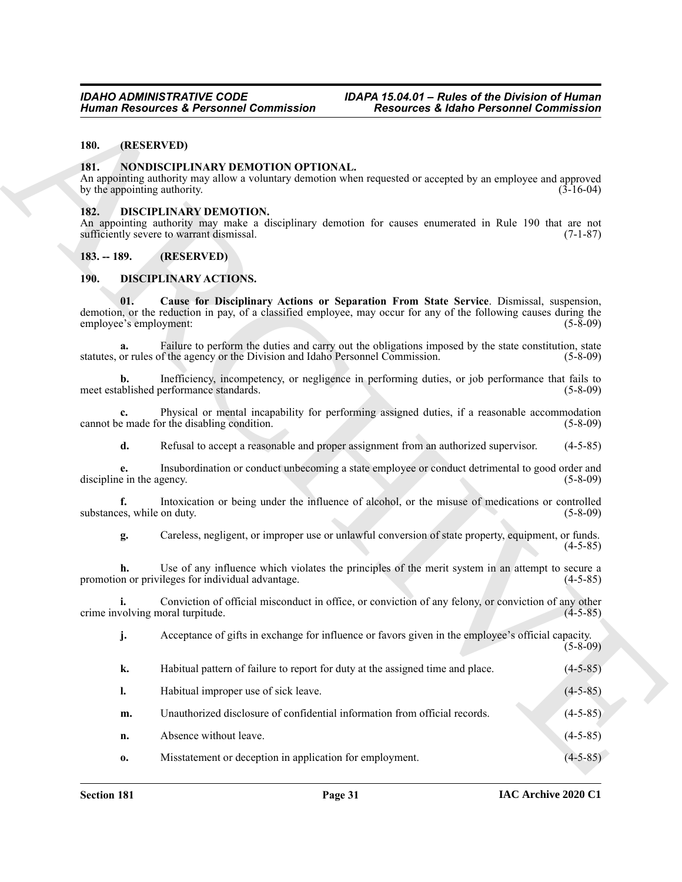## 180. (RESERVED)

## 181. NONDISCIPLINARY DEMOTION OPTIONAL.

An appointing authority may allow a voluntary demotion when requested or accepted by an employee and approved by the appointing authority. (3-16-04)

## 182. DISCIPLINARY DEMOTION.

An appointing authority may make a disciplinary demotion for causes enumerated in Rule 190 that are not sufficiently severe to warrant dismissal. (7-1-87)

## 183. -- 189. (RESERVED)

## 190. DISCIPLINARY ACTIONS.

**01. Cause for Disciplinary Actions or Separation From State Service**. Dismissal, suspension, demotion, or the reduction in pay, of a classified employee, may occur for any of the following causes during the employee's employment: (5-8-09)

**a.** Failure to perform the duties and carry out the obligations imposed by the state constitution, state statutes, or rules of the agency or the Division and Idaho Personnel Commission. (5-8-09)

**b.** Inefficiency, incompetency, or negligence in performing duties, or job performance that fails to meet established performance standards. (5-8-09)

**c.** Physical or mental incapability for performing assigned duties, if a reasonable accommodation cannot be made for the disabling condition. (5-8-09)

**d.** Refusal to accept a reasonable and proper assignment from an authorized supervisor. (4-5-85)

**e.** Insubordination or conduct unbecoming a state employee or conduct detrimental to good order and discipline in the agency. (5-8-09)

**f.** Intoxication or being under the influence of alcohol, or the misuse of medications or controlled substances, while on duty. (5-8-09)

**g.** Careless, negligent, or improper use or unlawful conversion of state property, equipment, or funds. (4-5-85)

**h.** Use of any influence which violates the principles of the merit system in an attempt to secure a promotion or privileges for individual advantage. (4-5-85)

**i.** Conviction of official misconduct in office, or conviction of any felony, or conviction of any other crime involving moral turpitude. (4-5-85)

**j.** Acceptance of gifts in exchange for influence or favors given in the employee's official capacity. (5-8-09)

**k.** Habitual pattern of failure to report for duty at the assigned time and place. (4-5-85)

**l.** Habitual improper use of sick leave. (4-5-85)

**m.** Unauthorized disclosure of confidential information from official records. (4-5-85)

**n.** Absence without leave. (4-5-85)

**o.** Misstatement or deception in application for employment. (4-5-85)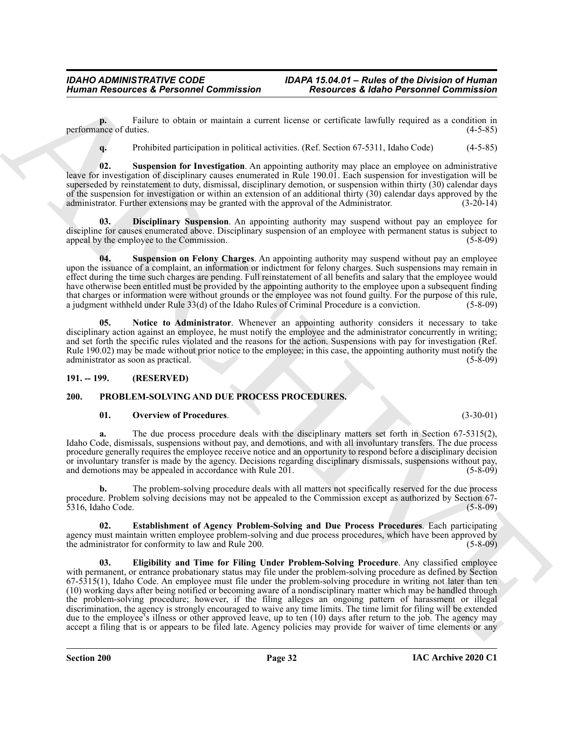**p.** Failure to obtain or maintain a current license or certificate lawfully required as a condition in performance of duties. (4-5-85)

**q.** Prohibited participation in political activities. (Ref. Section 67-5311, Idaho Code) (4-5-85)

**02. Suspension for Investigation**. An appointing authority may place an employee on administrative leave for investigation of disciplinary causes enumerated in Rule 190.01. Each suspension for investigation will be superseded by reinstatement to duty, dismissal, disciplinary demotion, or suspension within thirty (30) calendar days of the suspension for investigation or within an extension of an additional thirty (30) calendar days approved by the administrator. Further extensions may be granted with the approval of the Administrator. (3-20-14)

**03. Disciplinary Suspension**. An appointing authority may suspend without pay an employee for discipline for causes enumerated above. Disciplinary suspension of an employee with permanent status is subject to appeal by the employee to the Commission. (5-8-09)

**04. Suspension on Felony Charges**. An appointing authority may suspend without pay an employee upon the issuance of a complaint, an information or indictment for felony charges. Such suspensions may remain in effect during the time such charges are pending. Full reinstatement of all benefits and salary that the employee would have otherwise been entitled must be provided by the appointing authority to the employee upon a subsequent finding that charges or information were without grounds or the employee was not found guilty. For the purpose of this rule, a judgment withheld under Rule 33(d) of the Idaho Rules of Criminal Procedure is a conviction. (5-8-09)

**05. Notice to Administrator**. Whenever an appointing authority considers it necessary to take disciplinary action against an employee, he must notify the employee and the administrator concurrently in writing; and set forth the specific rules violated and the reasons for the action. Suspensions with pay for investigation (Ref. Rule 190.02) may be made without prior notice to the employee; in this case, the appointing authority must notify the administrator as soon as practical. (5-8-09)

## 191. -- 199. (RESERVED)

## 200. PROBLEM-SOLVING AND DUE PROCESS PROCEDURES.

**01. Overview of Procedures**. (3-30-01)

**a.** The due process procedure deals with the disciplinary matters set forth in Section 67-5315(2), Idaho Code, dismissals, suspensions without pay, and demotions, and with all involuntary transfers. The due process procedure generally requires the employee receive notice and an opportunity to respond before a disciplinary decision or involuntary transfer is made by the agency. Decisions regarding disciplinary dismissals, suspensions without pay, and demotions may be appealed in accordance with Rule 201. (5-8-09)

**b.** The problem-solving procedure deals with all matters not specifically reserved for the due process procedure. Problem solving decisions may not be appealed to the Commission except as authorized by Section 67-5316, Idaho Code. (5-8-09)

**02. Establishment of Agency Problem-Solving and Due Process Procedures**. Each participating agency must maintain written employee problem-solving and due process procedures, which have been approved by the administrator for conformity to law and Rule 200. (5-8-09)

**03. Eligibility and Time for Filing Under Problem-Solving Procedure**. Any classified employee with permanent, or entrance probationary status may file under the problem-solving procedure as defined by Section 67-5315(1), Idaho Code. An employee must file under the problem-solving procedure in writing not later than ten (10) working days after being notified or becoming aware of a nondisciplinary matter which may be handled through the problem-solving procedure; however, if the filing alleges an ongoing pattern of harassment or illegal discrimination, the agency is strongly encouraged to waive any time limits. The time limit for filing will be extended due to the employee's illness or other approved leave, up to ten (10) days after return to the job. The agency may accept a filing that is or appears to be filed late. Agency policies may provide for waiver of time elements or any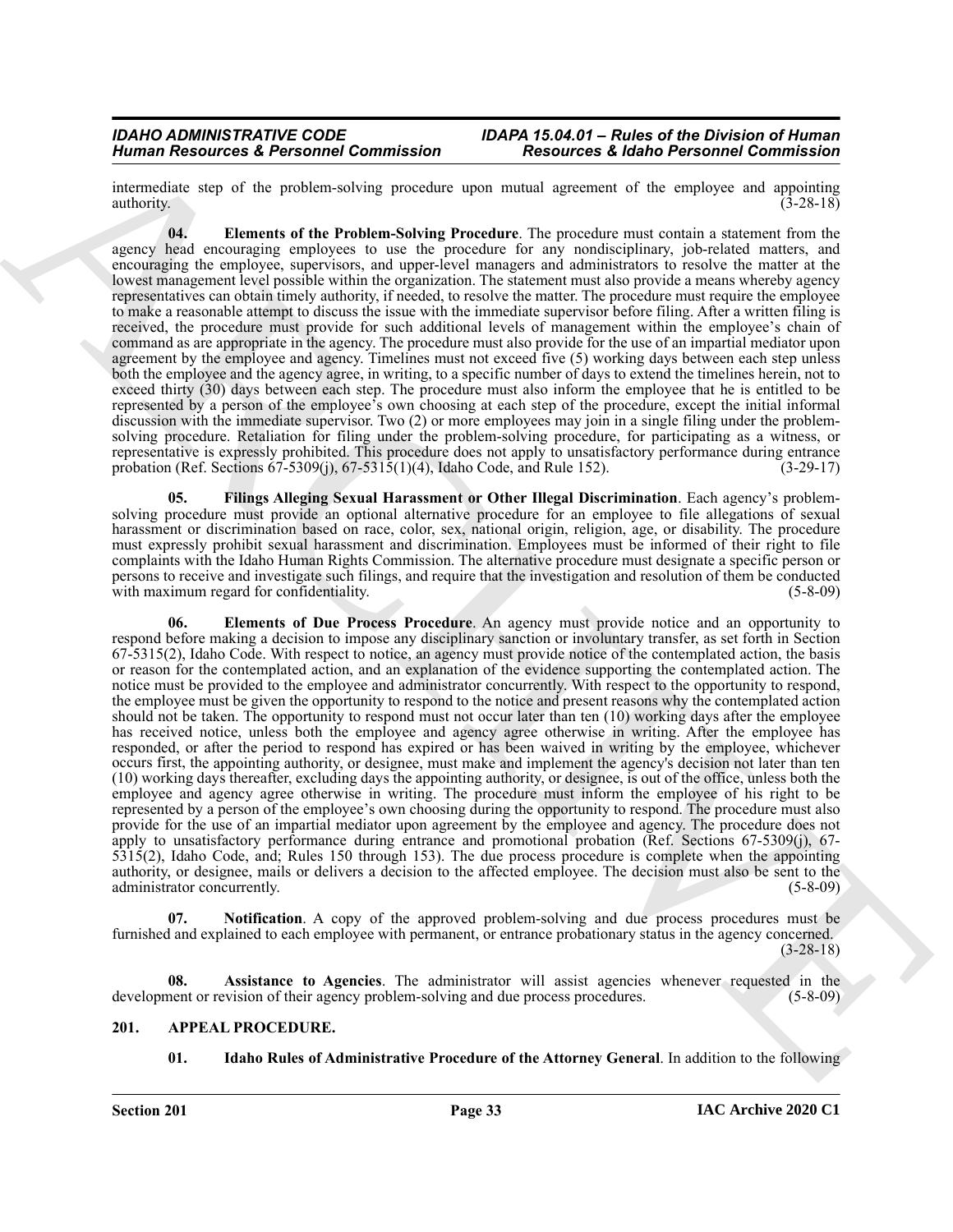intermediate step of the problem-solving procedure upon mutual agreement of the employee and appointing authority. (3-28-18)

**04. Elements of the Problem-Solving Procedure**. The procedure must contain a statement from the agency head encouraging employees to use the procedure for any nondisciplinary, job-related matters, and encouraging the employee, supervisors, and upper-level managers and administrators to resolve the matter at the lowest management level possible within the organization. The statement must also provide a means whereby agency representatives can obtain timely authority, if needed, to resolve the matter. The procedure must require the employee to make a reasonable attempt to discuss the issue with the immediate supervisor before filing. After a written filing is received, the procedure must provide for such additional levels of management within the employee's chain of command as are appropriate in the agency. The procedure must also provide for the use of an impartial mediator upon agreement by the employee and agency. Timelines must not exceed five (5) working days between each step unless both the employee and the agency agree, in writing, to a specific number of days to extend the timelines herein, not to exceed thirty (30) days between each step. The procedure must also inform the employee that he is entitled to be represented by a person of the employee's own choosing at each step of the procedure, except the initial informal discussion with the immediate supervisor. Two (2) or more employees may join in a single filing under the problem-solving procedure. Retaliation for filing under the problem-solving procedure, for participating as a witness, or representative is expressly prohibited. This procedure does not apply to unsatisfactory performance during entrance probation (Ref. Sections 67-5309(j), 67-5315(1)(4), Idaho Code, and Rule 152). (3-29-17)

**05. Filings Alleging Sexual Harassment or Other Illegal Discrimination**. Each agency's problem-solving procedure must provide an optional alternative procedure for an employee to file allegations of sexual harassment or discrimination based on race, color, sex, national origin, religion, age, or disability. The procedure must expressly prohibit sexual harassment and discrimination. Employees must be informed of their right to file complaints with the Idaho Human Rights Commission. The alternative procedure must designate a specific person or persons to receive and investigate such filings, and require that the investigation and resolution of them be conducted with maximum regard for confidentiality. (5-8-09)

**06. Elements of Due Process Procedure**. An agency must provide notice and an opportunity to respond before making a decision to impose any disciplinary sanction or involuntary transfer, as set forth in Section 67-5315(2), Idaho Code. With respect to notice, an agency must provide notice of the contemplated action, the basis or reason for the contemplated action, and an explanation of the evidence supporting the contemplated action. The notice must be provided to the employee and administrator concurrently. With respect to the opportunity to respond, the employee must be given the opportunity to respond to the notice and present reasons why the contemplated action should not be taken. The opportunity to respond must not occur later than ten (10) working days after the employee has received notice, unless both the employee and agency agree otherwise in writing. After the employee has responded, or after the period to respond has expired or has been waived in writing by the employee, whichever occurs first, the appointing authority, or designee, must make and implement the agency's decision not later than ten (10) working days thereafter, excluding days the appointing authority, or designee, is out of the office, unless both the employee and agency agree otherwise in writing. The procedure must inform the employee of his right to be represented by a person of the employee's own choosing during the opportunity to respond. The procedure must also provide for the use of an impartial mediator upon agreement by the employee and agency. The procedure does not apply to unsatisfactory performance during entrance and promotional probation (Ref. Sections 67-5309(j), 67-5315(2), Idaho Code, and; Rules 150 through 153). The due process procedure is complete when the appointing authority, or designee, mails or delivers a decision to the affected employee. The decision must also be sent to the administrator concurrently. (5-8-09)

**07. Notification**. A copy of the approved problem-solving and due process procedures must be furnished and explained to each employee with permanent, or entrance probationary status in the agency concerned. (3-28-18)

**08. Assistance to Agencies**. The administrator will assist agencies whenever requested in the development or revision of their agency problem-solving and due process procedures. (5-8-09)

## 201. APPEAL PROCEDURE.

**01. Idaho Rules of Administrative Procedure of the Attorney General**. In addition to the following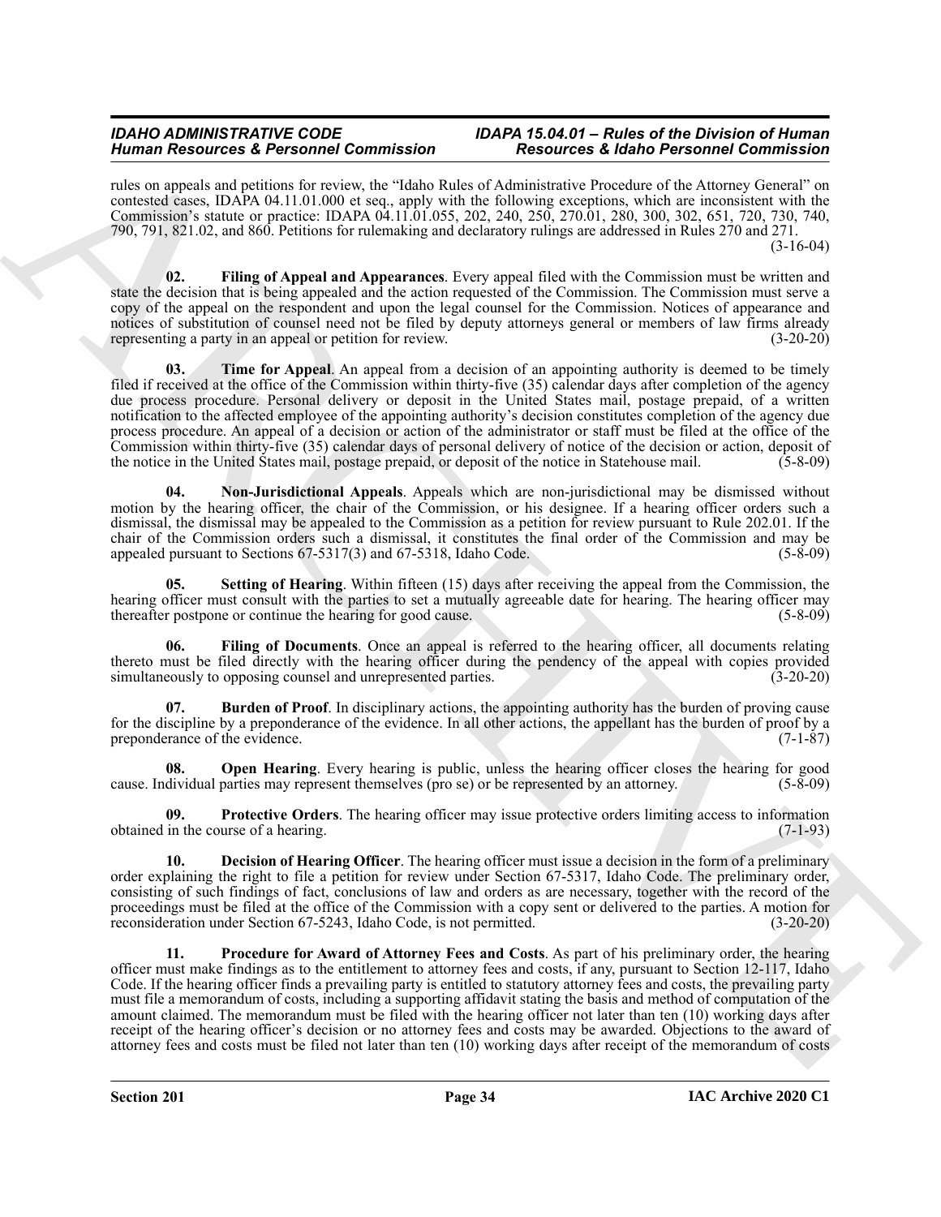rules on appeals and petitions for review, the "Idaho Rules of Administrative Procedure of the Attorney General" on contested cases, IDAPA 04.11.01.000 et seq., apply with the following exceptions, which are inconsistent with the Commission's statute or practice: IDAPA 04.11.01.055, 202, 240, 250, 270.01, 280, 300, 302, 651, 720, 730, 740, 790, 791, 821.02, and 860. Petitions for rulemaking and declaratory rulings are addressed in Rules 270 and 271. (3-16-04)

**02. Filing of Appeal and Appearances**. Every appeal filed with the Commission must be written and state the decision that is being appealed and the action requested of the Commission. The Commission must serve a copy of the appeal on the respondent and upon the legal counsel for the Commission. Notices of appearance and notices of substitution of counsel need not be filed by deputy attorneys general or members of law firms already representing a party in an appeal or petition for review. (3-20-20)

**03. Time for Appeal**. An appeal from a decision of an appointing authority is deemed to be timely filed if received at the office of the Commission within thirty-five (35) calendar days after completion of the agency due process procedure. Personal delivery or deposit in the United States mail, postage prepaid, of a written notification to the affected employee of the appointing authority's decision constitutes completion of the agency due process procedure. An appeal of a decision or action of the administrator or staff must be filed at the office of the Commission within thirty-five (35) calendar days of personal delivery of notice of the decision or action, deposit of the notice in the United States mail, postage prepaid, or deposit of the notice in Statehouse mail. (5-8-09)

**04. Non-Jurisdictional Appeals**. Appeals which are non-jurisdictional may be dismissed without motion by the hearing officer, the chair of the Commission, or his designee. If a hearing officer orders such a dismissal, the dismissal may be appealed to the Commission as a petition for review pursuant to Rule 202.01. If the chair of the Commission orders such a dismissal, it constitutes the final order of the Commission and may be appealed pursuant to Sections 67-5317(3) and 67-5318, Idaho Code. (5-8-09)

**05. Setting of Hearing**. Within fifteen (15) days after receiving the appeal from the Commission, the hearing officer must consult with the parties to set a mutually agreeable date for hearing. The hearing officer may thereafter postpone or continue the hearing for good cause. (5-8-09)

**06. Filing of Documents**. Once an appeal is referred to the hearing officer, all documents relating thereto must be filed directly with the hearing officer during the pendency of the appeal with copies provided simultaneously to opposing counsel and unrepresented parties. (3-20-20)

**07. Burden of Proof**. In disciplinary actions, the appointing authority has the burden of proving cause for the discipline by a preponderance of the evidence. In all other actions, the appellant has the burden of proof by a preponderance of the evidence. (7-1-87)

**08. Open Hearing**. Every hearing is public, unless the hearing officer closes the hearing for good cause. Individual parties may represent themselves (pro se) or be represented by an attorney. (5-8-09)

**09. Protective Orders**. The hearing officer may issue protective orders limiting access to information obtained in the course of a hearing. (7-1-93)

**10. Decision of Hearing Officer**. The hearing officer must issue a decision in the form of a preliminary order explaining the right to file a petition for review under Section 67-5317, Idaho Code. The preliminary order, consisting of such findings of fact, conclusions of law and orders as are necessary, together with the record of the proceedings must be filed at the office of the Commission with a copy sent or delivered to the parties. A motion for reconsideration under Section 67-5243, Idaho Code, is not permitted. (3-20-20)

**11. Procedure for Award of Attorney Fees and Costs**. As part of his preliminary order, the hearing officer must make findings as to the entitlement to attorney fees and costs, if any, pursuant to Section 12-117, Idaho Code. If the hearing officer finds a prevailing party is entitled to statutory attorney fees and costs, the prevailing party must file a memorandum of costs, including a supporting affidavit stating the basis and method of computation of the amount claimed. The memorandum must be filed with the hearing officer not later than ten (10) working days after receipt of the hearing officer's decision or no attorney fees and costs may be awarded. Objections to the award of attorney fees and costs must be filed not later than ten (10) working days after receipt of the memorandum of costs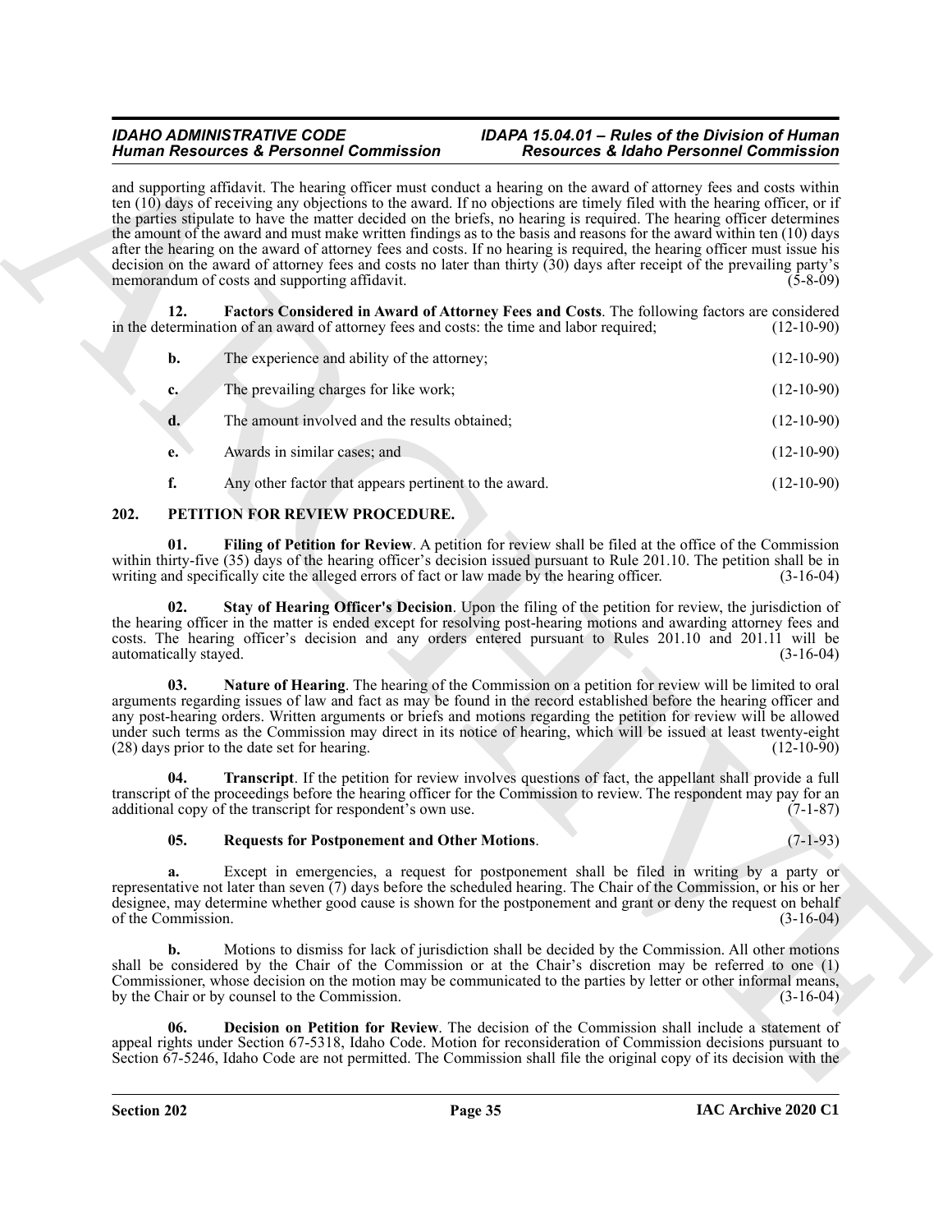and supporting affidavit. The hearing officer must conduct a hearing on the award of attorney fees and costs within ten (10) days of receiving any objections to the award. If no objections are timely filed with the hearing officer, or if the parties stipulate to have the matter decided on the briefs, no hearing is required. The hearing officer determines the amount of the award and must make written findings as to the basis and reasons for the award within ten (10) days after the hearing on the award of attorney fees and costs. If no hearing is required, the hearing officer must issue his decision on the award of attorney fees and costs no later than thirty (30) days after receipt of the prevailing party's memorandum of costs and supporting affidavit. (5-8-09)

**12. Factors Considered in Award of Attorney Fees and Costs**. The following factors are considered in the determination of an award of attorney fees and costs: the time and labor required; (12-10-90)

**b.** The experience and ability of the attorney; (12-10-90)

**c.** The prevailing charges for like work; (12-10-90)

**d.** The amount involved and the results obtained; (12-10-90)

**e.** Awards in similar cases; and (12-10-90)

**f.** Any other factor that appears pertinent to the award. (12-10-90)

## 202. PETITION FOR REVIEW PROCEDURE.

**01. Filing of Petition for Review**. A petition for review shall be filed at the office of the Commission within thirty-five (35) days of the hearing officer's decision issued pursuant to Rule 201.10. The petition shall be in writing and specifically cite the alleged errors of fact or law made by the hearing officer. (3-16-04)

**02. Stay of Hearing Officer's Decision**. Upon the filing of the petition for review, the jurisdiction of the hearing officer in the matter is ended except for resolving post-hearing motions and awarding attorney fees and costs. The hearing officer's decision and any orders entered pursuant to Rules 201.10 and 201.11 will be automatically stayed. (3-16-04)

**03. Nature of Hearing**. The hearing of the Commission on a petition for review will be limited to oral arguments regarding issues of law and fact as may be found in the record established before the hearing officer and any post-hearing orders. Written arguments or briefs and motions regarding the petition for review will be allowed under such terms as the Commission may direct in its notice of hearing, which will be issued at least twenty-eight (28) days prior to the date set for hearing. (12-10-90)

**04. Transcript**. If the petition for review involves questions of fact, the appellant shall provide a full transcript of the proceedings before the hearing officer for the Commission to review. The respondent may pay for an additional copy of the transcript for respondent's own use. (7-1-87)

**05. Requests for Postponement and Other Motions**. (7-1-93)

**a.** Except in emergencies, a request for postponement shall be filed in writing by a party or representative not later than seven (7) days before the scheduled hearing. The Chair of the Commission, or his or her designee, may determine whether good cause is shown for the postponement and grant or deny the request on behalf of the Commission. (3-16-04)

**b.** Motions to dismiss for lack of jurisdiction shall be decided by the Commission. All other motions shall be considered by the Chair of the Commission or at the Chair's discretion may be referred to one (1) Commissioner, whose decision on the motion may be communicated to the parties by letter or other informal means, by the Chair or by counsel to the Commission. (3-16-04)

**06. Decision on Petition for Review**. The decision of the Commission shall include a statement of appeal rights under Section 67-5318, Idaho Code. Motion for reconsideration of Commission decisions pursuant to Section 67-5246, Idaho Code are not permitted. The Commission shall file the original copy of its decision with the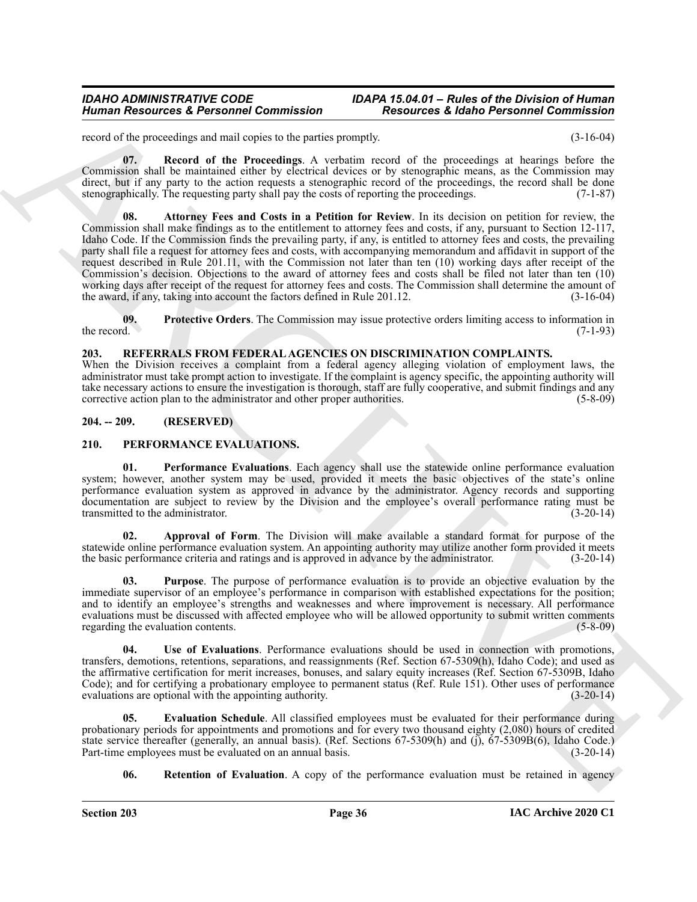record of the proceedings and mail copies to the parties promptly. (3-16-04)

**07. Record of the Proceedings**. A verbatim record of the proceedings at hearings before the Commission shall be maintained either by electrical devices or by stenographic means, as the Commission may direct, but if any party to the action requests a stenographic record of the proceedings, the record shall be done stenographically. The requesting party shall pay the costs of reporting the proceedings. (7-1-87)

**08. Attorney Fees and Costs in a Petition for Review**. In its decision on petition for review, the Commission shall make findings as to the entitlement to attorney fees and costs, if any, pursuant to Section 12-117, Idaho Code. If the Commission finds the prevailing party, if any, is entitled to attorney fees and costs, the prevailing party shall file a request for attorney fees and costs, with accompanying memorandum and affidavit in support of the request described in Rule 201.11, with the Commission not later than ten (10) working days after receipt of the Commission's decision. Objections to the award of attorney fees and costs shall be filed not later than ten (10) working days after receipt of the request for attorney fees and costs. The Commission shall determine the amount of the award, if any, taking into account the factors defined in Rule 201.12. (3-16-04)

**09. Protective Orders**. The Commission may issue protective orders limiting access to information in the record. (7-1-93)

## 203. REFERRALS FROM FEDERAL AGENCIES ON DISCRIMINATION COMPLAINTS.

When the Division receives a complaint from a federal agency alleging violation of employment laws, the administrator must take prompt action to investigate. If the complaint is agency specific, the appointing authority will take necessary actions to ensure the investigation is thorough, staff are fully cooperative, and submit findings and any corrective action plan to the administrator and other proper authorities. (5-8-09)

## 204. -- 209. (RESERVED)

## 210. PERFORMANCE EVALUATIONS.

**01. Performance Evaluations**. Each agency shall use the statewide online performance evaluation system; however, another system may be used, provided it meets the basic objectives of the state's online performance evaluation system as approved in advance by the administrator. Agency records and supporting documentation are subject to review by the Division and the employee's overall performance rating must be transmitted to the administrator. (3-20-14)

**02. Approval of Form**. The Division will make available a standard format for purpose of the statewide online performance evaluation system. An appointing authority may utilize another form provided it meets the basic performance criteria and ratings and is approved in advance by the administrator. (3-20-14)

**03. Purpose**. The purpose of performance evaluation is to provide an objective evaluation by the immediate supervisor of an employee's performance in comparison with established expectations for the position; and to identify an employee's strengths and weaknesses and where improvement is necessary. All performance evaluations must be discussed with affected employee who will be allowed opportunity to submit written comments regarding the evaluation contents. (5-8-09)

**04. Use of Evaluations**. Performance evaluations should be used in connection with promotions, transfers, demotions, retentions, separations, and reassignments (Ref. Section 67-5309(h), Idaho Code); and used as the affirmative certification for merit increases, bonuses, and salary equity increases (Ref. Section 67-5309B, Idaho Code); and for certifying a probationary employee to permanent status (Ref. Rule 151). Other uses of performance evaluations are optional with the appointing authority. (3-20-14)

**05. Evaluation Schedule**. All classified employees must be evaluated for their performance during probationary periods for appointments and promotions and for every two thousand eighty (2,080) hours of credited state service thereafter (generally, an annual basis). (Ref. Sections 67-5309(h) and (j), 67-5309B(6), Idaho Code.) Part-time employees must be evaluated on an annual basis. (3-20-14)

**06. Retention of Evaluation**. A copy of the performance evaluation must be retained in agency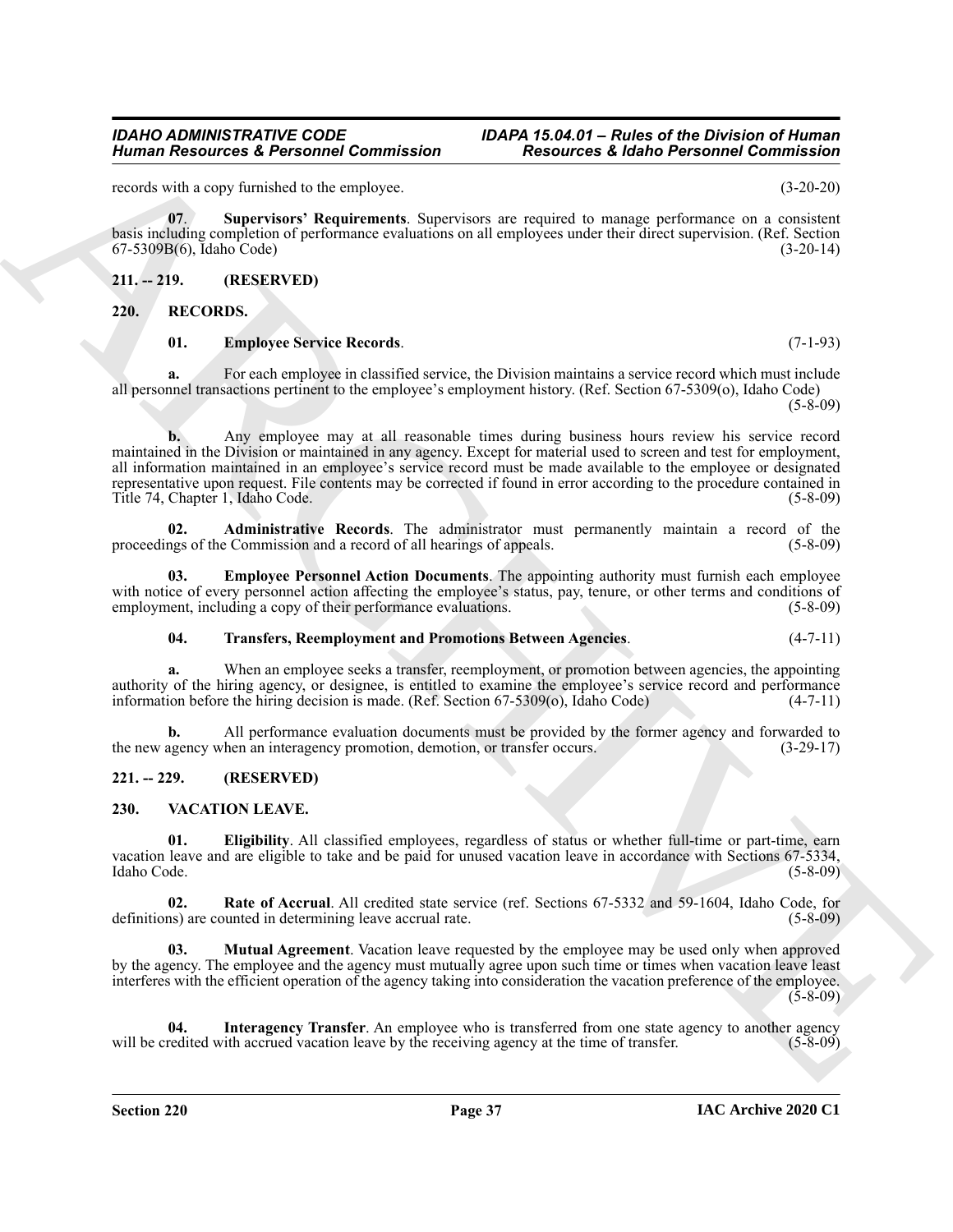records with a copy furnished to the employee. (3-20-20)

**07**. **Supervisors' Requirements**. Supervisors are required to manage performance on a consistent basis including completion of performance evaluations on all employees under their direct supervision. (Ref. Section 67-5309B(6), Idaho Code) (3-20-14)

## 211. -- 219. (RESERVED)

## 220. RECORDS.

**01. Employee Service Records**. (7-1-93)

**a.** For each employee in classified service, the Division maintains a service record which must include all personnel transactions pertinent to the employee's employment history. (Ref. Section 67-5309(o), Idaho Code) (5-8-09)

**b.** Any employee may at all reasonable times during business hours review his service record maintained in the Division or maintained in any agency. Except for material used to screen and test for employment, all information maintained in an employee's service record must be made available to the employee or designated representative upon request. File contents may be corrected if found in error according to the procedure contained in Title 74, Chapter 1, Idaho Code. (5-8-09)

**02. Administrative Records**. The administrator must permanently maintain a record of the proceedings of the Commission and a record of all hearings of appeals. (5-8-09)

**03. Employee Personnel Action Documents**. The appointing authority must furnish each employee with notice of every personnel action affecting the employee's status, pay, tenure, or other terms and conditions of employment, including a copy of their performance evaluations. (5-8-09)

**04. Transfers, Reemployment and Promotions Between Agencies**. (4-7-11)

**a.** When an employee seeks a transfer, reemployment, or promotion between agencies, the appointing authority of the hiring agency, or designee, is entitled to examine the employee's service record and performance information before the hiring decision is made. (Ref. Section 67-5309(o), Idaho Code) (4-7-11)

**b.** All performance evaluation documents must be provided by the former agency and forwarded to the new agency when an interagency promotion, demotion, or transfer occurs. (3-29-17)

## 221. -- 229. (RESERVED)

## 230. VACATION LEAVE.

**01. Eligibility**. All classified employees, regardless of status or whether full-time or part-time, earn vacation leave and are eligible to take and be paid for unused vacation leave in accordance with Sections 67-5334, Idaho Code. (5-8-09)

**02. Rate of Accrual**. All credited state service (ref. Sections 67-5332 and 59-1604, Idaho Code, for definitions) are counted in determining leave accrual rate. (5-8-09)

**03. Mutual Agreement**. Vacation leave requested by the employee may be used only when approved by the agency. The employee and the agency must mutually agree upon such time or times when vacation leave least interferes with the efficient operation of the agency taking into consideration the vacation preference of the employee. (5-8-09)

**04. Interagency Transfer**. An employee who is transferred from one state agency to another agency will be credited with accrued vacation leave by the receiving agency at the time of transfer. (5-8-09)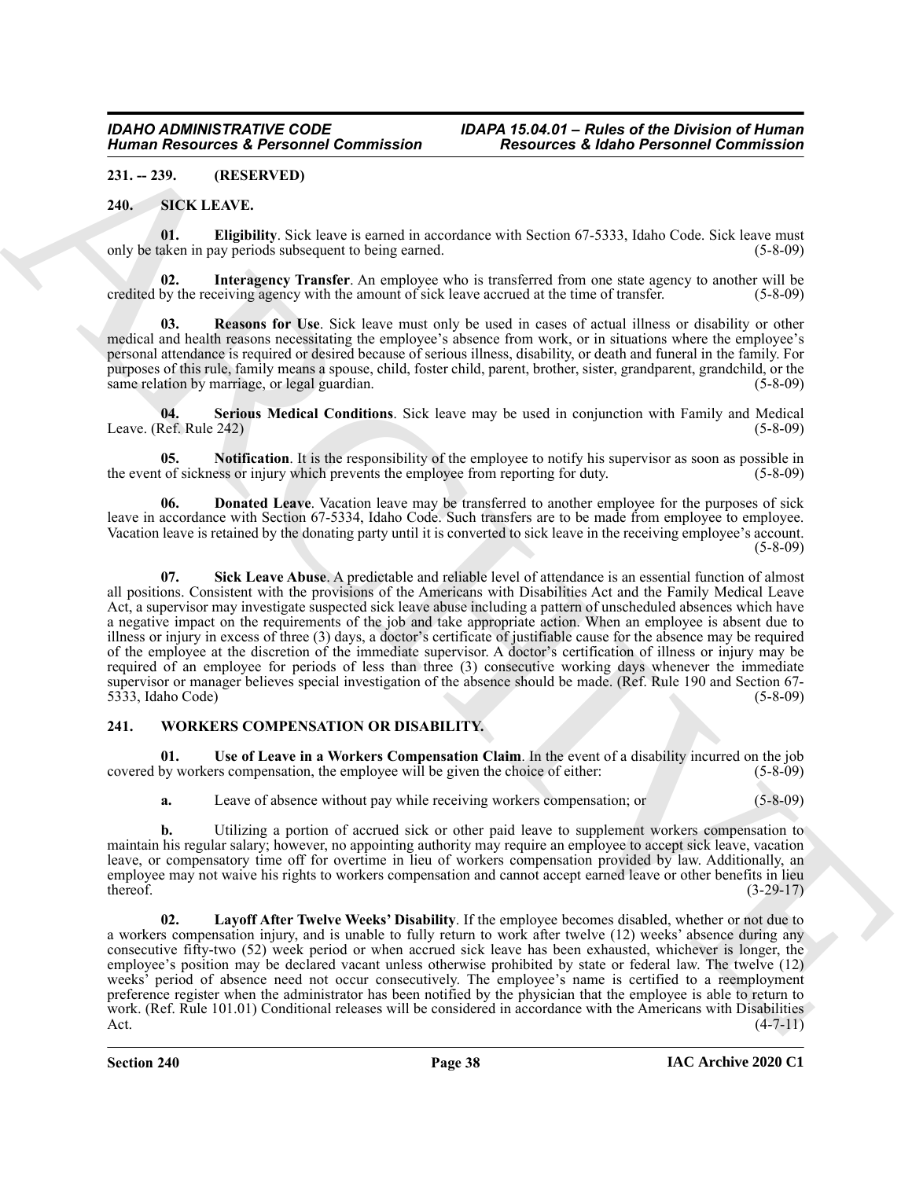## 231. -- 239. (RESERVED)

## 240. SICK LEAVE.

**01. Eligibility**. Sick leave is earned in accordance with Section 67-5333, Idaho Code. Sick leave must only be taken in pay periods subsequent to being earned. (5-8-09)

**02. Interagency Transfer**. An employee who is transferred from one state agency to another will be credited by the receiving agency with the amount of sick leave accrued at the time of transfer. (5-8-09)

**03. Reasons for Use**. Sick leave must only be used in cases of actual illness or disability or other medical and health reasons necessitating the employee's absence from work, or in situations where the employee's personal attendance is required or desired because of serious illness, disability, or death and funeral in the family. For purposes of this rule, family means a spouse, child, foster child, parent, brother, sister, grandparent, grandchild, or the same relation by marriage, or legal guardian. (5-8-09)

**04. Serious Medical Conditions**. Sick leave may be used in conjunction with Family and Medical Leave. (Ref. Rule 242) (5-8-09)

**05. Notification**. It is the responsibility of the employee to notify his supervisor as soon as possible in the event of sickness or injury which prevents the employee from reporting for duty. (5-8-09)

**06. Donated Leave**. Vacation leave may be transferred to another employee for the purposes of sick leave in accordance with Section 67-5334, Idaho Code. Such transfers are to be made from employee to employee. Vacation leave is retained by the donating party until it is converted to sick leave in the receiving employee's account. (5-8-09)

**07. Sick Leave Abuse**. A predictable and reliable level of attendance is an essential function of almost all positions. Consistent with the provisions of the Americans with Disabilities Act and the Family Medical Leave Act, a supervisor may investigate suspected sick leave abuse including a pattern of unscheduled absences which have a negative impact on the requirements of the job and take appropriate action. When an employee is absent due to illness or injury in excess of three (3) days, a doctor's certificate of justifiable cause for the absence may be required of the employee at the discretion of the immediate supervisor. A doctor's certification of illness or injury may be required of an employee for periods of less than three (3) consecutive working days whenever the immediate supervisor or manager believes special investigation of the absence should be made. (Ref. Rule 190 and Section 67-5333, Idaho Code) (5-8-09)

## 241. WORKERS COMPENSATION OR DISABILITY.

**01. Use of Leave in a Workers Compensation Claim**. In the event of a disability incurred on the job covered by workers compensation, the employee will be given the choice of either: (5-8-09)

**a.** Leave of absence without pay while receiving workers compensation; or (5-8-09)

**b.** Utilizing a portion of accrued sick or other paid leave to supplement workers compensation to maintain his regular salary; however, no appointing authority may require an employee to accept sick leave, vacation leave, or compensatory time off for overtime in lieu of workers compensation provided by law. Additionally, an employee may not waive his rights to workers compensation and cannot accept earned leave or other benefits in lieu thereof. (3-29-17)

**02. Layoff After Twelve Weeks' Disability**. If the employee becomes disabled, whether or not due to a workers compensation injury, and is unable to fully return to work after twelve (12) weeks' absence during any consecutive fifty-two (52) week period or when accrued sick leave has been exhausted, whichever is longer, the employee's position may be declared vacant unless otherwise prohibited by state or federal law. The twelve (12) weeks' period of absence need not occur consecutively. The employee's name is certified to a reemployment preference register when the administrator has been notified by the physician that the employee is able to return to work. (Ref. Rule 101.01) Conditional releases will be considered in accordance with the Americans with Disabilities Act. (4-7-11)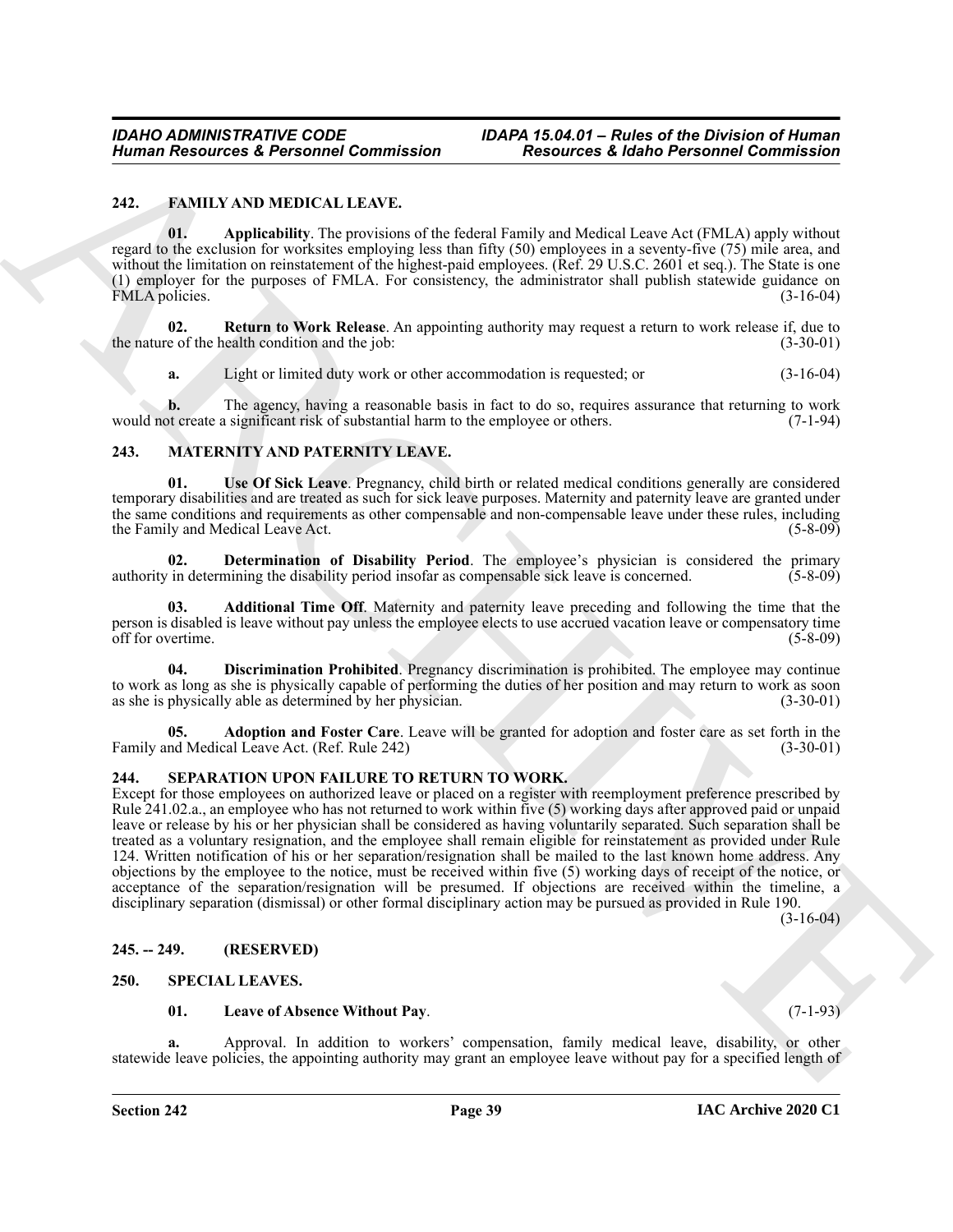## 242. FAMILY AND MEDICAL LEAVE.

**01. Applicability**. The provisions of the federal Family and Medical Leave Act (FMLA) apply without regard to the exclusion for worksites employing less than fifty (50) employees in a seventy-five (75) mile area, and without the limitation on reinstatement of the highest-paid employees. (Ref. 29 U.S.C. 2601 et seq.). The State is one (1) employer for the purposes of FMLA. For consistency, the administrator shall publish statewide guidance on FMLA policies. (3-16-04)

**02. Return to Work Release**. An appointing authority may request a return to work release if, due to the nature of the health condition and the job: (3-30-01)

**a.** Light or limited duty work or other accommodation is requested; or (3-16-04)

**b.** The agency, having a reasonable basis in fact to do so, requires assurance that returning to work would not create a significant risk of substantial harm to the employee or others. (7-1-94)

## 243. MATERNITY AND PATERNITY LEAVE.

**01. Use Of Sick Leave**. Pregnancy, child birth or related medical conditions generally are considered temporary disabilities and are treated as such for sick leave purposes. Maternity and paternity leave are granted under the same conditions and requirements as other compensable and non-compensable leave under these rules, including the Family and Medical Leave Act. (5-8-09)

**02. Determination of Disability Period**. The employee's physician is considered the primary authority in determining the disability period insofar as compensable sick leave is concerned. (5-8-09)

**03. Additional Time Off**. Maternity and paternity leave preceding and following the time that the person is disabled is leave without pay unless the employee elects to use accrued vacation leave or compensatory time off for overtime. (5-8-09)

**04. Discrimination Prohibited**. Pregnancy discrimination is prohibited. The employee may continue to work as long as she is physically capable of performing the duties of her position and may return to work as soon as she is physically able as determined by her physician. (3-30-01)

**05. Adoption and Foster Care**. Leave will be granted for adoption and foster care as set forth in the Family and Medical Leave Act. (Ref. Rule 242) (3-30-01)

## 244. SEPARATION UPON FAILURE TO RETURN TO WORK.

Except for those employees on authorized leave or placed on a register with reemployment preference prescribed by Rule 241.02.a., an employee who has not returned to work within five (5) working days after approved paid or unpaid leave or release by his or her physician shall be considered as having voluntarily separated. Such separation shall be treated as a voluntary resignation, and the employee shall remain eligible for reinstatement as provided under Rule 124. Written notification of his or her separation/resignation shall be mailed to the last known home address. Any objections by the employee to the notice, must be received within five (5) working days of receipt of the notice, or acceptance of the separation/resignation will be presumed. If objections are received within the timeline, a disciplinary separation (dismissal) or other formal disciplinary action may be pursued as provided in Rule 190. (3-16-04)

## 245. -- 249. (RESERVED)

## 250. SPECIAL LEAVES.

**01. Leave of Absence Without Pay**. (7-1-93)

**a.** Approval. In addition to workers' compensation, family medical leave, disability, or other statewide leave policies, the appointing authority may grant an employee leave without pay for a specified length of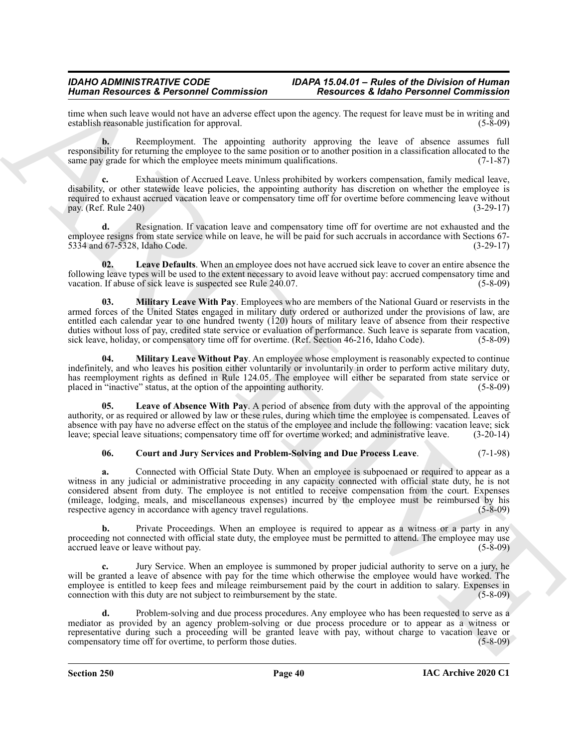time when such leave would not have an adverse effect upon the agency. The request for leave must be in writing and establish reasonable justification for approval. (5-8-09)

**b.** Reemployment. The appointing authority approving the leave of absence assumes full responsibility for returning the employee to the same position or to another position in a classification allocated to the same pay grade for which the employee meets minimum qualifications. (7-1-87)

**c.** Exhaustion of Accrued Leave. Unless prohibited by workers compensation, family medical leave, disability, or other statewide leave policies, the appointing authority has discretion on whether the employee is required to exhaust accrued vacation leave or compensatory time off for overtime before commencing leave without pay. (Ref. Rule 240) (3-29-17)

**d.** Resignation. If vacation leave and compensatory time off for overtime are not exhausted and the employee resigns from state service while on leave, he will be paid for such accruals in accordance with Sections 67-5334 and 67-5328, Idaho Code. (3-29-17)

**02. Leave Defaults**. When an employee does not have accrued sick leave to cover an entire absence the following leave types will be used to the extent necessary to avoid leave without pay: accrued compensatory time and vacation. If abuse of sick leave is suspected see Rule 240.07. (5-8-09)

**03. Military Leave With Pay**. Employees who are members of the National Guard or reservists in the armed forces of the United States engaged in military duty ordered or authorized under the provisions of law, are entitled each calendar year to one hundred twenty (120) hours of military leave of absence from their respective duties without loss of pay, credited state service or evaluation of performance. Such leave is separate from vacation, sick leave, holiday, or compensatory time off for overtime. (Ref. Section 46-216, Idaho Code). (5-8-09)

**04. Military Leave Without Pay**. An employee whose employment is reasonably expected to continue indefinitely, and who leaves his position either voluntarily or involuntarily in order to perform active military duty, has reemployment rights as defined in Rule 124.05. The employee will either be separated from state service or placed in "inactive" status, at the option of the appointing authority. (5-8-09)

**05. Leave of Absence With Pay**. A period of absence from duty with the approval of the appointing authority, or as required or allowed by law or these rules, during which time the employee is compensated. Leaves of absence with pay have no adverse effect on the status of the employee and include the following: vacation leave; sick leave; special leave situations; compensatory time off for overtime worked; and administrative leave. (3-20-14)

**06. Court and Jury Services and Problem-Solving and Due Process Leave**. (7-1-98)

**a.** Connected with Official State Duty. When an employee is subpoenaed or required to appear as a witness in any judicial or administrative proceeding in any capacity connected with official state duty, he is not considered absent from duty. The employee is not entitled to receive compensation from the court. Expenses (mileage, lodging, meals, and miscellaneous expenses) incurred by the employee must be reimbursed by his respective agency in accordance with agency travel regulations. (5-8-09)

**b.** Private Proceedings. When an employee is required to appear as a witness or a party in any proceeding not connected with official state duty, the employee must be permitted to attend. The employee may use accrued leave or leave without pay. (5-8-09)

**c.** Jury Service. When an employee is summoned by proper judicial authority to serve on a jury, he will be granted a leave of absence with pay for the time which otherwise the employee would have worked. The employee is entitled to keep fees and mileage reimbursement paid by the court in addition to salary. Expenses in connection with this duty are not subject to reimbursement by the state. (5-8-09)

**d.** Problem-solving and due process procedures. Any employee who has been requested to serve as a mediator as provided by an agency problem-solving or due process procedure or to appear as a witness or representative during such a proceeding will be granted leave with pay, without charge to vacation leave or compensatory time off for overtime, to perform those duties. (5-8-09)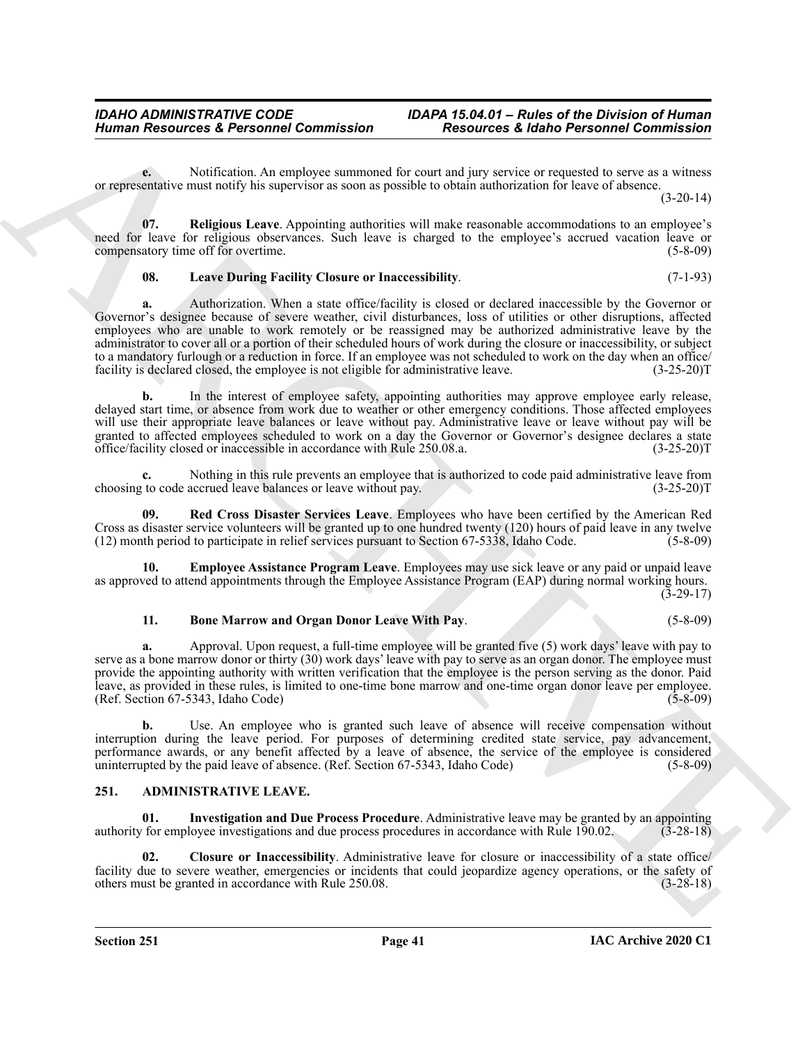**e.** Notification. An employee summoned for court and jury service or requested to serve as a witness or representative must notify his supervisor as soon as possible to obtain authorization for leave of absence. (3-20-14)

**07. Religious Leave**. Appointing authorities will make reasonable accommodations to an employee's need for leave for religious observances. Such leave is charged to the employee's accrued vacation leave or compensatory time off for overtime. (5-8-09)

**08. Leave During Facility Closure or Inaccessibility**. (7-1-93)

**a.** Authorization. When a state office/facility is closed or declared inaccessible by the Governor or Governor's designee because of severe weather, civil disturbances, loss of utilities or other disruptions, affected employees who are unable to work remotely or be reassigned may be authorized administrative leave by the administrator to cover all or a portion of their scheduled hours of work during the closure or inaccessibility, or subject to a mandatory furlough or a reduction in force. If an employee was not scheduled to work on the day when an office/facility is declared closed, the employee is not eligible for administrative leave. (3-25-20)T

**b.** In the interest of employee safety, appointing authorities may approve employee early release, delayed start time, or absence from work due to weather or other emergency conditions. Those affected employees will use their appropriate leave balances or leave without pay. Administrative leave or leave without pay will be granted to affected employees scheduled to work on a day the Governor or Governor's designee declares a state office/facility closed or inaccessible in accordance with Rule 250.08.a. (3-25-20)T

**c.** Nothing in this rule prevents an employee that is authorized to code paid administrative leave from choosing to code accrued leave balances or leave without pay. (3-25-20)T

**09. Red Cross Disaster Services Leave**. Employees who have been certified by the American Red Cross as disaster service volunteers will be granted up to one hundred twenty (120) hours of paid leave in any twelve (12) month period to participate in relief services pursuant to Section 67-5338, Idaho Code. (5-8-09)

**10. Employee Assistance Program Leave**. Employees may use sick leave or any paid or unpaid leave as approved to attend appointments through the Employee Assistance Program (EAP) during normal working hours. (3-29-17)

**11. Bone Marrow and Organ Donor Leave With Pay**. (5-8-09)

**a.** Approval. Upon request, a full-time employee will be granted five (5) work days' leave with pay to serve as a bone marrow donor or thirty (30) work days' leave with pay to serve as an organ donor. The employee must provide the appointing authority with written verification that the employee is the person serving as the donor. Paid leave, as provided in these rules, is limited to one-time bone marrow and one-time organ donor leave per employee. (Ref. Section 67-5343, Idaho Code) (5-8-09)

**b.** Use. An employee who is granted such leave of absence will receive compensation without interruption during the leave period. For purposes of determining credited state service, pay advancement, performance awards, or any benefit affected by a leave of absence, the service of the employee is considered uninterrupted by the paid leave of absence. (Ref. Section 67-5343, Idaho Code) (5-8-09)

## 251. ADMINISTRATIVE LEAVE.

**01. Investigation and Due Process Procedure**. Administrative leave may be granted by an appointing authority for employee investigations and due process procedures in accordance with Rule 190.02. (3-28-18)

**02. Closure or Inaccessibility**. Administrative leave for closure or inaccessibility of a state office/facility due to severe weather, emergencies or incidents that could jeopardize agency operations, or the safety of others must be granted in accordance with Rule 250.08. (3-28-18)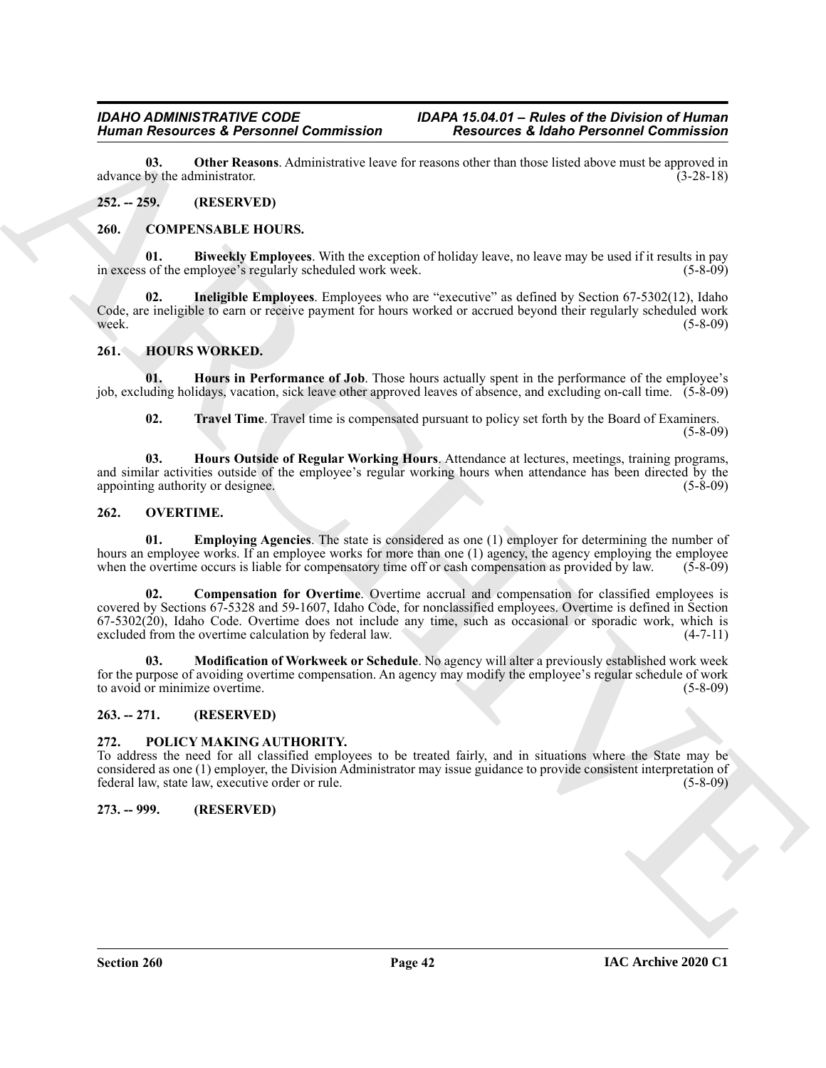**03. Other Reasons**. Administrative leave for reasons other than those listed above must be approved in advance by the administrator. (3-28-18)

## 252. -- 259. (RESERVED)

## 260. COMPENSABLE HOURS.

**01. Biweekly Employees**. With the exception of holiday leave, no leave may be used if it results in pay in excess of the employee's regularly scheduled work week. (5-8-09)

**02. Ineligible Employees**. Employees who are "executive" as defined by Section 67-5302(12), Idaho Code, are ineligible to earn or receive payment for hours worked or accrued beyond their regularly scheduled work week. (5-8-09)

## 261. HOURS WORKED.

**01. Hours in Performance of Job**. Those hours actually spent in the performance of the employee's job, excluding holidays, vacation, sick leave other approved leaves of absence, and excluding on-call time. (5-8-09)

**02. Travel Time**. Travel time is compensated pursuant to policy set forth by the Board of Examiners. (5-8-09)

**03. Hours Outside of Regular Working Hours**. Attendance at lectures, meetings, training programs, and similar activities outside of the employee's regular working hours when attendance has been directed by the appointing authority or designee. (5-8-09)

## 262. OVERTIME.

**01. Employing Agencies**. The state is considered as one (1) employer for determining the number of hours an employee works. If an employee works for more than one (1) agency, the agency employing the employee when the overtime occurs is liable for compensatory time off or cash compensation as provided by law. (5-8-09)

**02. Compensation for Overtime**. Overtime accrual and compensation for classified employees is covered by Sections 67-5328 and 59-1607, Idaho Code, for nonclassified employees. Overtime is defined in Section 67-5302(20), Idaho Code. Overtime does not include any time, such as occasional or sporadic work, which is excluded from the overtime calculation by federal law. (4-7-11)

**03. Modification of Workweek or Schedule**. No agency will alter a previously established work week for the purpose of avoiding overtime compensation. An agency may modify the employee's regular schedule of work to avoid or minimize overtime. (5-8-09)

## 263. -- 271. (RESERVED)

## 272. POLICY MAKING AUTHORITY.

To address the need for all classified employees to be treated fairly, and in situations where the State may be considered as one (1) employer, the Division Administrator may issue guidance to provide consistent interpretation of federal law, state law, executive order or rule. (5-8-09)

## 273. -- 999. (RESERVED)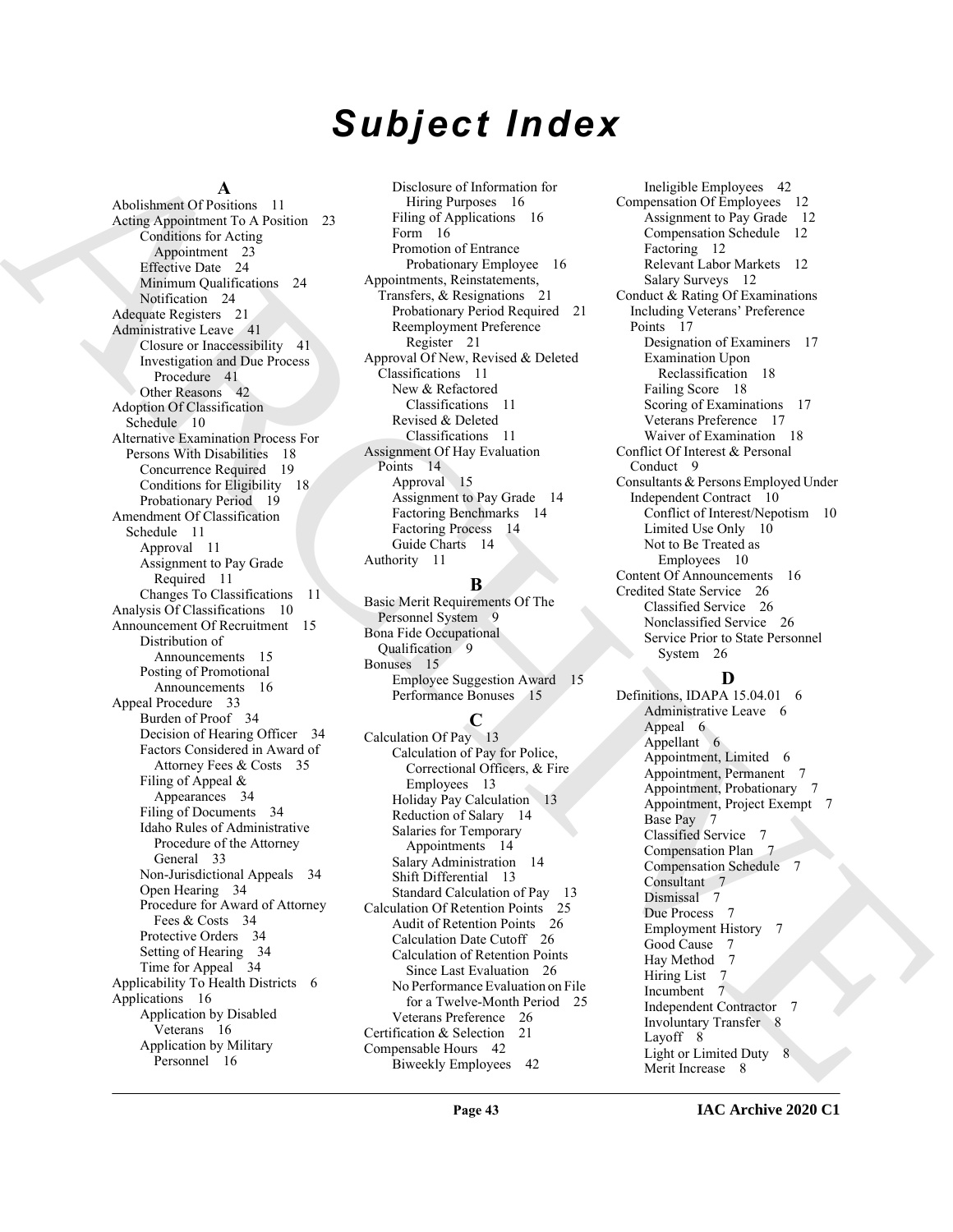# Subject Index

## A

Abolishment Of Positions 11
Acting Appointment To A Position 23
- Conditions for Acting Appointment 23
- Effective Date 24
- Minimum Qualifications 24
- Notification 24

Adequate Registers 21
Administrative Leave 41
- Closure or Inaccessibility 41
- Investigation and Due Process Procedure 41
- Other Reasons 42

Adoption Of Classification Schedule 10
Alternative Examination Process For Persons With Disabilities 18
- Concurrence Required 19
- Conditions for Eligibility 18
- Probationary Period 19

Amendment Of Classification Schedule 11
- Approval 11
- Assignment to Pay Grade Required 11
- Changes To Classifications 11

Analysis Of Classifications 10
Announcement Of Recruitment 15
- Distribution of Announcements 15
- Posting of Promotional Announcements 16

Appeal Procedure 33
- Burden of Proof 34
- Decision of Hearing Officer 34
- Factors Considered in Award of Attorney Fees & Costs 35
- Filing of Appeal & Appearances 34
- Filing of Documents 34
- Idaho Rules of Administrative Procedure of the Attorney General 33
- Non-Jurisdictional Appeals 34
- Open Hearing 34
- Procedure for Award of Attorney Fees & Costs 34
- Protective Orders 34
- Setting of Hearing 34
- Time for Appeal 34

Applicability To Health Districts 6
Applications 16
- Application by Disabled Veterans 16
- Application by Military Personnel 16
- Disclosure of Information for Hiring Purposes 16
- Filing of Applications 16
- Form 16
- Promotion of Entrance Probationary Employee 16

Appointments, Reinstatements, Transfers, & Resignations 21
- Probationary Period Required 21
- Reemployment Preference Register 21

Approval Of New, Revised & Deleted Classifications 11
- New & Refactored Classifications 11
- Revised & Deleted Classifications 11

Assignment Of Hay Evaluation Points 14
- Approval 15
- Assignment to Pay Grade 14
- Factoring Benchmarks 14
- Factoring Process 14
- Guide Charts 14

Authority 11

## B

Basic Merit Requirements Of The Personnel System 9
Bona Fide Occupational Qualification 9
Bonuses 15
- Employee Suggestion Award 15
- Performance Bonuses 15

## C

Calculation Of Pay 13
- Calculation of Pay for Police, Correctional Officers, & Fire Employees 13
- Holiday Pay Calculation 13
- Reduction of Salary 14
- Salaries for Temporary Appointments 14
- Salary Administration 14
- Shift Differential 13
- Standard Calculation of Pay 13

Calculation Of Retention Points 25
- Audit of Retention Points 26
- Calculation Date Cutoff 26
- Calculation of Retention Points Since Last Evaluation 26
- No Performance Evaluation on File for a Twelve-Month Period 25
- Veterans Preference 26

Certification & Selection 21
Compensable Hours 42
- Biweekly Employees 42
- Ineligible Employees 42

Compensation Of Employees 12
- Assignment to Pay Grade 12
- Compensation Schedule 12
- Factoring 12
- Relevant Labor Markets 12
- Salary Surveys 12

Conduct & Rating Of Examinations Including Veterans' Preference Points 17
- Designation of Examiners 17
- Examination Upon Reclassification 18
- Failing Score 18
- Scoring of Examinations 17
- Veterans Preference 17
- Waiver of Examination 18

Conflict Of Interest & Personal Conduct 9
Consultants & Persons Employed Under Independent Contract 10
- Conflict of Interest/Nepotism 10
- Limited Use Only 10
- Not to Be Treated as Employees 10

Content Of Announcements 16
Credited State Service 26
- Classified Service 26
- Nonclassified Service 26
- Service Prior to State Personnel System 26

## D

Definitions, IDAPA 15.04.01 6
- Administrative Leave 6
- Appeal 6
- Appellant 6
- Appointment, Limited 6
- Appointment, Permanent 7
- Appointment, Probationary 7
- Appointment, Project Exempt 7
- Base Pay 7
- Classified Service 7
- Compensation Plan 7
- Compensation Schedule 7
- Consultant 7
- Dismissal 7
- Due Process 7
- Employment History 7
- Good Cause 7
- Hay Method 7
- Hiring List 7
- Incumbent 7
- Independent Contractor 7
- Involuntary Transfer 8
- Layoff 8
- Light or Limited Duty 8
- Merit Increase 8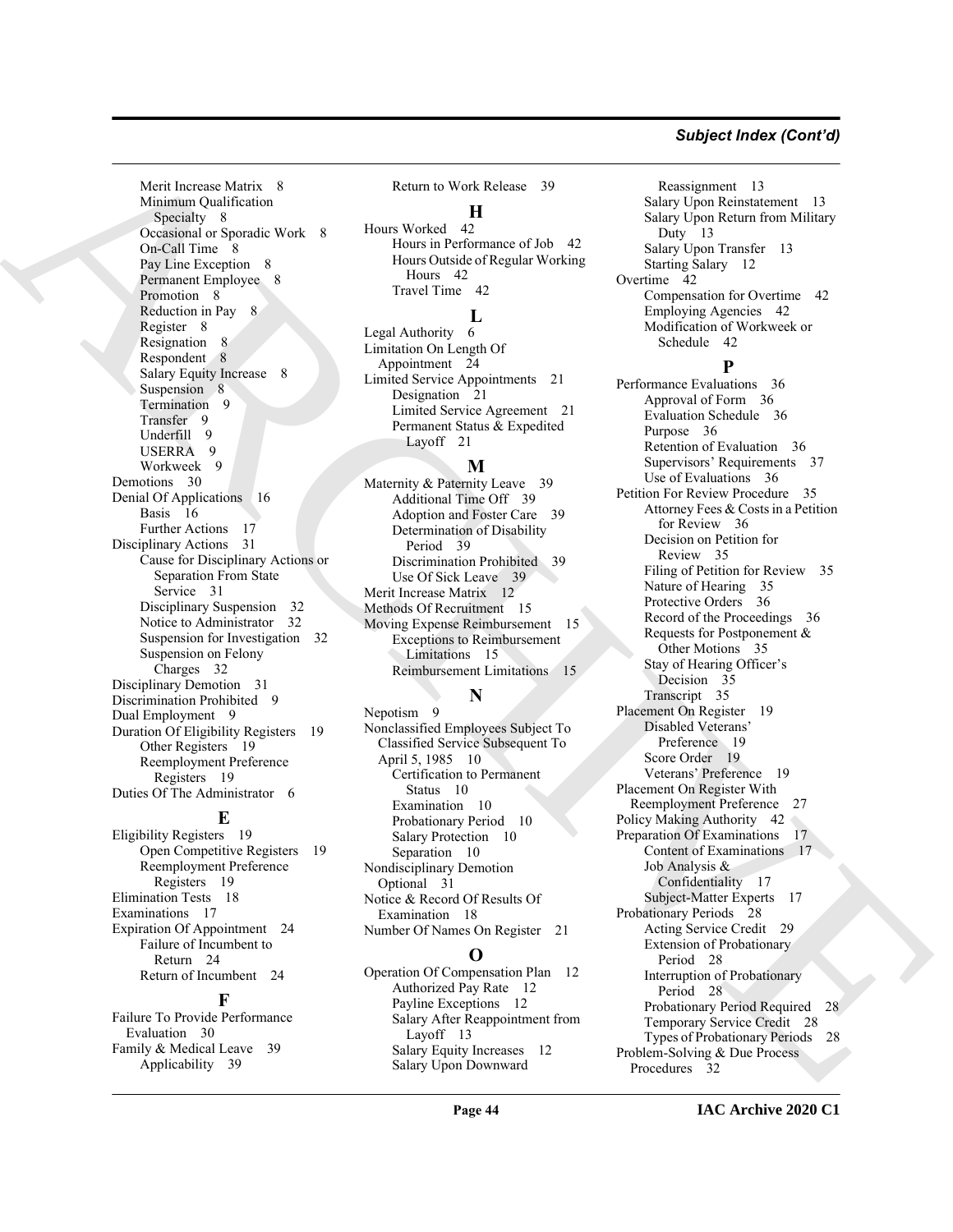Merit Increase Matrix 8
Minimum Qualification Specialty 8
Occasional or Sporadic Work 8
On-Call Time 8
Pay Line Exception 8
Permanent Employee 8
Promotion 8
Reduction in Pay 8
Register 8
Resignation 8
Respondent 8
Salary Equity Increase 8
Suspension 8
Termination 9
Transfer 9
Underfill 9
USERRA 9
Workweek 9

Demotions 30

Denial Of Applications 16
- Basis 16
- Further Actions 17

Disciplinary Actions 31
- Cause for Disciplinary Actions or Separation From State Service 31
- Disciplinary Suspension 32
- Notice to Administrator 32
- Suspension for Investigation 32
- Suspension on Felony Charges 32

Disciplinary Demotion 31

Discrimination Prohibited 9

Dual Employment 9

Duration Of Eligibility Registers 19
- Other Registers 19
- Reemployment Preference Registers 19

Duties Of The Administrator 6

## E

Eligibility Registers 19
- Open Competitive Registers 19
- Reemployment Preference Registers 19

Elimination Tests 18

Examinations 17

Expiration Of Appointment 24
- Failure of Incumbent to Return 24
- Return of Incumbent 24

## F

Failure To Provide Performance Evaluation 30

Family & Medical Leave 39
- Applicability 39
- Return to Work Release 39

## H

Hours Worked 42
- Hours in Performance of Job 42
- Hours Outside of Regular Working Hours 42
- Travel Time 42

## L

Legal Authority 6

Limitation On Length Of Appointment 24

Limited Service Appointments 21
- Designation 21
- Limited Service Agreement 21
- Permanent Status & Expedited Layoff 21

## M

Maternity & Paternity Leave 39
- Additional Time Off 39
- Adoption and Foster Care 39
- Determination of Disability Period 39
- Discrimination Prohibited 39
- Use Of Sick Leave 39

Merit Increase Matrix 12

Methods Of Recruitment 15

Moving Expense Reimbursement 15
- Exceptions to Reimbursement Limitations 15
- Reimbursement Limitations 15

## N

Nepotism 9

Nonclassified Employees Subject To Classified Service Subsequent To April 5, 1985 10
- Certification to Permanent Status 10
- Examination 10
- Probationary Period 10
- Salary Protection 10
- Separation 10

Nondisciplinary Demotion Optional 31

Notice & Record Of Results Of Examination 18

Number Of Names On Register 21

## O

Operation Of Compensation Plan 12
- Authorized Pay Rate 12
- Payline Exceptions 12
- Salary After Reappointment from Layoff 13
- Salary Equity Increases 12
- Salary Upon Downward Reassignment 13
- Salary Upon Reinstatement 13
- Salary Upon Return from Military Duty 13
- Salary Upon Transfer 13
- Starting Salary 12

Overtime 42
- Compensation for Overtime 42
- Employing Agencies 42
- Modification of Workweek or Schedule 42

## P

Performance Evaluations 36
- Approval of Form 36
- Evaluation Schedule 36
- Purpose 36
- Retention of Evaluation 36
- Supervisors' Requirements 37
- Use of Evaluations 36

Petition For Review Procedure 35
- Attorney Fees & Costs in a Petition for Review 36
- Decision on Petition for Review 35
- Filing of Petition for Review 35
- Nature of Hearing 35
- Protective Orders 36
- Record of the Proceedings 36
- Requests for Postponement & Other Motions 35
- Stay of Hearing Officer's Decision 35
- Transcript 35

Placement On Register 19
- Disabled Veterans' Preference 19
- Score Order 19
- Veterans' Preference 19

Placement On Register With Reemployment Preference 27

Policy Making Authority 42

Preparation Of Examinations 17
- Content of Examinations 17
- Job Analysis & Confidentiality 17
- Subject-Matter Experts 17

Probationary Periods 28
- Acting Service Credit 29
- Extension of Probationary Period 28
- Interruption of Probationary Period 28
- Probationary Period Required 28
- Temporary Service Credit 28
- Types of Probationary Periods 28

Problem-Solving & Due Process Procedures 32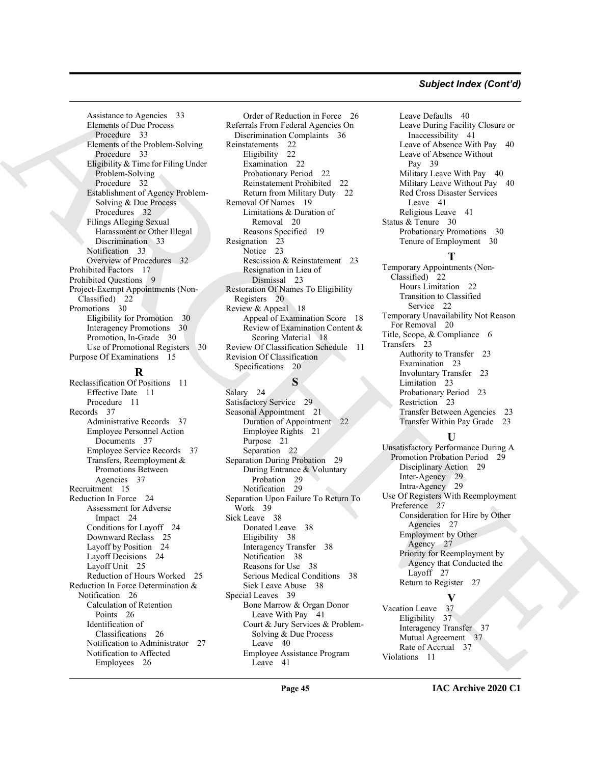Assistance to Agencies 33
Elements of Due Process Procedure 33
Elements of the Problem-Solving Procedure 33
Eligibility & Time for Filing Under Problem-Solving Procedure 32
Establishment of Agency Problem-Solving & Due Process Procedures 32
Filings Alleging Sexual Harassment or Other Illegal Discrimination 33
Notification 33
Overview of Procedures 32

Prohibited Factors 17
Prohibited Questions 9
Project-Exempt Appointments (Non-Classified) 22
Promotions 30
Eligibility for Promotion 30
Interagency Promotions 30
Promotion, In-Grade 30
Use of Promotional Registers 30
Purpose Of Examinations 15

## R

Reclassification Of Positions 11
Effective Date 11
Procedure 11
Records 37
Administrative Records 37
Employee Personnel Action Documents 37
Employee Service Records 37
Transfers, Reemployment & Promotions Between Agencies 37
Recruitment 15
Reduction In Force 24
Assessment for Adverse Impact 24
Conditions for Layoff 24
Downward Reclass 25
Layoff by Position 24
Layoff Decisions 24
Layoff Unit 25
Reduction of Hours Worked 25
Reduction In Force Determination & Notification 26
Calculation of Retention Points 26
Identification of Classifications 26
Notification to Administrator 27
Notification to Affected Employees 26
Order of Reduction in Force 26
Referrals From Federal Agencies On Discrimination Complaints 36
Reinstatements 22
Eligibility 22
Examination 22
Probationary Period 22
Reinstatement Prohibited 22
Return from Military Duty 22
Removal Of Names 19
Limitations & Duration of Removal 20
Reasons Specified 19
Resignation 23
Notice 23
Rescission & Reinstatement 23
Resignation in Lieu of Dismissal 23
Restoration Of Names To Eligibility Registers 20
Review & Appeal 18
Appeal of Examination Score 18
Review of Examination Content & Scoring Material 18
Review Of Classification Schedule 11
Revision Of Classification Specifications 20

## S

Salary 24
Satisfactory Service 29
Seasonal Appointment 21
Duration of Appointment 22
Employee Rights 21
Purpose 21
Separation 22
Separation During Probation 29
During Entrance & Voluntary Probation 29
Notification 29
Separation Upon Failure To Return To Work 39
Sick Leave 38
Donated Leave 38
Eligibility 38
Interagency Transfer 38
Notification 38
Reasons for Use 38
Serious Medical Conditions 38
Sick Leave Abuse 38
Special Leaves 39
Bone Marrow & Organ Donor Leave With Pay 41
Court & Jury Services & Problem-Solving & Due Process Leave 40
Employee Assistance Program Leave 41
Leave Defaults 40
Leave During Facility Closure or Inaccessibility 41
Leave of Absence With Pay 40
Leave of Absence Without Pay 39
Military Leave With Pay 40
Military Leave Without Pay 40
Red Cross Disaster Services Leave 41
Religious Leave 41
Status & Tenure 30
Probationary Promotions 30
Tenure of Employment 30

## T

Temporary Appointments (Non-Classified) 22
Hours Limitation 22
Transition to Classified Service 22
Temporary Unavailability Not Reason For Removal 20
Title, Scope, & Compliance 6
Transfers 23
Authority to Transfer 23
Examination 23
Involuntary Transfer 23
Limitation 23
Probationary Period 23
Restriction 23
Transfer Between Agencies 23
Transfer Within Pay Grade 23

## U

Unsatisfactory Performance During A Promotion Probation Period 29
Disciplinary Action 29
Inter-Agency 29
Intra-Agency 29
Use Of Registers With Reemployment Preference 27
Consideration for Hire by Other Agencies 27
Employment by Other Agency 27
Priority for Reemployment by Agency that Conducted the Layoff 27
Return to Register 27

## V

Vacation Leave 37
Eligibility 37
Interagency Transfer 37
Mutual Agreement 37
Rate of Accrual 37
Violations 11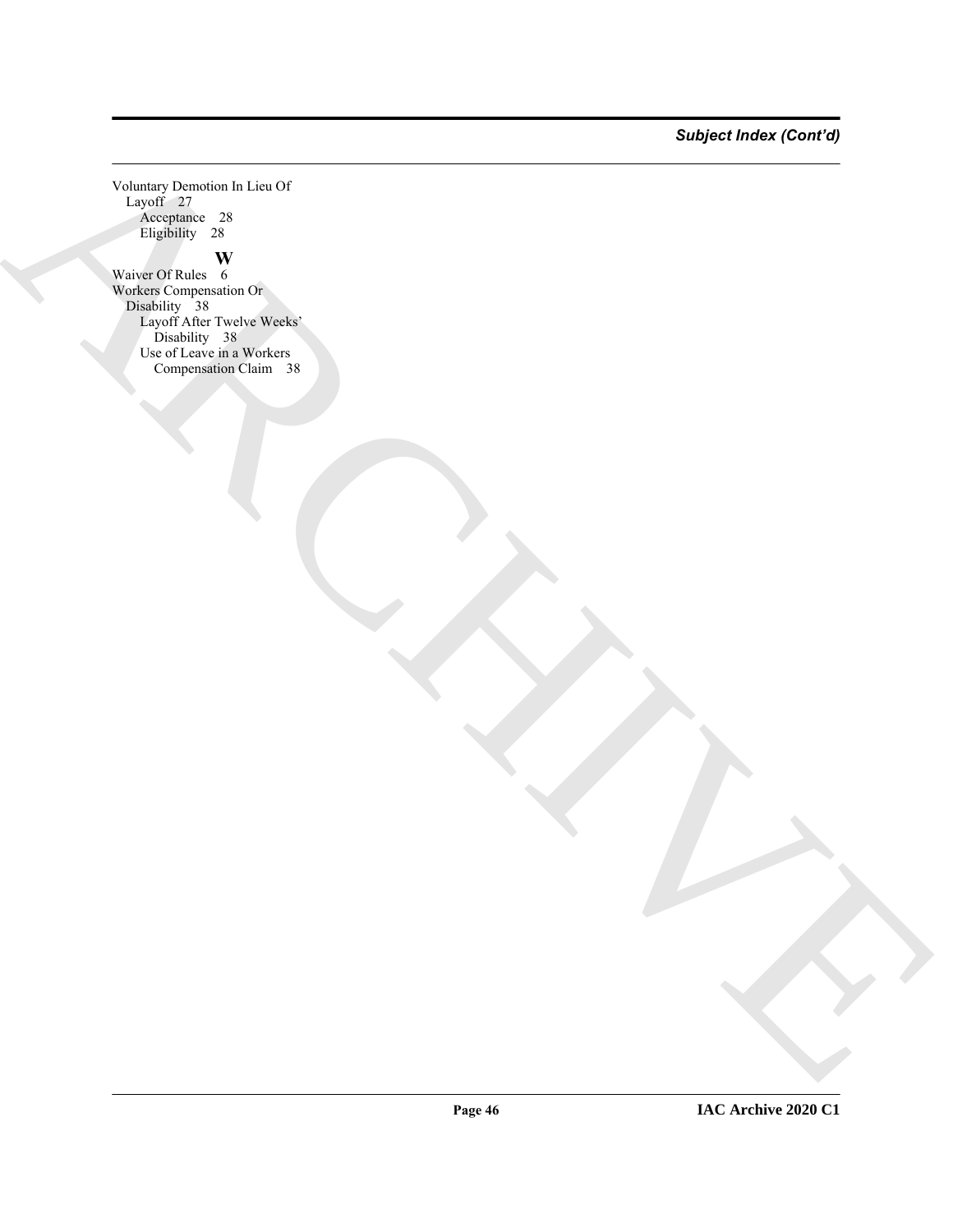Voluntary Demotion In Lieu Of
  Layoff 27
    Acceptance 28
    Eligibility 28

**W**

Waiver Of Rules 6
Workers Compensation Or
  Disability 38
    Layoff After Twelve Weeks'
      Disability 38
    Use of Leave in a Workers
      Compensation Claim 38